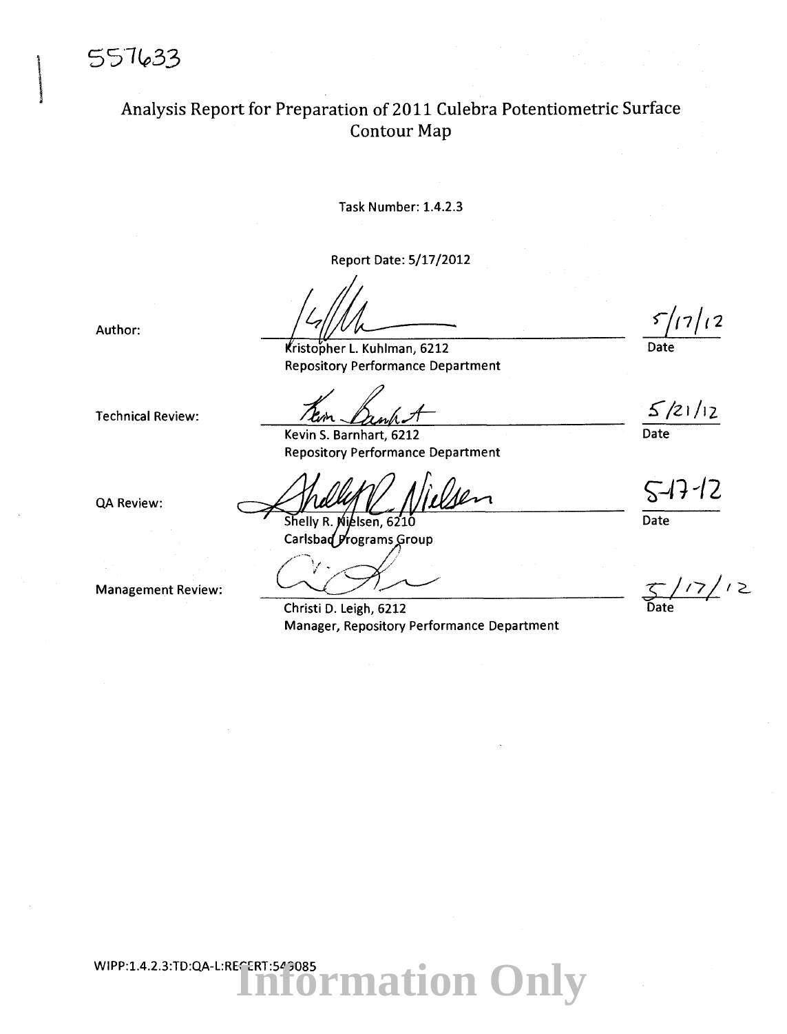557633

# Analysis Report for Preparation of 2011 Culebra Potentiometric Surface Contour Map

Task Number: 1.4.2.3

Report Date: 5/17/2012

| | | |
|---|---|---|
| Author: | Kristopher L. Kuhlman, 6212<br>Repository Performance Department | 5/17/12<br>Date |
| Technical Review: | Kevin S. Barnhart, 6212<br>Repository Performance Department | 5/21/12<br>Date |
| QA Review: | Shelly R. Nielsen, 6210<br>Carlsbad Programs Group | 5-17-12<br>Date |
| Management Review: | Christi D. Leigh, 6212<br>Manager, Repository Performance Department | 5/17/12<br>Date |

WIPP:1.4.2.3:TD:QA-L:RECERT:543085

Information Only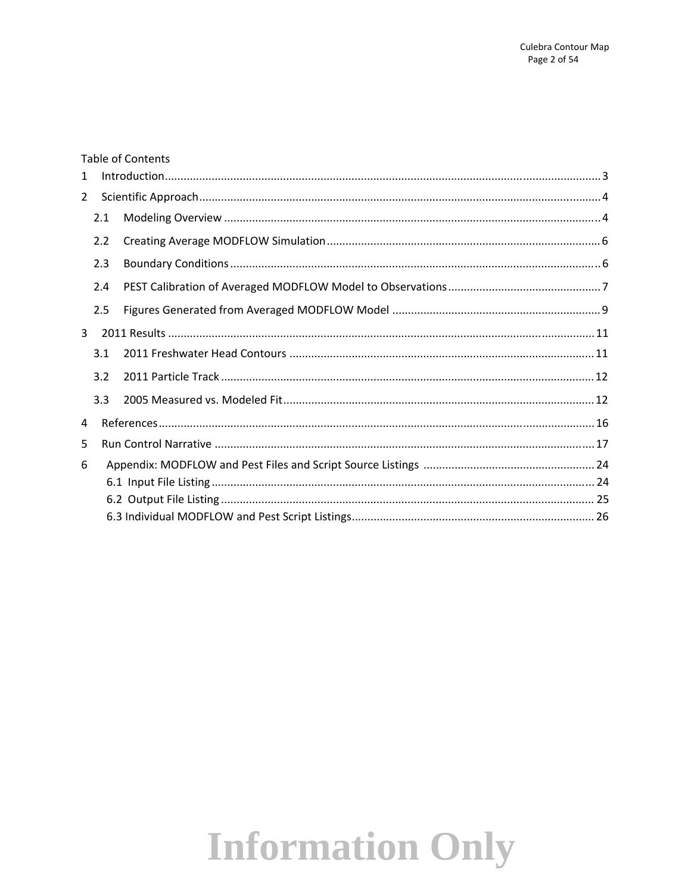Table of Contents

1 Introduction ........................................................................................................................................ 3

2 Scientific Approach .............................................................................................................................. 4

2.1 Modeling Overview ........................................................................................................................ 4

2.2 Creating Average MODFLOW Simulation ....................................................................................... 6

2.3 Boundary Conditions ...................................................................................................................... 6

2.4 PEST Calibration of Averaged MODFLOW Model to Observations ................................................. 7

2.5 Figures Generated from Averaged MODFLOW Model .................................................................. 9

3 2011 Results ....................................................................................................................................... 11

3.1 2011 Freshwater Head Contours ................................................................................................. 11

3.2 2011 Particle Track ....................................................................................................................... 12

3.3 2005 Measured vs. Modeled Fit ................................................................................................... 12

4 References .......................................................................................................................................... 16

5 Run Control Narrative ........................................................................................................................ 17

6 Appendix: MODFLOW and Pest Files and Script Source Listings ....................................................... 24

6.1 Input File Listing ........................................................................................................................... 24

6.2 Output File Listing ........................................................................................................................ 25

6.3 Individual MODFLOW and Pest Script Listings ............................................................................. 26

Information Only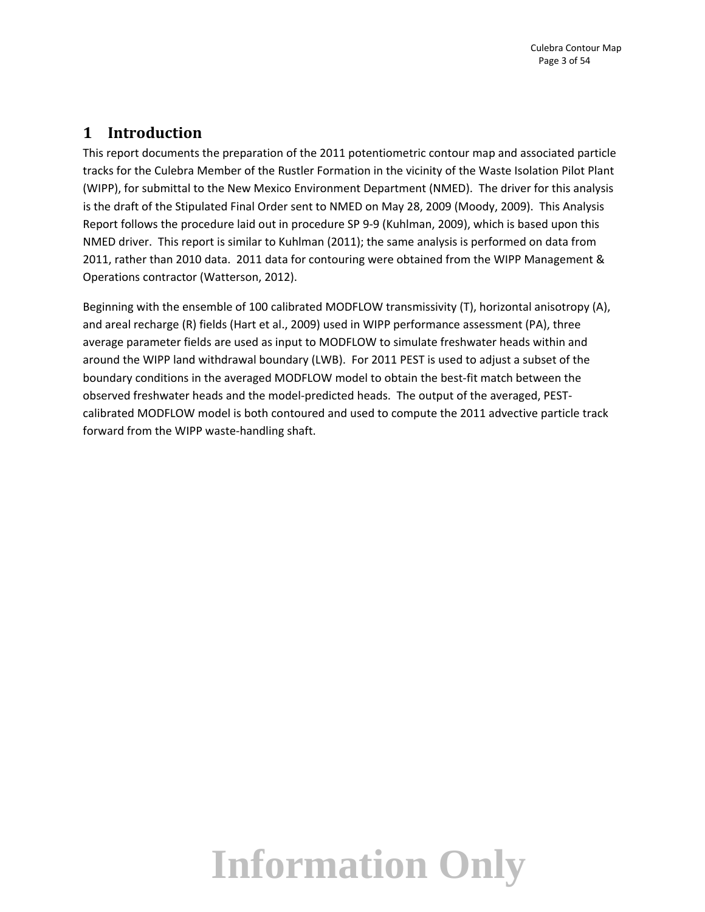# 1 Introduction

This report documents the preparation of the 2011 potentiometric contour map and associated particle tracks for the Culebra Member of the Rustler Formation in the vicinity of the Waste Isolation Pilot Plant (WIPP), for submittal to the New Mexico Environment Department (NMED). The driver for this analysis is the draft of the Stipulated Final Order sent to NMED on May 28, 2009 (Moody, 2009). This Analysis Report follows the procedure laid out in procedure SP 9-9 (Kuhlman, 2009), which is based upon this NMED driver. This report is similar to Kuhlman (2011); the same analysis is performed on data from 2011, rather than 2010 data. 2011 data for contouring were obtained from the WIPP Management & Operations contractor (Watterson, 2012).

Beginning with the ensemble of 100 calibrated MODFLOW transmissivity (T), horizontal anisotropy (A), and areal recharge (R) fields (Hart et al., 2009) used in WIPP performance assessment (PA), three average parameter fields are used as input to MODFLOW to simulate freshwater heads within and around the WIPP land withdrawal boundary (LWB). For 2011 PEST is used to adjust a subset of the boundary conditions in the averaged MODFLOW model to obtain the best-fit match between the observed freshwater heads and the model-predicted heads. The output of the averaged, PEST-calibrated MODFLOW model is both contoured and used to compute the 2011 advective particle track forward from the WIPP waste-handling shaft.

Information Only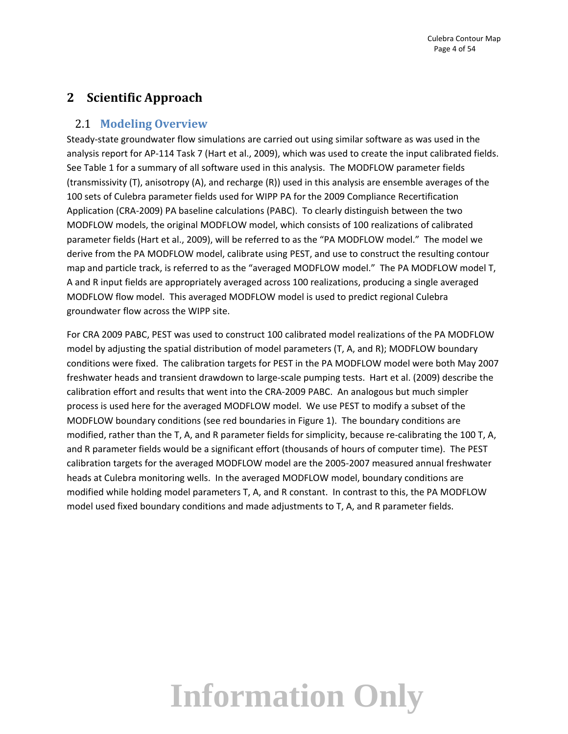# 2 Scientific Approach

## 2.1 Modeling Overview

Steady-state groundwater flow simulations are carried out using similar software as was used in the analysis report for AP-114 Task 7 (Hart et al., 2009), which was used to create the input calibrated fields. See Table 1 for a summary of all software used in this analysis. The MODFLOW parameter fields (transmissivity (T), anisotropy (A), and recharge (R)) used in this analysis are ensemble averages of the 100 sets of Culebra parameter fields used for WIPP PA for the 2009 Compliance Recertification Application (CRA-2009) PA baseline calculations (PABC). To clearly distinguish between the two MODFLOW models, the original MODFLOW model, which consists of 100 realizations of calibrated parameter fields (Hart et al., 2009), will be referred to as the "PA MODFLOW model." The model we derive from the PA MODFLOW model, calibrate using PEST, and use to construct the resulting contour map and particle track, is referred to as the "averaged MODFLOW model." The PA MODFLOW model T, A and R input fields are appropriately averaged across 100 realizations, producing a single averaged MODFLOW flow model. This averaged MODFLOW model is used to predict regional Culebra groundwater flow across the WIPP site.

For CRA 2009 PABC, PEST was used to construct 100 calibrated model realizations of the PA MODFLOW model by adjusting the spatial distribution of model parameters (T, A, and R); MODFLOW boundary conditions were fixed. The calibration targets for PEST in the PA MODFLOW model were both May 2007 freshwater heads and transient drawdown to large-scale pumping tests. Hart et al. (2009) describe the calibration effort and results that went into the CRA-2009 PABC. An analogous but much simpler process is used here for the averaged MODFLOW model. We use PEST to modify a subset of the MODFLOW boundary conditions (see red boundaries in Figure 1). The boundary conditions are modified, rather than the T, A, and R parameter fields for simplicity, because re-calibrating the 100 T, A, and R parameter fields would be a significant effort (thousands of hours of computer time). The PEST calibration targets for the averaged MODFLOW model are the 2005-2007 measured annual freshwater heads at Culebra monitoring wells. In the averaged MODFLOW model, boundary conditions are modified while holding model parameters T, A, and R constant. In contrast to this, the PA MODFLOW model used fixed boundary conditions and made adjustments to T, A, and R parameter fields.

Information Only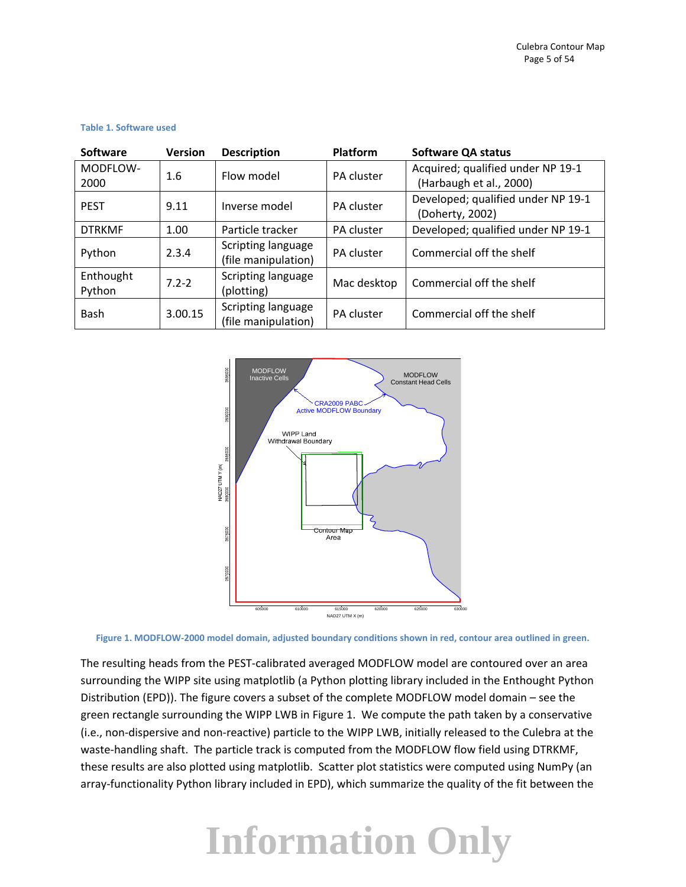**Table 1. Software used**

| Software | Version | Description | Platform | Software QA status |
|---|---|---|---|---|
| MODFLOW-2000 | 1.6 | Flow model | PA cluster | Acquired; qualified under NP 19-1 (Harbaugh et al., 2000) |
| PEST | 9.11 | Inverse model | PA cluster | Developed; qualified under NP 19-1 (Doherty, 2002) |
| DTRKMF | 1.00 | Particle tracker | PA cluster | Developed; qualified under NP 19-1 |
| Python | 2.3.4 | Scripting language (file manipulation) | PA cluster | Commercial off the shelf |
| Enthought Python | 7.2-2 | Scripting language (plotting) | Mac desktop | Commercial off the shelf |
| Bash | 3.00.15 | Scripting language (file manipulation) | PA cluster | Commercial off the shelf |

Figure 1. MODFLOW-2000 model domain, adjusted boundary conditions shown in red, contour area outlined in green.

The resulting heads from the PEST-calibrated averaged MODFLOW model are contoured over an area surrounding the WIPP site using matplotlib (a Python plotting library included in the Enthought Python Distribution (EPD)). The figure covers a subset of the complete MODFLOW model domain – see the green rectangle surrounding the WIPP LWB in Figure 1. We compute the path taken by a conservative (i.e., non-dispersive and non-reactive) particle to the WIPP LWB, initially released to the Culebra at the waste-handling shaft. The particle track is computed from the MODFLOW flow field using DTRKMF, these results are also plotted using matplotlib. Scatter plot statistics were computed using NumPy (an array-functionality Python library included in EPD), which summarize the quality of the fit between the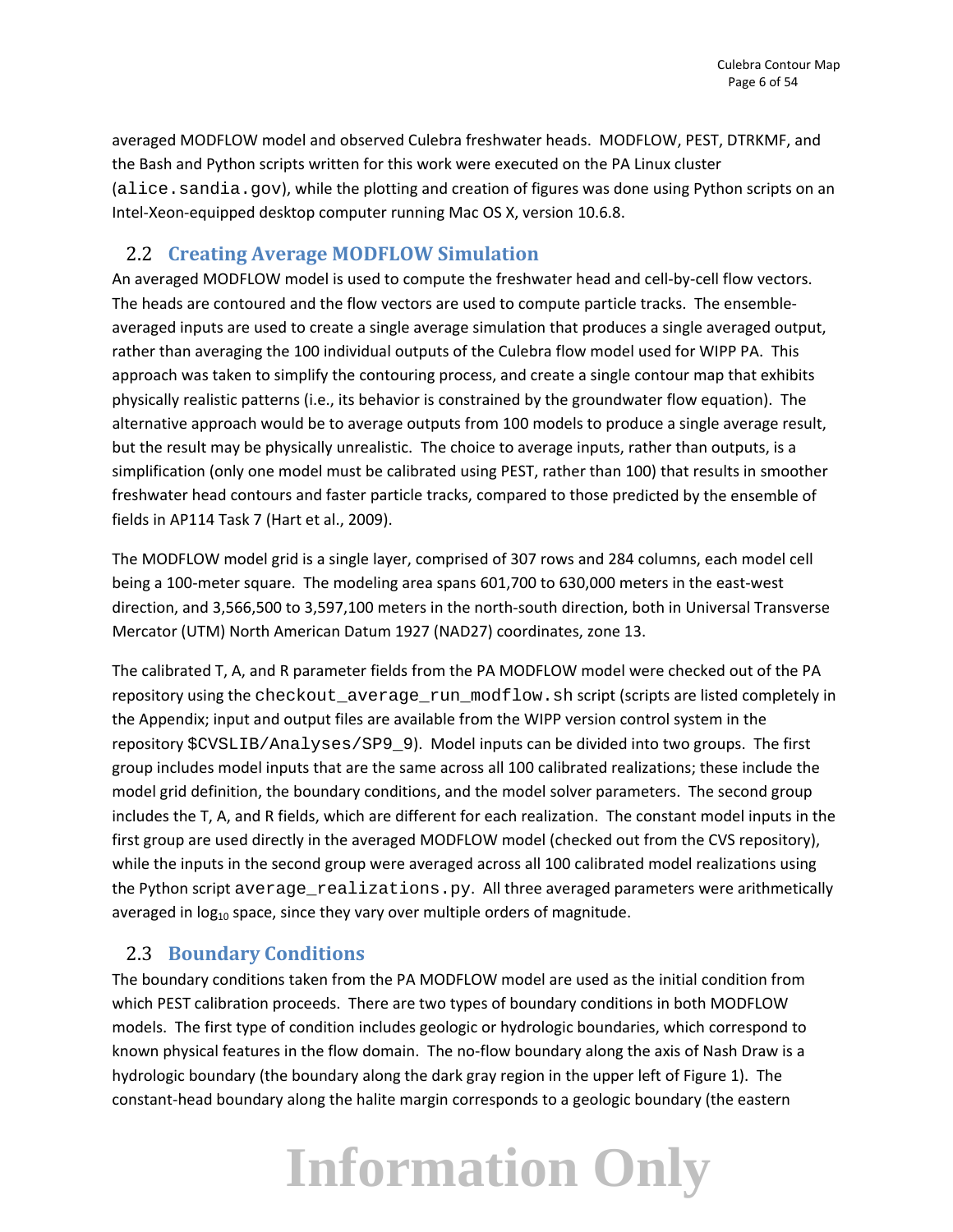averaged MODFLOW model and observed Culebra freshwater heads. MODFLOW, PEST, DTRKMF, and the Bash and Python scripts written for this work were executed on the PA Linux cluster (`alice.sandia.gov`), while the plotting and creation of figures was done using Python scripts on an Intel-Xeon-equipped desktop computer running Mac OS X, version 10.6.8.

## 2.2 Creating Average MODFLOW Simulation

An averaged MODFLOW model is used to compute the freshwater head and cell-by-cell flow vectors. The heads are contoured and the flow vectors are used to compute particle tracks. The ensemble-averaged inputs are used to create a single average simulation that produces a single averaged output, rather than averaging the 100 individual outputs of the Culebra flow model used for WIPP PA. This approach was taken to simplify the contouring process, and create a single contour map that exhibits physically realistic patterns (i.e., its behavior is constrained by the groundwater flow equation). The alternative approach would be to average outputs from 100 models to produce a single average result, but the result may be physically unrealistic. The choice to average inputs, rather than outputs, is a simplification (only one model must be calibrated using PEST, rather than 100) that results in smoother freshwater head contours and faster particle tracks, compared to those predicted by the ensemble of fields in AP114 Task 7 (Hart et al., 2009).

The MODFLOW model grid is a single layer, comprised of 307 rows and 284 columns, each model cell being a 100-meter square. The modeling area spans 601,700 to 630,000 meters in the east-west direction, and 3,566,500 to 3,597,100 meters in the north-south direction, both in Universal Transverse Mercator (UTM) North American Datum 1927 (NAD27) coordinates, zone 13.

The calibrated T, A, and R parameter fields from the PA MODFLOW model were checked out of the PA repository using the `checkout_average_run_modflow.sh` script (scripts are listed completely in the Appendix; input and output files are available from the WIPP version control system in the repository `$CVSLIB/Analyses/SP9_9`). Model inputs can be divided into two groups. The first group includes model inputs that are the same across all 100 calibrated realizations; these include the model grid definition, the boundary conditions, and the model solver parameters. The second group includes the T, A, and R fields, which are different for each realization. The constant model inputs in the first group are used directly in the averaged MODFLOW model (checked out from the CVS repository), while the inputs in the second group were averaged across all 100 calibrated model realizations using the Python script `average_realizations.py`. All three averaged parameters were arithmetically averaged in $\log_{10}$ space, since they vary over multiple orders of magnitude.

## 2.3 Boundary Conditions

The boundary conditions taken from the PA MODFLOW model are used as the initial condition from which PEST calibration proceeds. There are two types of boundary conditions in both MODFLOW models. The first type of condition includes geologic or hydrologic boundaries, which correspond to known physical features in the flow domain. The no-flow boundary along the axis of Nash Draw is a hydrologic boundary (the boundary along the dark gray region in the upper left of Figure 1). The constant-head boundary along the halite margin corresponds to a geologic boundary (the eastern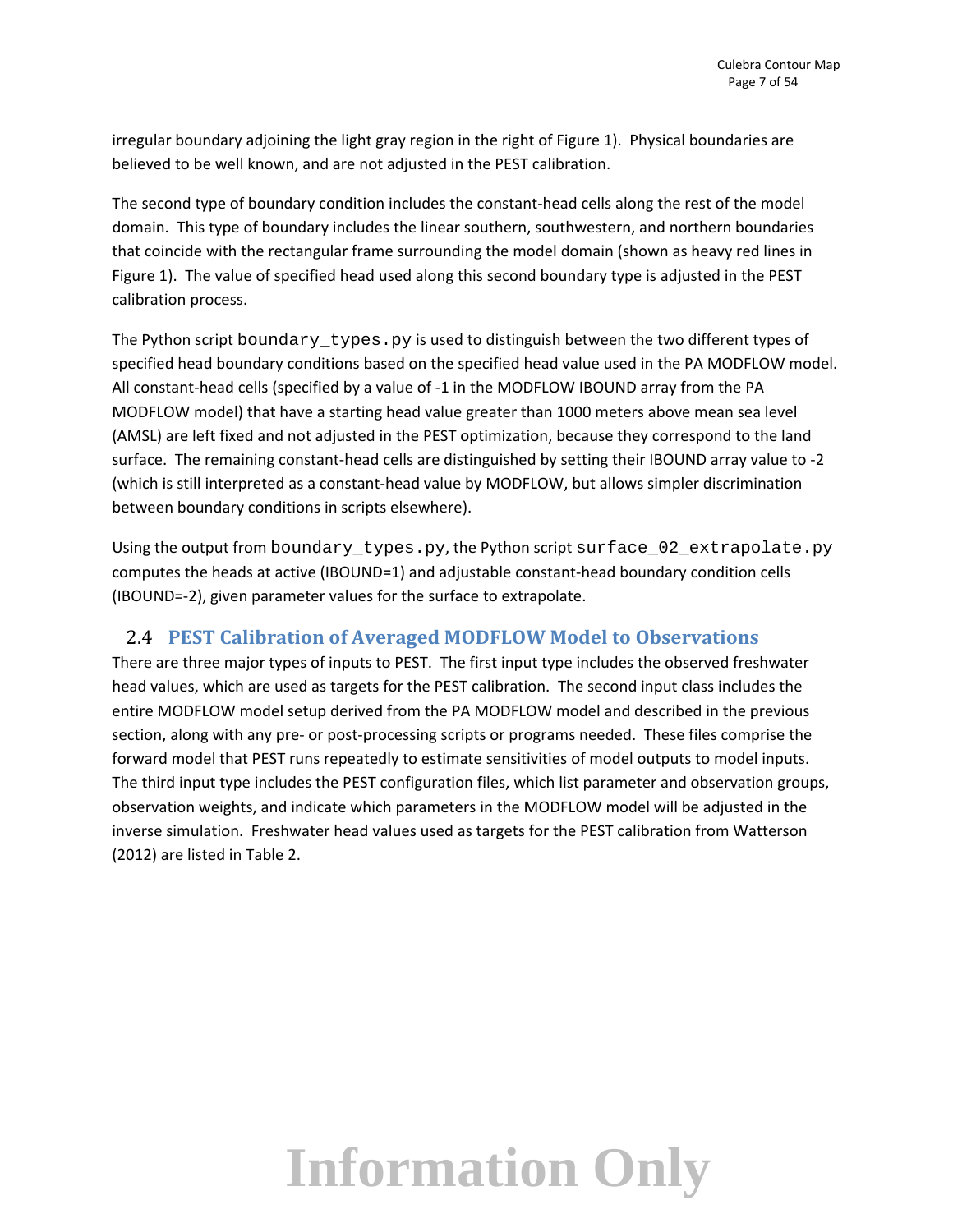irregular boundary adjoining the light gray region in the right of Figure 1). Physical boundaries are believed to be well known, and are not adjusted in the PEST calibration.

The second type of boundary condition includes the constant-head cells along the rest of the model domain. This type of boundary includes the linear southern, southwestern, and northern boundaries that coincide with the rectangular frame surrounding the model domain (shown as heavy red lines in Figure 1). The value of specified head used along this second boundary type is adjusted in the PEST calibration process.

The Python script `boundary_types.py` is used to distinguish between the two different types of specified head boundary conditions based on the specified head value used in the PA MODFLOW model. All constant-head cells (specified by a value of -1 in the MODFLOW IBOUND array from the PA MODFLOW model) that have a starting head value greater than 1000 meters above mean sea level (AMSL) are left fixed and not adjusted in the PEST optimization, because they correspond to the land surface. The remaining constant-head cells are distinguished by setting their IBOUND array value to -2 (which is still interpreted as a constant-head value by MODFLOW, but allows simpler discrimination between boundary conditions in scripts elsewhere).

Using the output from `boundary_types.py`, the Python script `surface_02_extrapolate.py` computes the heads at active (IBOUND=1) and adjustable constant-head boundary condition cells (IBOUND=-2), given parameter values for the surface to extrapolate.

## 2.4 PEST Calibration of Averaged MODFLOW Model to Observations

There are three major types of inputs to PEST. The first input type includes the observed freshwater head values, which are used as targets for the PEST calibration. The second input class includes the entire MODFLOW model setup derived from the PA MODFLOW model and described in the previous section, along with any pre- or post-processing scripts or programs needed. These files comprise the forward model that PEST runs repeatedly to estimate sensitivities of model outputs to model inputs. The third input type includes the PEST configuration files, which list parameter and observation groups, observation weights, and indicate which parameters in the MODFLOW model will be adjusted in the inverse simulation. Freshwater head values used as targets for the PEST calibration from Watterson (2012) are listed in Table 2.

Information Only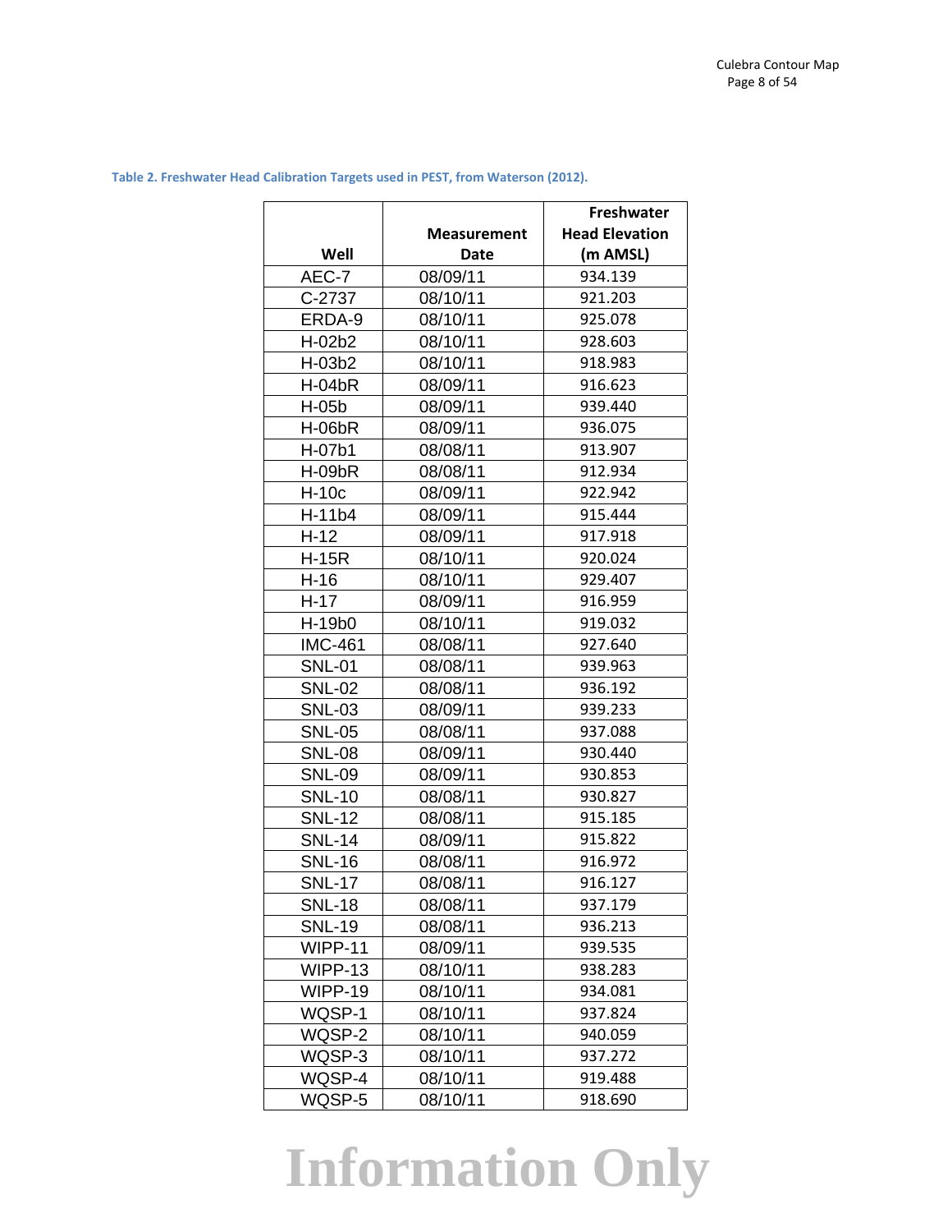**Table 2. Freshwater Head Calibration Targets used in PEST, from Waterson (2012).**

| Well | Measurement Date | Freshwater Head Elevation (m AMSL) |
|---|---|---|
| AEC-7 | 08/09/11 | 934.139 |
| C-2737 | 08/10/11 | 921.203 |
| ERDA-9 | 08/10/11 | 925.078 |
| H-02b2 | 08/10/11 | 928.603 |
| H-03b2 | 08/10/11 | 918.983 |
| H-04bR | 08/09/11 | 916.623 |
| H-05b | 08/09/11 | 939.440 |
| H-06bR | 08/09/11 | 936.075 |
| H-07b1 | 08/08/11 | 913.907 |
| H-09bR | 08/08/11 | 912.934 |
| H-10c | 08/09/11 | 922.942 |
| H-11b4 | 08/09/11 | 915.444 |
| H-12 | 08/09/11 | 917.918 |
| H-15R | 08/10/11 | 920.024 |
| H-16 | 08/10/11 | 929.407 |
| H-17 | 08/09/11 | 916.959 |
| H-19b0 | 08/10/11 | 919.032 |
| IMC-461 | 08/08/11 | 927.640 |
| SNL-01 | 08/08/11 | 939.963 |
| SNL-02 | 08/08/11 | 936.192 |
| SNL-03 | 08/09/11 | 939.233 |
| SNL-05 | 08/08/11 | 937.088 |
| SNL-08 | 08/09/11 | 930.440 |
| SNL-09 | 08/09/11 | 930.853 |
| SNL-10 | 08/08/11 | 930.827 |
| SNL-12 | 08/08/11 | 915.185 |
| SNL-14 | 08/09/11 | 915.822 |
| SNL-16 | 08/08/11 | 916.972 |
| SNL-17 | 08/08/11 | 916.127 |
| SNL-18 | 08/08/11 | 937.179 |
| SNL-19 | 08/08/11 | 936.213 |
| WIPP-11 | 08/09/11 | 939.535 |
| WIPP-13 | 08/10/11 | 938.283 |
| WIPP-19 | 08/10/11 | 934.081 |
| WQSP-1 | 08/10/11 | 937.824 |
| WQSP-2 | 08/10/11 | 940.059 |
| WQSP-3 | 08/10/11 | 937.272 |
| WQSP-4 | 08/10/11 | 919.488 |
| WQSP-5 | 08/10/11 | 918.690 |

Information Only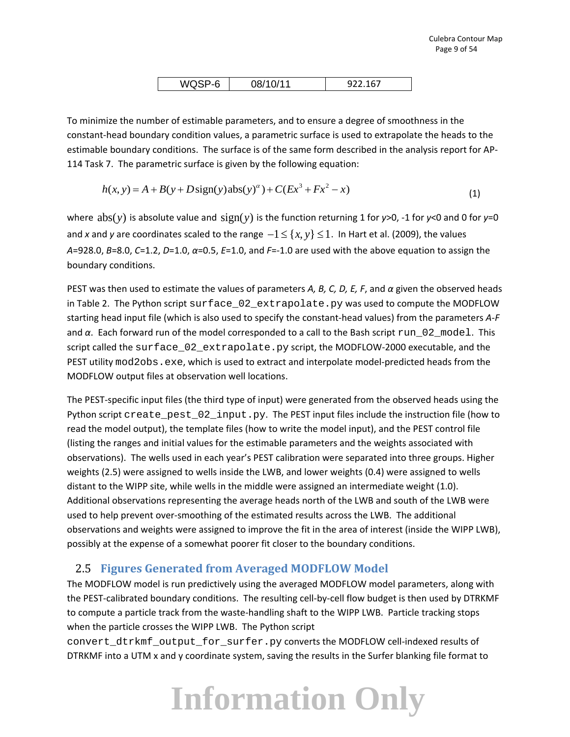| WQSP-6 | 08/10/11 | 922.167 |
|---|---|---|

To minimize the number of estimable parameters, and to ensure a degree of smoothness in the constant-head boundary condition values, a parametric surface is used to extrapolate the heads to the estimable boundary conditions. The surface is of the same form described in the analysis report for AP-114 Task 7. The parametric surface is given by the following equation:

$$h(x, y) = A + B(y + D\,\text{sign}(y)\,\text{abs}(y)^{\alpha}) + C(Ex^3 + Fx^2 - x) \tag{1}$$

where $\text{abs}(y)$ is absolute value and $\text{sign}(y)$ is the function returning 1 for $y$>0, -1 for $y$<0 and 0 for $y$=0 and $x$ and $y$ are coordinates scaled to the range $-1 \le \{x, y\} \le 1$. In Hart et al. (2009), the values $A$=928.0, $B$=8.0, $C$=1.2, $D$=1.0, $\alpha$=0.5, $E$=1.0, and $F$=-1.0 are used with the above equation to assign the boundary conditions.

PEST was then used to estimate the values of parameters *A, B, C, D, E, F*, and $\alpha$ given the observed heads in Table 2. The Python script `surface_02_extrapolate.py` was used to compute the MODFLOW starting head input file (which is also used to specify the constant-head values) from the parameters *A-F* and $\alpha$. Each forward run of the model corresponded to a call to the Bash script `run_02_model`. This script called the `surface_02_extrapolate.py` script, the MODFLOW-2000 executable, and the PEST utility `mod2obs.exe`, which is used to extract and interpolate model-predicted heads from the MODFLOW output files at observation well locations.

The PEST-specific input files (the third type of input) were generated from the observed heads using the Python script `create_pest_02_input.py`. The PEST input files include the instruction file (how to read the model output), the template files (how to write the model input), and the PEST control file (listing the ranges and initial values for the estimable parameters and the weights associated with observations). The wells used in each year's PEST calibration were separated into three groups. Higher weights (2.5) were assigned to wells inside the LWB, and lower weights (0.4) were assigned to wells distant to the WIPP site, while wells in the middle were assigned an intermediate weight (1.0). Additional observations representing the average heads north of the LWB and south of the LWB were used to help prevent over-smoothing of the estimated results across the LWB. The additional observations and weights were assigned to improve the fit in the area of interest (inside the WIPP LWB), possibly at the expense of a somewhat poorer fit closer to the boundary conditions.

## 2.5 Figures Generated from Averaged MODFLOW Model

The MODFLOW model is run predictively using the averaged MODFLOW model parameters, along with the PEST-calibrated boundary conditions. The resulting cell-by-cell flow budget is then used by DTRKMF to compute a particle track from the waste-handling shaft to the WIPP LWB. Particle tracking stops when the particle crosses the WIPP LWB. The Python script `convert_dtrkmf_output_for_surfer.py` converts the MODFLOW cell-indexed results of DTRKMF into a UTM x and y coordinate system, saving the results in the Surfer blanking file format to

Information Only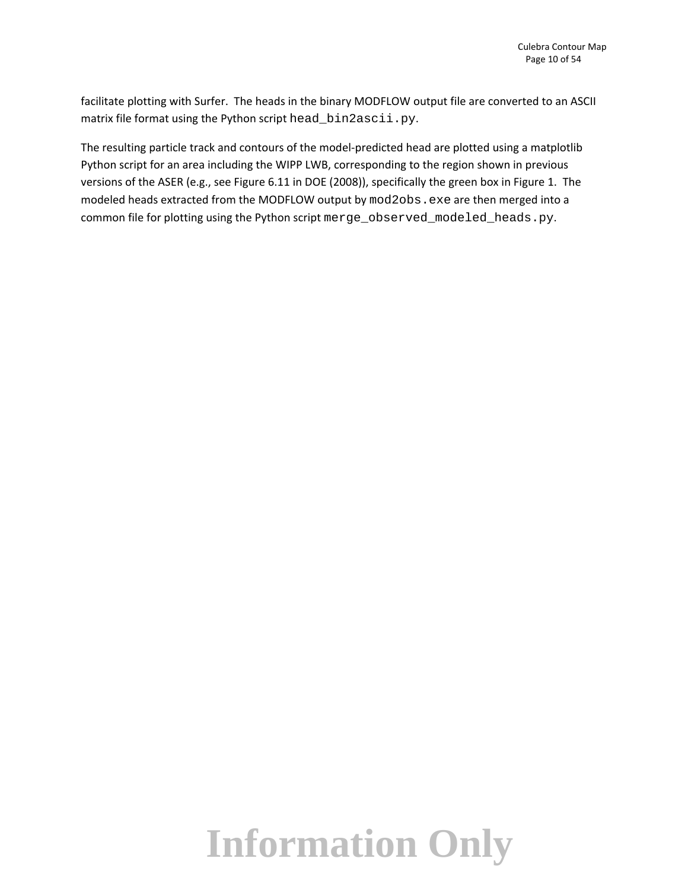facilitate plotting with Surfer. The heads in the binary MODFLOW output file are converted to an ASCII matrix file format using the Python script `head_bin2ascii.py`.

The resulting particle track and contours of the model-predicted head are plotted using a matplotlib Python script for an area including the WIPP LWB, corresponding to the region shown in previous versions of the ASER (e.g., see Figure 6.11 in DOE (2008)), specifically the green box in Figure 1. The modeled heads extracted from the MODFLOW output by `mod2obs.exe` are then merged into a common file for plotting using the Python script `merge_observed_modeled_heads.py`.

Information Only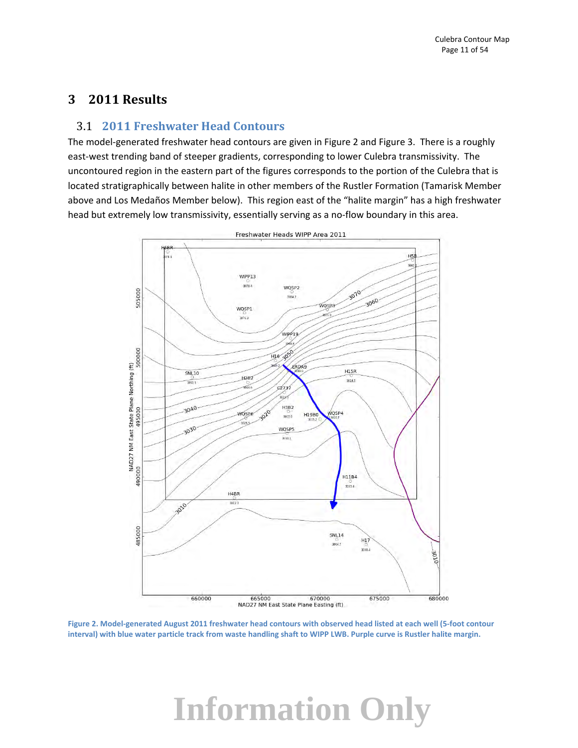# 3 2011 Results

## 3.1 2011 Freshwater Head Contours

The model-generated freshwater head contours are given in Figure 2 and Figure 3. There is a roughly east-west trending band of steeper gradients, corresponding to lower Culebra transmissivity. The uncontoured region in the eastern part of the figures corresponds to the portion of the Culebra that is located stratigraphically between halite in other members of the Rustler Formation (Tamarisk Member above and Los Medaños Member below). This region east of the "halite margin" has a high freshwater head but extremely low transmissivity, essentially serving as a no-flow boundary in this area.

Figure 2. Model-generated August 2011 freshwater head contours with observed head listed at each well (5-foot contour interval) with blue water particle track from waste handling shaft to WIPP LWB. Purple curve is Rustler halite margin.

Information Only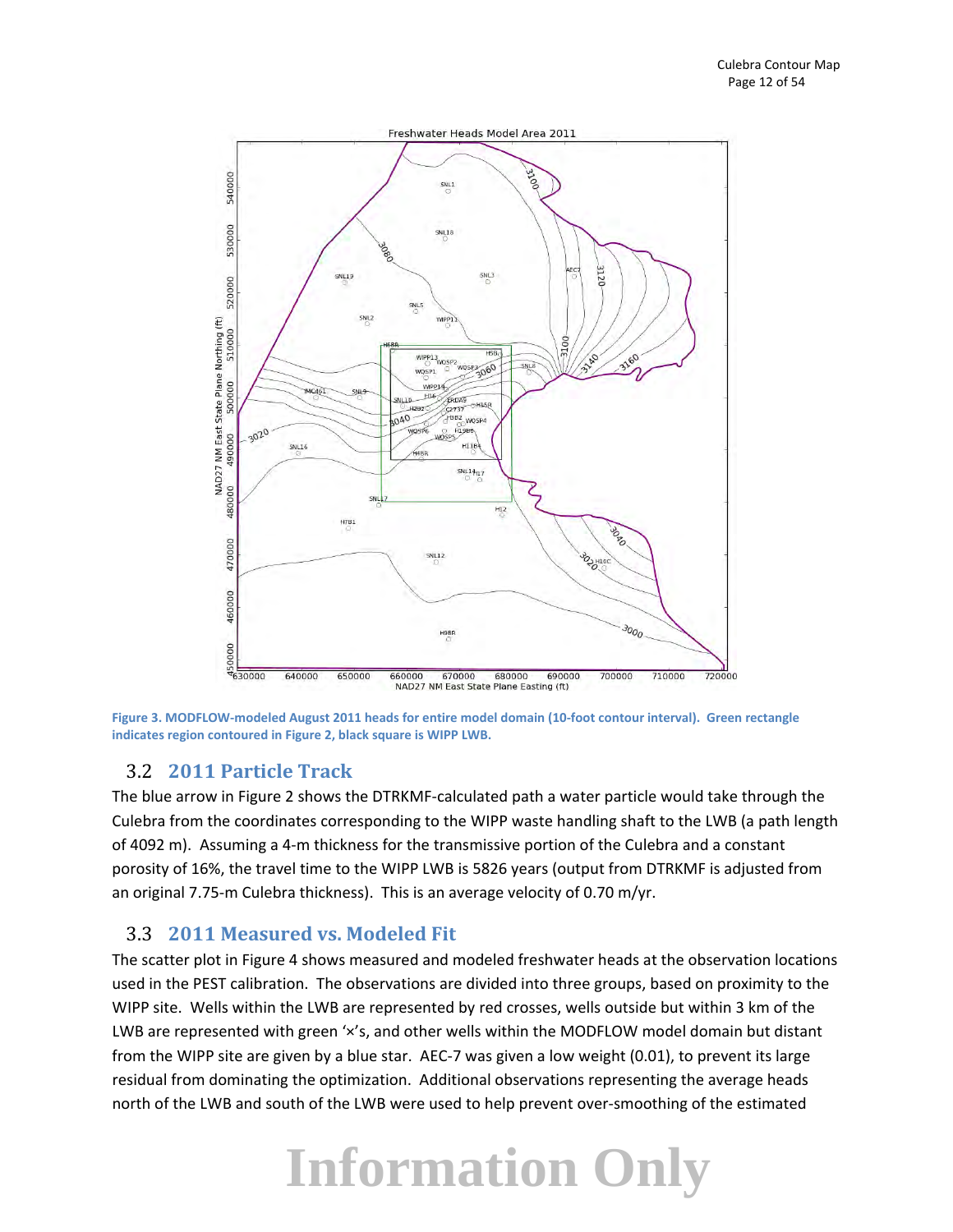Figure 3. MODFLOW-modeled August 2011 heads for entire model domain (10-foot contour interval). Green rectangle indicates region contoured in Figure 2, black square is WIPP LWB.

## 3.2 2011 Particle Track

The blue arrow in Figure 2 shows the DTRKMF-calculated path a water particle would take through the Culebra from the coordinates corresponding to the WIPP waste handling shaft to the LWB (a path length of 4092 m). Assuming a 4-m thickness for the transmissive portion of the Culebra and a constant porosity of 16%, the travel time to the WIPP LWB is 5826 years (output from DTRKMF is adjusted from an original 7.75-m Culebra thickness). This is an average velocity of 0.70 m/yr.

## 3.3 2011 Measured vs. Modeled Fit

The scatter plot in Figure 4 shows measured and modeled freshwater heads at the observation locations used in the PEST calibration. The observations are divided into three groups, based on proximity to the WIPP site. Wells within the LWB are represented by red crosses, wells outside but within 3 km of the LWB are represented with green '×'s, and other wells within the MODFLOW model domain but distant from the WIPP site are given by a blue star. AEC-7 was given a low weight (0.01), to prevent its large residual from dominating the optimization. Additional observations representing the average heads north of the LWB and south of the LWB were used to help prevent over-smoothing of the estimated

Information Only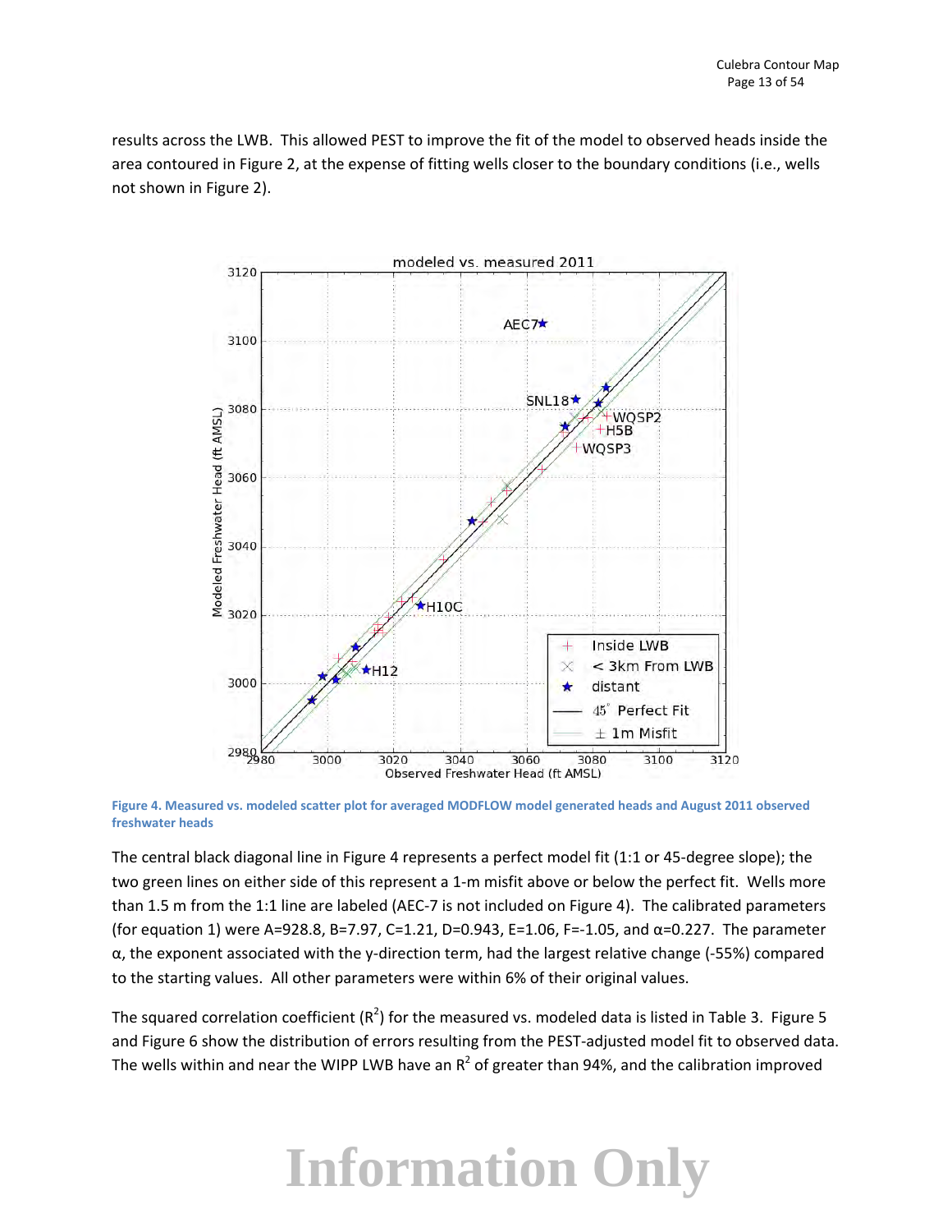results across the LWB. This allowed PEST to improve the fit of the model to observed heads inside the area contoured in Figure 2, at the expense of fitting wells closer to the boundary conditions (i.e., wells not shown in Figure 2).

**Figure 4. Measured vs. modeled scatter plot for averaged MODFLOW model generated heads and August 2011 observed freshwater heads**

The central black diagonal line in Figure 4 represents a perfect model fit (1:1 or 45-degree slope); the two green lines on either side of this represent a 1-m misfit above or below the perfect fit. Wells more than 1.5 m from the 1:1 line are labeled (AEC-7 is not included on Figure 4). The calibrated parameters (for equation 1) were A=928.8, B=7.97, C=1.21, D=0.943, E=1.06, F=-1.05, and α=0.227. The parameter α, the exponent associated with the y-direction term, had the largest relative change (-55%) compared to the starting values. All other parameters were within 6% of their original values.

The squared correlation coefficient ($R^2$) for the measured vs. modeled data is listed in Table 3. Figure 5 and Figure 6 show the distribution of errors resulting from the PEST-adjusted model fit to observed data. The wells within and near the WIPP LWB have an $R^2$ of greater than 94%, and the calibration improved

Information Only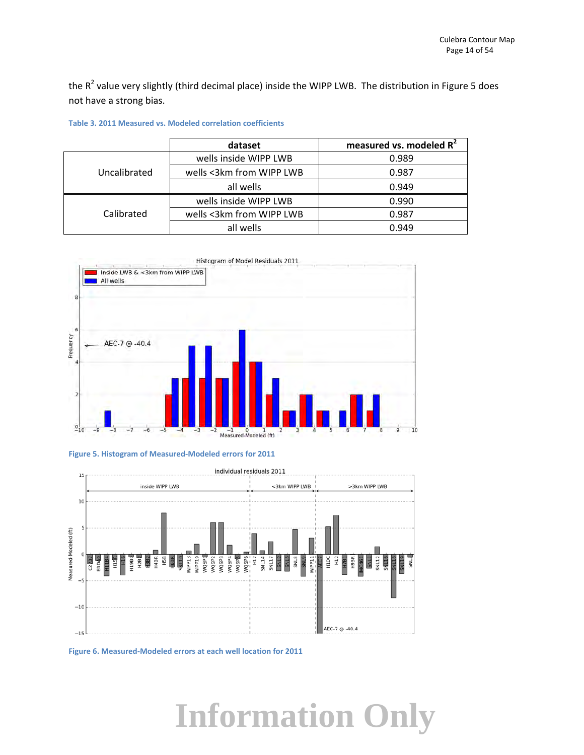the $R^2$ value very slightly (third decimal place) inside the WIPP LWB. The distribution in Figure 5 does not have a strong bias.

**Table 3. 2011 Measured vs. Modeled correlation coefficients**

| | dataset | measured vs. modeled $R^2$ |
|---|---|---|
| Uncalibrated | wells inside WIPP LWB | 0.989 |
| | wells <3km from WIPP LWB | 0.987 |
| | all wells | 0.949 |
| Calibrated | wells inside WIPP LWB | 0.990 |
| | wells <3km from WIPP LWB | 0.987 |
| | all wells | 0.949 |

**Figure 5. Histogram of Measured-Modeled errors for 2011**

**Figure 6. Measured-Modeled errors at each well location for 2011**

Information Only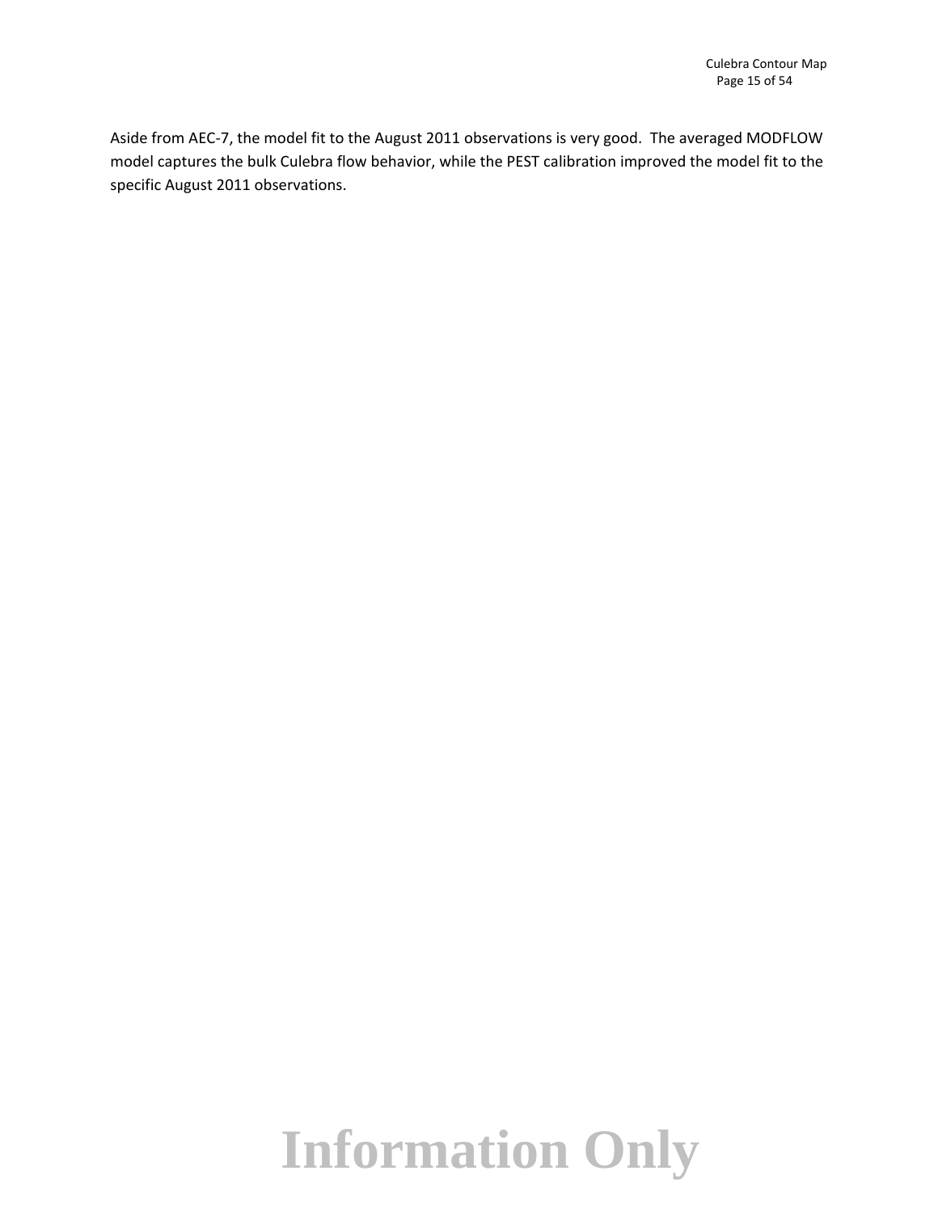Aside from AEC-7, the model fit to the August 2011 observations is very good. The averaged MODFLOW model captures the bulk Culebra flow behavior, while the PEST calibration improved the model fit to the specific August 2011 observations.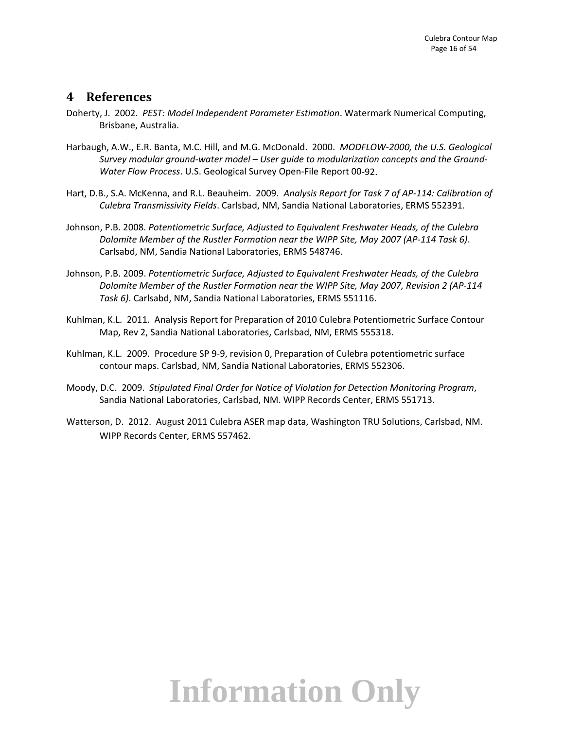# 4 References

Doherty, J. 2002. *PEST: Model Independent Parameter Estimation*. Watermark Numerical Computing, Brisbane, Australia.

Harbaugh, A.W., E.R. Banta, M.C. Hill, and M.G. McDonald. 2000. *MODFLOW-2000, the U.S. Geological Survey modular ground-water model – User guide to modularization concepts and the Ground-Water Flow Process*. U.S. Geological Survey Open-File Report 00-92.

Hart, D.B., S.A. McKenna, and R.L. Beauheim. 2009. *Analysis Report for Task 7 of AP-114: Calibration of Culebra Transmissivity Fields*. Carlsbad, NM, Sandia National Laboratories, ERMS 552391.

Johnson, P.B. 2008. *Potentiometric Surface, Adjusted to Equivalent Freshwater Heads, of the Culebra Dolomite Member of the Rustler Formation near the WIPP Site, May 2007 (AP-114 Task 6)*. Carlsabd, NM, Sandia National Laboratories, ERMS 548746.

Johnson, P.B. 2009. *Potentiometric Surface, Adjusted to Equivalent Freshwater Heads, of the Culebra Dolomite Member of the Rustler Formation near the WIPP Site, May 2007, Revision 2 (AP-114 Task 6)*. Carlsabd, NM, Sandia National Laboratories, ERMS 551116.

Kuhlman, K.L. 2011. Analysis Report for Preparation of 2010 Culebra Potentiometric Surface Contour Map, Rev 2, Sandia National Laboratories, Carlsbad, NM, ERMS 555318.

Kuhlman, K.L. 2009. Procedure SP 9-9, revision 0, Preparation of Culebra potentiometric surface contour maps. Carlsbad, NM, Sandia National Laboratories, ERMS 552306.

Moody, D.C. 2009. *Stipulated Final Order for Notice of Violation for Detection Monitoring Program*, Sandia National Laboratories, Carlsbad, NM. WIPP Records Center, ERMS 551713.

Watterson, D. 2012. August 2011 Culebra ASER map data, Washington TRU Solutions, Carlsbad, NM. WIPP Records Center, ERMS 557462.

Information Only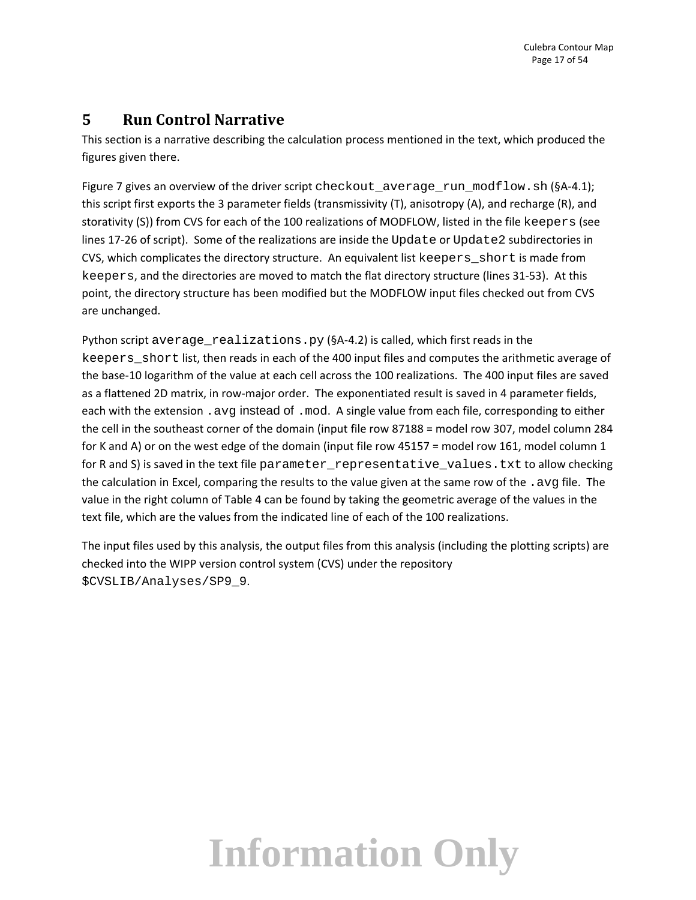# 5 Run Control Narrative

This section is a narrative describing the calculation process mentioned in the text, which produced the figures given there.

Figure 7 gives an overview of the driver script `checkout_average_run_modflow.sh` (§A-4.1); this script first exports the 3 parameter fields (transmissivity (T), anisotropy (A), and recharge (R), and storativity (S)) from CVS for each of the 100 realizations of MODFLOW, listed in the file `keepers` (see lines 17-26 of script). Some of the realizations are inside the `Update` or `Update2` subdirectories in CVS, which complicates the directory structure. An equivalent list `keepers_short` is made from `keepers`, and the directories are moved to match the flat directory structure (lines 31-53). At this point, the directory structure has been modified but the MODFLOW input files checked out from CVS are unchanged.

Python script `average_realizations.py` (§A-4.2) is called, which first reads in the `keepers_short` list, then reads in each of the 400 input files and computes the arithmetic average of the base-10 logarithm of the value at each cell across the 100 realizations. The 400 input files are saved as a flattened 2D matrix, in row-major order. The exponentiated result is saved in 4 parameter fields, each with the extension `.avg` instead of `.mod`. A single value from each file, corresponding to either the cell in the southeast corner of the domain (input file row 87188 = model row 307, model column 284 for K and A) or on the west edge of the domain (input file row 45157 = model row 161, model column 1 for R and S) is saved in the text file `parameter_representative_values.txt` to allow checking the calculation in Excel, comparing the results to the value given at the same row of the `.avg` file. The value in the right column of Table 4 can be found by taking the geometric average of the values in the text file, which are the values from the indicated line of each of the 100 realizations.

The input files used by this analysis, the output files from this analysis (including the plotting scripts) are checked into the WIPP version control system (CVS) under the repository `$CVSLIB/Analyses/SP9_9`.

Information Only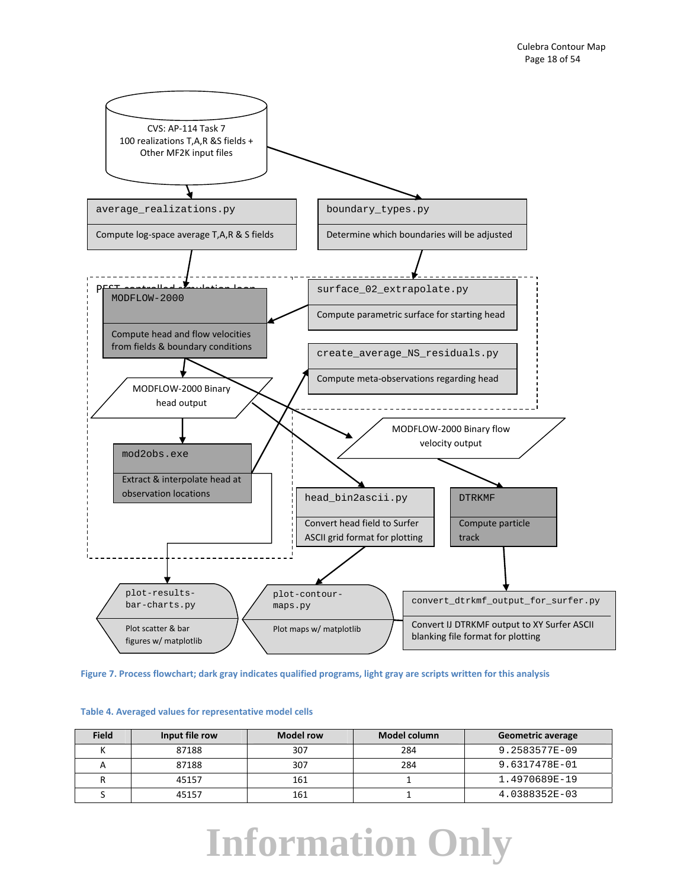CVS: AP-114 Task 7
100 realizations T,A,R &S fields +
Other MF2K input files

`average_realizations.py`
Compute log-space average T,A,R & S fields

`boundary_types.py`
Determine which boundaries will be adjusted

PEST controlled simulation loop

`MODFLOW-2000`
Compute head and flow velocities from fields & boundary conditions

`surface_02_extrapolate.py`
Compute parametric surface for starting head

`create_average_NS_residuals.py`
Compute meta-observations regarding head

MODFLOW-2000 Binary head output

MODFLOW-2000 Binary flow velocity output

`mod2obs.exe`
Extract & interpolate head at observation locations

`head_bin2ascii.py`
Convert head field to Surfer ASCII grid format for plotting

`DTRKMF`
Compute particle track

`plot-results-bar-charts.py`
Plot scatter & bar figures w/ matplotlib

`plot-contour-maps.py`
Plot maps w/ matplotlib

`convert_dtrkmf_output_for_surfer.py`
Convert IJ DTRKMF output to XY Surfer ASCII blanking file format for plotting

**Figure 7. Process flowchart; dark gray indicates qualified programs, light gray are scripts written for this analysis**

**Table 4. Averaged values for representative model cells**

| Field | Input file row | Model row | Model column | Geometric average |
|---|---|---|---|---|
| K | 87188 | 307 | 284 | 9.2583577E-09 |
| A | 87188 | 307 | 284 | 9.6317478E-01 |
| R | 45157 | 161 | 1 | 1.4970689E-19 |
| S | 45157 | 161 | 1 | 4.0388352E-03 |

Information Only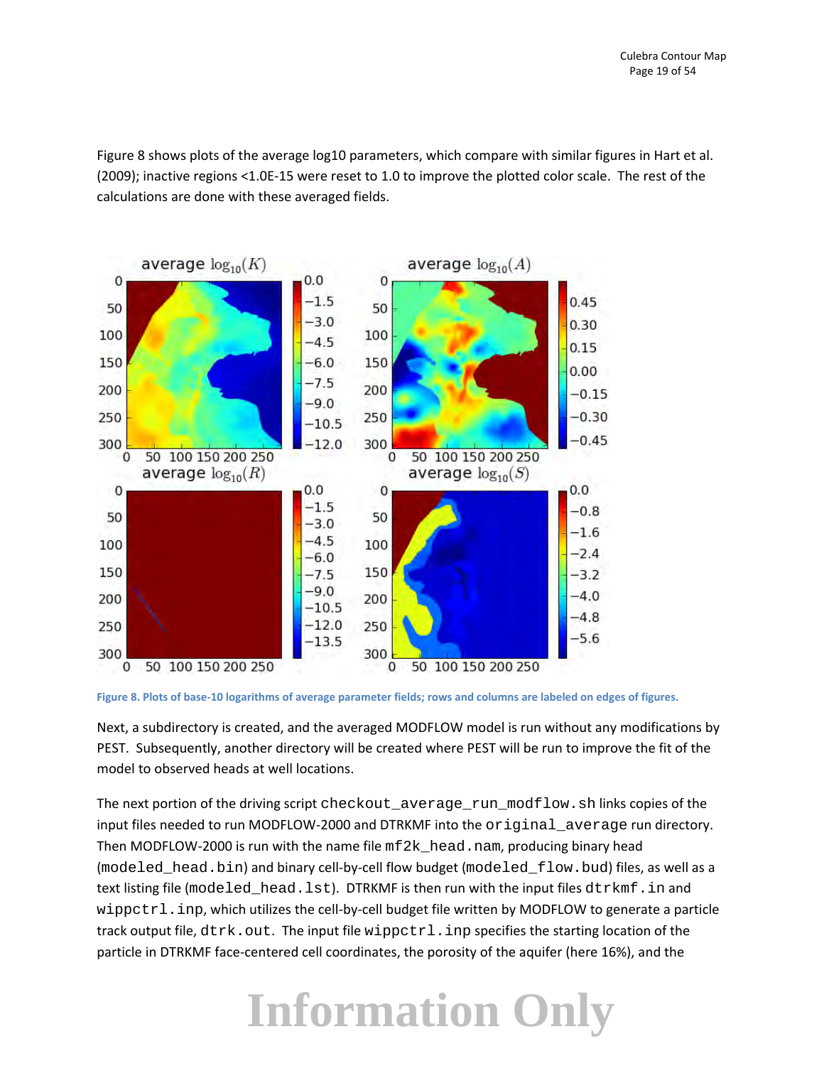Figure 8 shows plots of the average log10 parameters, which compare with similar figures in Hart et al. (2009); inactive regions <1.0E-15 were reset to 1.0 to improve the plotted color scale. The rest of the calculations are done with these averaged fields.

Figure 8. Plots of base-10 logarithms of average parameter fields; rows and columns are labeled on edges of figures.

Next, a subdirectory is created, and the averaged MODFLOW model is run without any modifications by PEST. Subsequently, another directory will be created where PEST will be run to improve the fit of the model to observed heads at well locations.

The next portion of the driving script `checkout_average_run_modflow.sh` links copies of the input files needed to run MODFLOW-2000 and DTRKMF into the `original_average` run directory. Then MODFLOW-2000 is run with the name file `mf2k_head.nam`, producing binary head (`modeled_head.bin`) and binary cell-by-cell flow budget (`modeled_flow.bud`) files, as well as a text listing file (`modeled_head.lst`). DTRKMF is then run with the input files `dtrkmf.in` and `wippctrl.inp`, which utilizes the cell-by-cell budget file written by MODFLOW to generate a particle track output file, `dtrk.out`. The input file `wippctrl.inp` specifies the starting location of the particle in DTRKMF face-centered cell coordinates, the porosity of the aquifer (here 16%), and the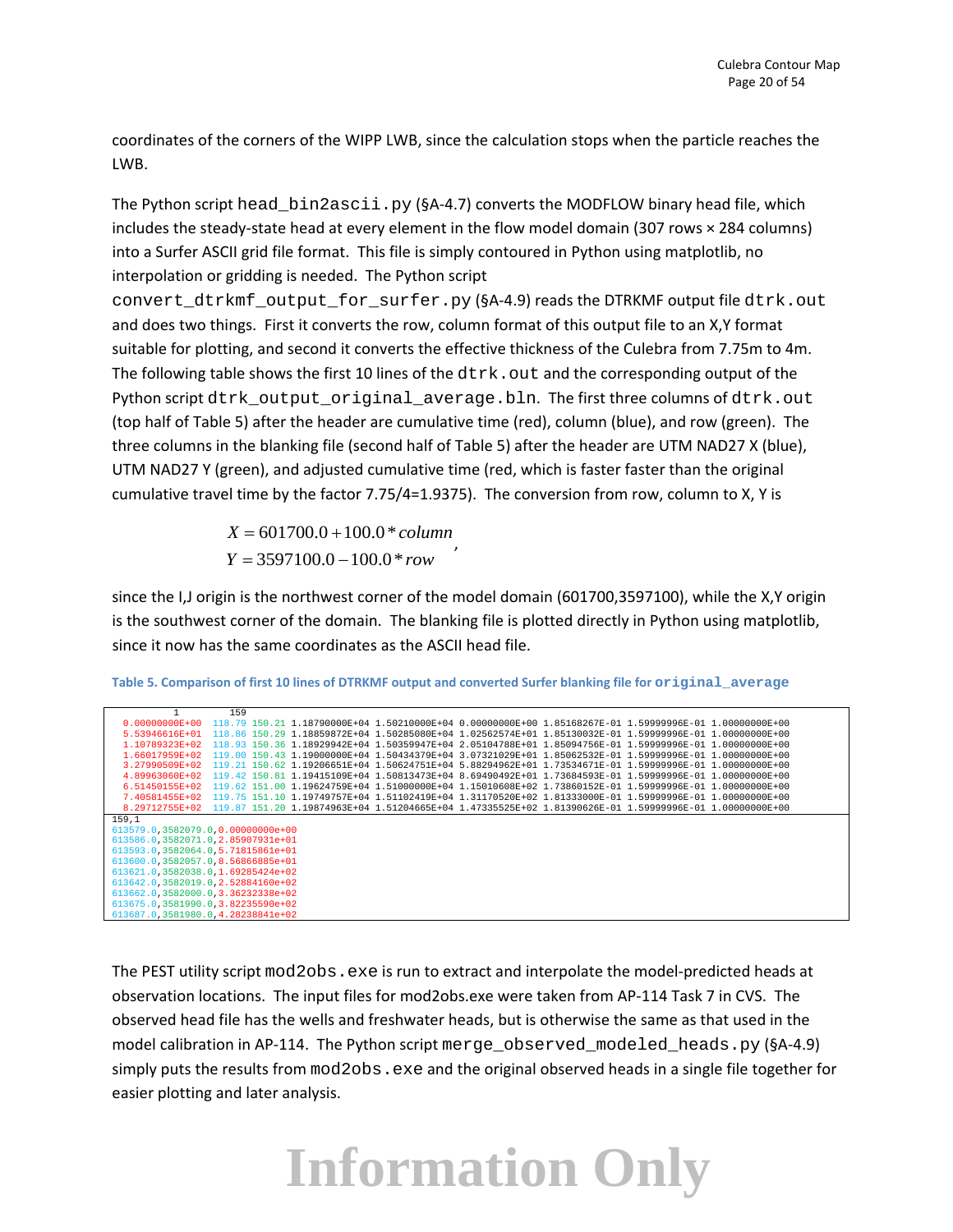coordinates of the corners of the WIPP LWB, since the calculation stops when the particle reaches the LWB.

The Python script `head_bin2ascii.py` (§A-4.7) converts the MODFLOW binary head file, which includes the steady-state head at every element in the flow model domain (307 rows × 284 columns) into a Surfer ASCII grid file format. This file is simply contoured in Python using matplotlib, no interpolation or gridding is needed. The Python script `convert_dtrkmf_output_for_surfer.py` (§A-4.9) reads the DTRKMF output file `dtrk.out` and does two things. First it converts the row, column format of this output file to an X,Y format suitable for plotting, and second it converts the effective thickness of the Culebra from 7.75m to 4m. The following table shows the first 10 lines of the `dtrk.out` and the corresponding output of the Python script `dtrk_output_original_average.bln`. The first three columns of `dtrk.out` (top half of Table 5) after the header are cumulative time (red), column (blue), and row (green). The three columns in the blanking file (second half of Table 5) after the header are UTM NAD27 X (blue), UTM NAD27 Y (green), and adjusted cumulative time (red, which is faster faster than the original cumulative travel time by the factor 7.75/4=1.9375). The conversion from row, column to X, Y is

$$\begin{aligned} X &= 601700.0 + 100.0 * column \\ Y &= 3597100.0 - 100.0 * row \end{aligned},$$

since the I,J origin is the northwest corner of the model domain (601700,3597100), while the X,Y origin is the southwest corner of the domain. The blanking file is plotted directly in Python using matplotlib, since it now has the same coordinates as the ASCII head file.

**Table 5. Comparison of first 10 lines of DTRKMF output and converted Surfer blanking file for `original_average`**

```
         1         159
 0.00000000E+00  118.79 150.21 1.18790000E+04 1.50210000E+04 0.00000000E+00 1.85168267E-01 1.59999996E-01 1.00000000E+00
 5.53946616E+01  118.86 150.29 1.18859872E+04 1.50285080E+04 1.02562574E+01 1.85130032E-01 1.59999996E-01 1.00000000E+00
 1.10789323E+02  118.93 150.36 1.18929942E+04 1.50359947E+04 2.05104788E+01 1.85094756E-01 1.59999996E-01 1.00000000E+00
 1.66017959E+02  119.00 150.43 1.19000000E+04 1.50434379E+04 3.07321029E+01 1.85062532E-01 1.59999996E-01 1.00000000E+00
 3.27990509E+02  119.21 150.62 1.19206651E+04 1.50624751E+04 5.88294962E+01 1.73534671E-01 1.59999996E-01 1.00000000E+00
 4.89963060E+02  119.42 150.81 1.19415109E+04 1.50813473E+04 8.69490492E+01 1.73684593E-01 1.59999996E-01 1.00000000E+00
 6.51450155E+02  119.62 151.00 1.19624759E+04 1.51000000E+04 1.15010608E+02 1.73860152E-01 1.59999996E-01 1.00000000E+00
 7.40581455E+02  119.75 151.10 1.19749757E+04 1.51102419E+04 1.31170520E+02 1.81333000E-01 1.59999996E-01 1.00000000E+00
 8.29712755E+02  119.87 151.20 1.19874963E+04 1.51204665E+04 1.47335525E+02 1.81390626E-01 1.59999996E-01 1.00000000E+00
```
```
159,1
613579.0,3582079.0,0.00000000e+00
613586.0,3582071.0,2.85907931e+01
613593.0,3582064.0,5.71815861e+01
613600.0,3582057.0,8.56866885e+01
613621.0,3582038.0,1.69285424e+02
613642.0,3582019.0,2.52884160e+02
613662.0,3582000.0,3.36232338e+02
613675.0,3581990.0,3.82235590e+02
613687.0,3581980.0,4.28238841e+02
```

The PEST utility script `mod2obs.exe` is run to extract and interpolate the model-predicted heads at observation locations. The input files for mod2obs.exe were taken from AP-114 Task 7 in CVS. The observed head file has the wells and freshwater heads, but is otherwise the same as that used in the model calibration in AP-114. The Python script `merge_observed_modeled_heads.py` (§A-4.9) simply puts the results from `mod2obs.exe` and the original observed heads in a single file together for easier plotting and later analysis.

Information Only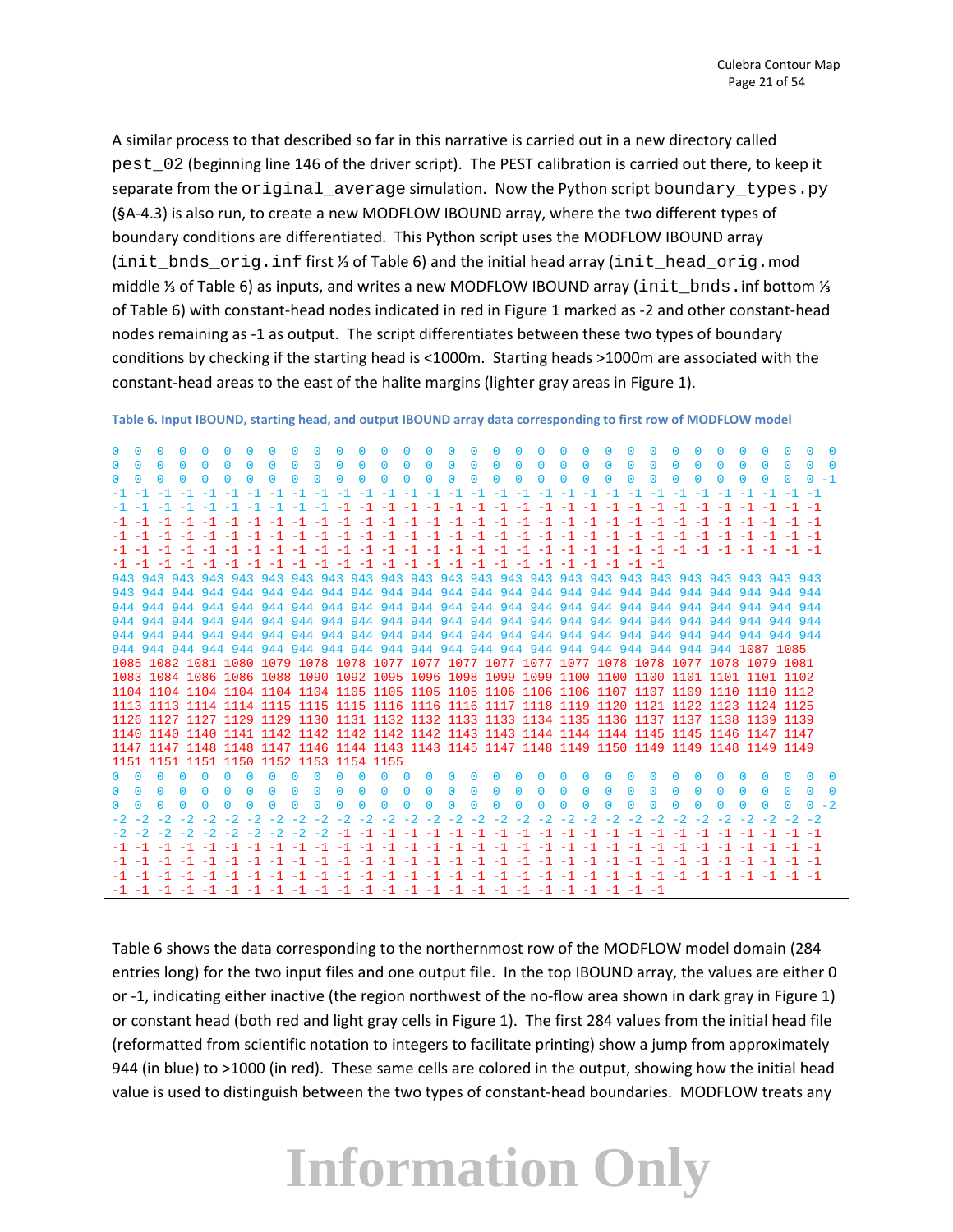A similar process to that described so far in this narrative is carried out in a new directory called pest_02 (beginning line 146 of the driver script). The PEST calibration is carried out there, to keep it separate from the original_average simulation. Now the Python script boundary_types.py (§A-4.3) is also run, to create a new MODFLOW IBOUND array, where the two different types of boundary conditions are differentiated. This Python script uses the MODFLOW IBOUND array (init_bnds_orig.inf first ⅓ of Table 6) and the initial head array (init_head_orig.mod middle ⅓ of Table 6) as inputs, and writes a new MODFLOW IBOUND array (init_bnds.inf bottom ⅓ of Table 6) with constant-head nodes indicated in red in Figure 1 marked as -2 and other constant-head nodes remaining as -1 as output. The script differentiates between these two types of boundary conditions by checking if the starting head is <1000m. Starting heads >1000m are associated with the constant-head areas to the east of the halite margins (lighter gray areas in Figure 1).

**Table 6. Input IBOUND, starting head, and output IBOUND array data corresponding to first row of MODFLOW model**

```
0  0  0  0  0  0  0  0  0  0  0  0  0  0  0  0  0  0  0  0  0  0  0  0  0  0  0  0  0  0  0  0  0  0  0
0  0  0  0  0  0  0  0  0  0  0  0  0  0  0  0  0  0  0  0  0  0  0  0  0  0  0  0  0  0  0  0  0  0  0
0  0  0  0  0  0  0  0  0  0  0  0  0  0  0  0  0  0  0  0  0  0  0  0  0  0  0  0  0  0  0  0  0  0 -1
-1 -1 -1 -1 -1 -1 -1 -1 -1 -1 -1 -1 -1 -1 -1 -1 -1 -1 -1 -1 -1 -1 -1 -1 -1 -1 -1 -1 -1 -1 -1 -1 -1
-1 -1 -1 -1 -1 -1 -1 -1 -1 -1 -1 -1 -1 -1 -1 -1 -1 -1 -1 -1 -1 -1 -1 -1 -1 -1 -1 -1 -1 -1 -1 -1 -1
-1 -1 -1 -1 -1 -1 -1 -1 -1 -1 -1 -1 -1 -1 -1 -1 -1 -1 -1 -1 -1 -1 -1 -1 -1 -1 -1 -1 -1 -1 -1 -1 -1
-1 -1 -1 -1 -1 -1 -1 -1 -1 -1 -1 -1 -1 -1 -1 -1 -1 -1 -1 -1 -1 -1 -1 -1 -1 -1 -1 -1 -1 -1 -1 -1 -1
-1 -1 -1 -1 -1 -1 -1 -1 -1 -1 -1 -1 -1 -1 -1 -1 -1 -1 -1 -1 -1 -1 -1 -1 -1 -1 -1 -1 -1 -1 -1 -1 -1
-1 -1 -1 -1 -1 -1 -1 -1 -1 -1 -1 -1 -1 -1 -1 -1 -1 -1 -1 -1 -1 -1 -1 -1 -1
943 943 943 943 943 943 943 943 943 943 943 943 943 943 943 943 943 943 943 943 943 943 943 943 943 943 943
943 944 944 944 944 944 944 944 944 944 944 944 944 944 944 944 944 944 944 944 944 944 944 944 944 944 944
944 944 944 944 944 944 944 944 944 944 944 944 944 944 944 944 944 944 944 944 944 944 944 944 944 944 944
944 944 944 944 944 944 944 944 944 944 944 944 944 944 944 944 944 944 944 944 944 944 944 944 944 944 944
944 944 944 944 944 944 944 944 944 944 944 944 944 944 944 944 944 944 944 944 944 944 944 944 944 944 944
944 944 944 944 944 944 944 944 944 944 944 944 944 944 944 944 944 944 944 944 944 944 944 944 1087 1085
1085 1082 1081 1080 1079 1078 1078 1077 1077 1077 1077 1077 1077 1078 1078 1077 1078 1079 1081
1083 1084 1086 1086 1088 1090 1092 1095 1096 1098 1099 1099 1100 1100 1100 1101 1101 1101 1102
1104 1104 1104 1104 1104 1104 1105 1105 1105 1105 1106 1106 1106 1107 1107 1109 1110 1110 1112
1113 1113 1114 1114 1115 1115 1115 1116 1116 1116 1117 1118 1119 1120 1121 1122 1123 1124 1125
1126 1127 1127 1129 1129 1130 1131 1132 1132 1133 1133 1134 1135 1136 1137 1137 1138 1139 1139
1140 1140 1140 1141 1142 1142 1142 1142 1142 1143 1143 1144 1144 1144 1145 1145 1146 1147 1147
1147 1147 1148 1148 1147 1146 1144 1143 1143 1145 1147 1148 1149 1150 1149 1149 1148 1149 1149
1151 1151 1151 1150 1152 1153 1154 1155
0  0  0  0  0  0  0  0  0  0  0  0  0  0  0  0  0  0  0  0  0  0  0  0  0  0  0  0  0  0  0  0  0  0  0
0  0  0  0  0  0  0  0  0  0  0  0  0  0  0  0  0  0  0  0  0  0  0  0  0  0  0  0  0  0  0  0  0  0  0
0  0  0  0  0  0  0  0  0  0  0  0  0  0  0  0  0  0  0  0  0  0  0  0  0  0  0  0  0  0  0  0  0  0 -2
-2 -2 -2 -2 -2 -2 -2 -2 -2 -2 -2 -2 -2 -2 -2 -2 -2 -2 -2 -2 -2 -2 -2 -2 -2 -2 -2 -2 -2 -2 -2 -2 -2
-2 -2 -2 -2 -2 -2 -2 -2 -2 -2 -1 -1 -1 -1 -1 -1 -1 -1 -1 -1 -1 -1 -1 -1 -1 -1 -1 -1 -1 -1 -1 -1 -1
-1 -1 -1 -1 -1 -1 -1 -1 -1 -1 -1 -1 -1 -1 -1 -1 -1 -1 -1 -1 -1 -1 -1 -1 -1 -1 -1 -1 -1 -1 -1 -1 -1
-1 -1 -1 -1 -1 -1 -1 -1 -1 -1 -1 -1 -1 -1 -1 -1 -1 -1 -1 -1 -1 -1 -1 -1 -1 -1 -1 -1 -1 -1 -1 -1 -1
-1 -1 -1 -1 -1 -1 -1 -1 -1 -1 -1 -1 -1 -1 -1 -1 -1 -1 -1 -1 -1 -1 -1 -1 -1 -1 -1 -1 -1 -1 -1 -1 -1
-1 -1 -1 -1 -1 -1 -1 -1 -1 -1 -1 -1 -1 -1 -1 -1 -1 -1 -1 -1 -1 -1 -1 -1 -1
```

Table 6 shows the data corresponding to the northernmost row of the MODFLOW model domain (284 entries long) for the two input files and one output file. In the top IBOUND array, the values are either 0 or -1, indicating either inactive (the region northwest of the no-flow area shown in dark gray in Figure 1) or constant head (both red and light gray cells in Figure 1). The first 284 values from the initial head file (reformatted from scientific notation to integers to facilitate printing) show a jump from approximately 944 (in blue) to >1000 (in red). These same cells are colored in the output, showing how the initial head value is used to distinguish between the two types of constant-head boundaries. MODFLOW treats any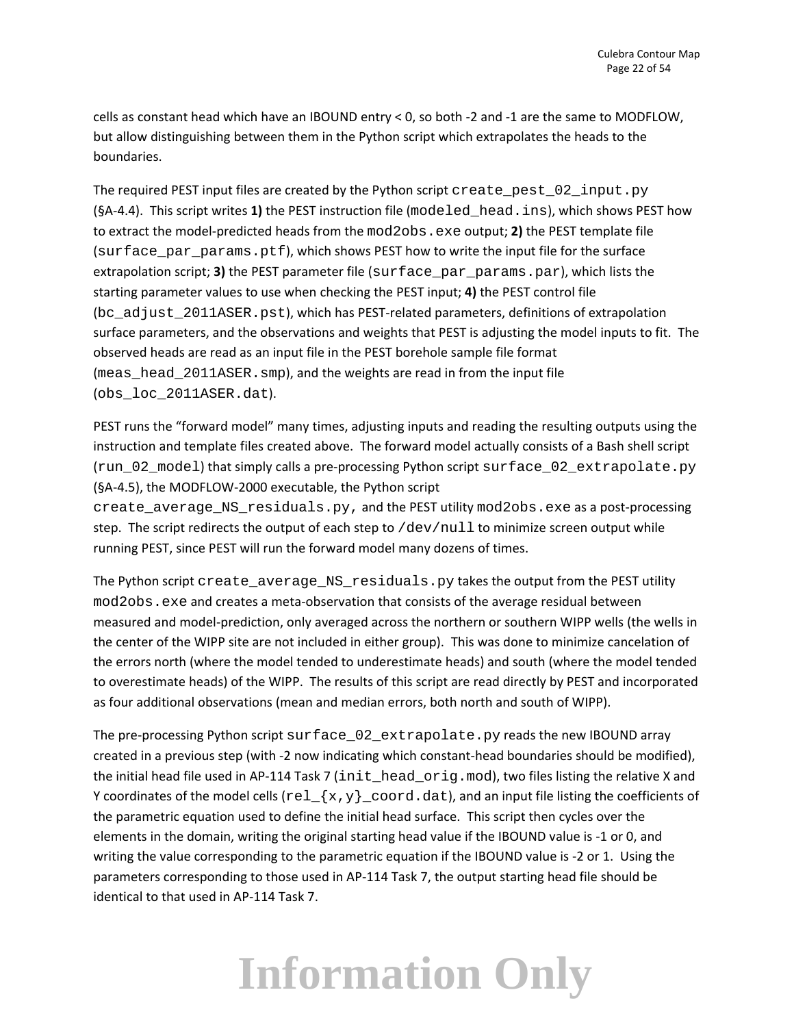cells as constant head which have an IBOUND entry < 0, so both -2 and -1 are the same to MODFLOW, but allow distinguishing between them in the Python script which extrapolates the heads to the boundaries.

The required PEST input files are created by the Python script `create_pest_02_input.py` (§A-4.4). This script writes **1)** the PEST instruction file (`modeled_head.ins`), which shows PEST how to extract the model-predicted heads from the `mod2obs.exe` output; **2)** the PEST template file (`surface_par_params.ptf`), which shows PEST how to write the input file for the surface extrapolation script; **3)** the PEST parameter file (`surface_par_params.par`), which lists the starting parameter values to use when checking the PEST input; **4)** the PEST control file (`bc_adjust_2011ASER.pst`), which has PEST-related parameters, definitions of extrapolation surface parameters, and the observations and weights that PEST is adjusting the model inputs to fit. The observed heads are read as an input file in the PEST borehole sample file format (`meas_head_2011ASER.smp`), and the weights are read in from the input file (`obs_loc_2011ASER.dat`).

PEST runs the "forward model" many times, adjusting inputs and reading the resulting outputs using the instruction and template files created above. The forward model actually consists of a Bash shell script (`run_02_model`) that simply calls a pre-processing Python script `surface_02_extrapolate.py` (§A-4.5), the MODFLOW-2000 executable, the Python script `create_average_NS_residuals.py,` and the PEST utility `mod2obs.exe` as a post-processing step. The script redirects the output of each step to `/dev/null` to minimize screen output while running PEST, since PEST will run the forward model many dozens of times.

The Python script `create_average_NS_residuals.py` takes the output from the PEST utility `mod2obs.exe` and creates a meta-observation that consists of the average residual between measured and model-prediction, only averaged across the northern or southern WIPP wells (the wells in the center of the WIPP site are not included in either group). This was done to minimize cancelation of the errors north (where the model tended to underestimate heads) and south (where the model tended to overestimate heads) of the WIPP. The results of this script are read directly by PEST and incorporated as four additional observations (mean and median errors, both north and south of WIPP).

The pre-processing Python script `surface_02_extrapolate.py` reads the new IBOUND array created in a previous step (with -2 now indicating which constant-head boundaries should be modified), the initial head file used in AP-114 Task 7 (`init_head_orig.mod`), two files listing the relative X and Y coordinates of the model cells (`rel_{x,y}_coord.dat`), and an input file listing the coefficients of the parametric equation used to define the initial head surface. This script then cycles over the elements in the domain, writing the original starting head value if the IBOUND value is -1 or 0, and writing the value corresponding to the parametric equation if the IBOUND value is -2 or 1. Using the parameters corresponding to those used in AP-114 Task 7, the output starting head file should be identical to that used in AP-114 Task 7.

**Information Only**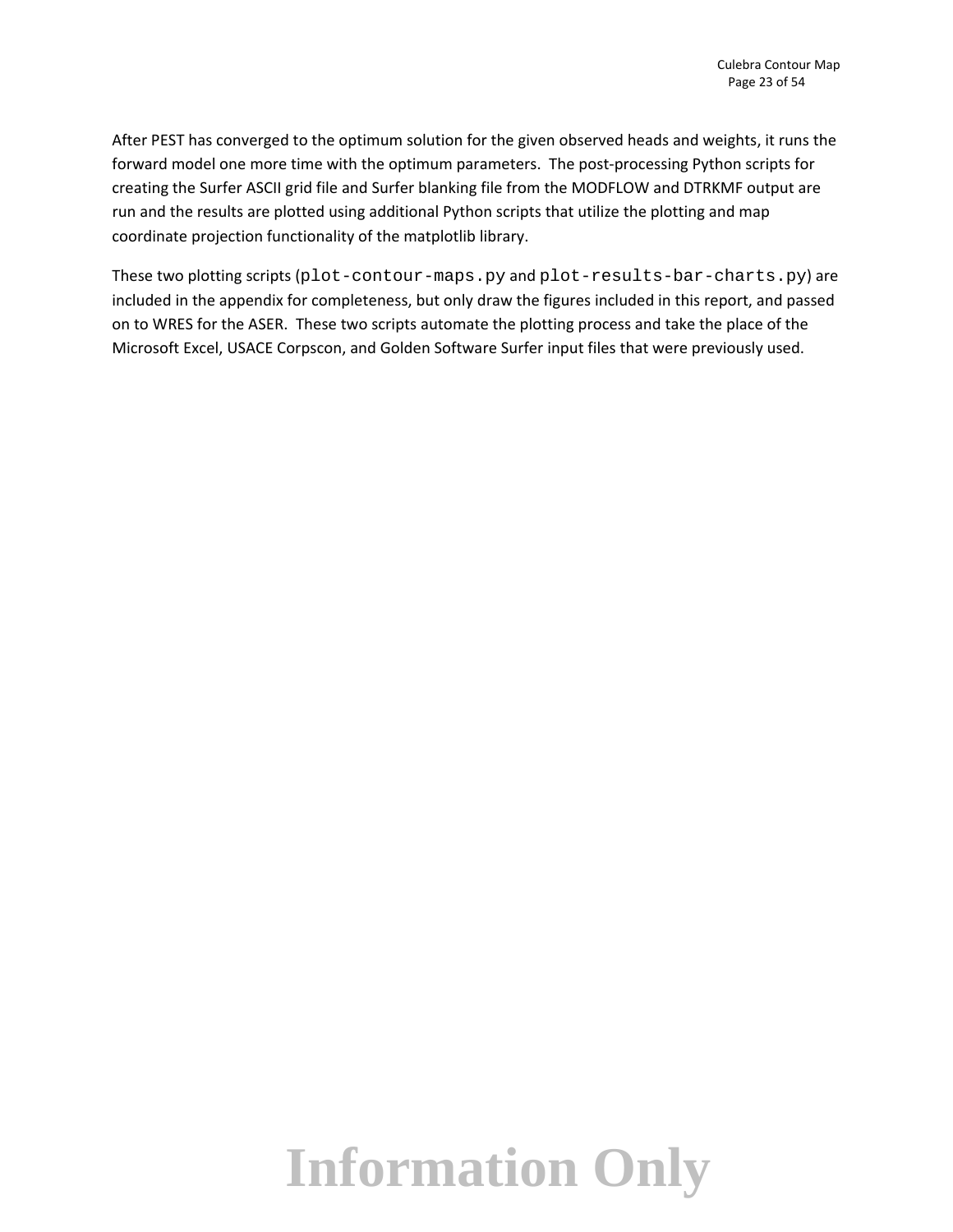After PEST has converged to the optimum solution for the given observed heads and weights, it runs the forward model one more time with the optimum parameters. The post-processing Python scripts for creating the Surfer ASCII grid file and Surfer blanking file from the MODFLOW and DTRKMF output are run and the results are plotted using additional Python scripts that utilize the plotting and map coordinate projection functionality of the matplotlib library.

These two plotting scripts (`plot-contour-maps.py` and `plot-results-bar-charts.py`) are included in the appendix for completeness, but only draw the figures included in this report, and passed on to WRES for the ASER. These two scripts automate the plotting process and take the place of the Microsoft Excel, USACE Corpscon, and Golden Software Surfer input files that were previously used.

Information Only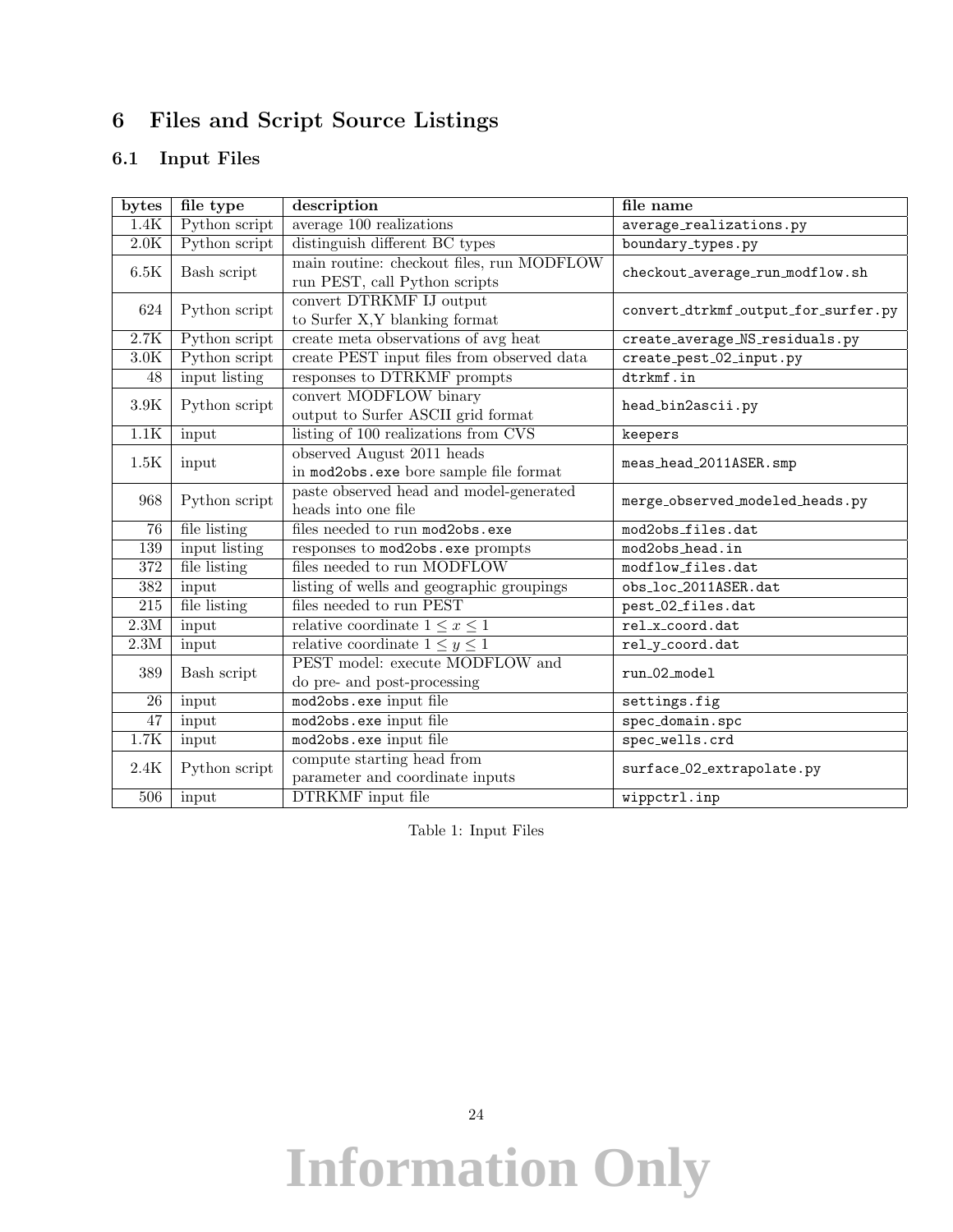# 6 Files and Script Source Listings

## 6.1 Input Files

| bytes | file type | description | file name |
|---|---|---|---|
| 1.4K | Python script | average 100 realizations | average_realizations.py |
| 2.0K | Python script | distinguish different BC types | boundary_types.py |
| 6.5K | Bash script | main routine: checkout files, run MODFLOW run PEST, call Python scripts | checkout_average_run_modflow.sh |
| 624 | Python script | convert DTRKMF IJ output to Surfer X,Y blanking format | convert_dtrkmf_output_for_surfer.py |
| 2.7K | Python script | create meta observations of avg heat | create_average_NS_residuals.py |
| 3.0K | Python script | create PEST input files from observed data | create_pest_02_input.py |
| 48 | input listing | responses to DTRKMF prompts | dtrkmf.in |
| 3.9K | Python script | convert MODFLOW binary output to Surfer ASCII grid format | head_bin2ascii.py |
| 1.1K | input | listing of 100 realizations from CVS | keepers |
| 1.5K | input | observed August 2011 heads in mod2obs.exe bore sample file format | meas_head_2011ASER.smp |
| 968 | Python script | paste observed head and model-generated heads into one file | merge_observed_modeled_heads.py |
| 76 | file listing | files needed to run mod2obs.exe | mod2obs_files.dat |
| 139 | input listing | responses to mod2obs.exe prompts | mod2obs_head.in |
| 372 | file listing | files needed to run MODFLOW | modflow_files.dat |
| 382 | input | listing of wells and geographic groupings | obs_loc_2011ASER.dat |
| 215 | file listing | files needed to run PEST | pest_02_files.dat |
| 2.3M | input | relative coordinate $1 \leq x \leq 1$ | rel_x_coord.dat |
| 2.3M | input | relative coordinate $1 \leq y \leq 1$ | rel_y_coord.dat |
| 389 | Bash script | PEST model: execute MODFLOW and do pre- and post-processing | run_02_model |
| 26 | input | mod2obs.exe input file | settings.fig |
| 47 | input | mod2obs.exe input file | spec_domain.spc |
| 1.7K | input | mod2obs.exe input file | spec_wells.crd |
| 2.4K | Python script | compute starting head from parameter and coordinate inputs | surface_02_extrapolate.py |
| 506 | input | DTRKMF input file | wippctrl.inp |

Table 1: Input Files

Information Only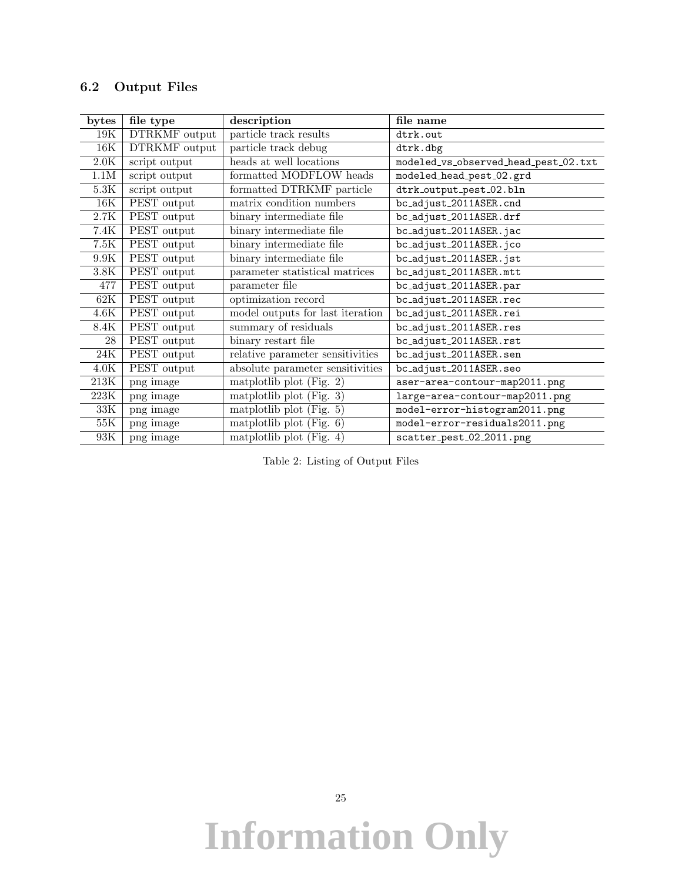### 6.2 Output Files

| bytes | file type | description | file name |
|---|---|---|---|
| 19K | DTRKMF output | particle track results | dtrk.out |
| 16K | DTRKMF output | particle track debug | dtrk.dbg |
| 2.0K | script output | heads at well locations | modeled_vs_observed_head_pest_02.txt |
| 1.1M | script output | formatted MODFLOW heads | modeled_head_pest_02.grd |
| 5.3K | script output | formatted DTRKMF particle | dtrk_output_pest_02.bln |
| 16K | PEST output | matrix condition numbers | bc_adjust_2011ASER.cnd |
| 2.7K | PEST output | binary intermediate file | bc_adjust_2011ASER.drf |
| 7.4K | PEST output | binary intermediate file | bc_adjust_2011ASER.jac |
| 7.5K | PEST output | binary intermediate file | bc_adjust_2011ASER.jco |
| 9.9K | PEST output | binary intermediate file | bc_adjust_2011ASER.jst |
| 3.8K | PEST output | parameter statistical matrices | bc_adjust_2011ASER.mtt |
| 477 | PEST output | parameter file | bc_adjust_2011ASER.par |
| 62K | PEST output | optimization record | bc_adjust_2011ASER.rec |
| 4.6K | PEST output | model outputs for last iteration | bc_adjust_2011ASER.rei |
| 8.4K | PEST output | summary of residuals | bc_adjust_2011ASER.res |
| 28 | PEST output | binary restart file | bc_adjust_2011ASER.rst |
| 24K | PEST output | relative parameter sensitivities | bc_adjust_2011ASER.sen |
| 4.0K | PEST output | absolute parameter sensitivities | bc_adjust_2011ASER.seo |
| 213K | png image | matplotlib plot (Fig. 2) | aser-area-contour-map2011.png |
| 223K | png image | matplotlib plot (Fig. 3) | large-area-contour-map2011.png |
| 33K | png image | matplotlib plot (Fig. 5) | model-error-histogram2011.png |
| 55K | png image | matplotlib plot (Fig. 6) | model-error-residuals2011.png |
| 93K | png image | matplotlib plot (Fig. 4) | scatter_pest_02_2011.png |

Table 2: Listing of Output Files

**Information Only**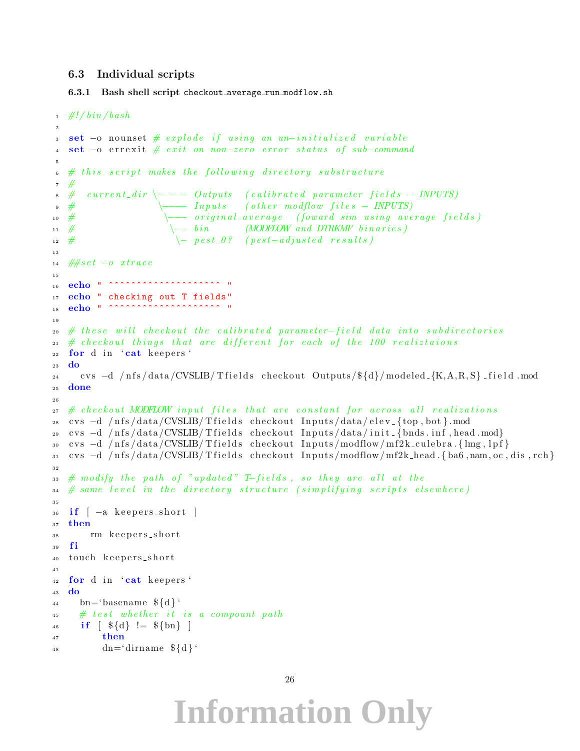## 6.3 Individual scripts

### 6.3.1 Bash shell script checkout_average_run_modflow.sh

```
#!/bin/bash

set -o nounset # explode if using an un-initialized variable
set -o errexit # exit on non-zero error status of sub-command

# this script makes the following directory substructure
#
#  current_dir \----- Outputs  (calibrated parameter fields - INPUTS)
#               \---- Inputs   (other modflow files - INPUTS)
#                \--- original_average  (foward sim using average fields)
#                 \-- bin      (MODFLOW and DTRKMF binaries)
#                  \- pest_0?  (pest-adjusted results)

##set -o xtrace

echo " ^^^^^^^^^^^^^^^^^^^ "
echo " checking out T fields"
echo " ^^^^^^^^^^^^^^^^^^^ "

# these will checkout the calibrated parameter-field data into subdirectories
# checkout things that are different for each of the 100 realiztaions
for d in `cat keepers`
do
  cvs -d /nfs/data/CVSLIB/Tfields checkout Outputs/${d}/modeled_{K,A,R,S}_field.mod
done

# checkout MODFLOW input files that are constant for across all realizations
cvs -d /nfs/data/CVSLIB/Tfields checkout Inputs/data/elev_{top,bot}.mod
cvs -d /nfs/data/CVSLIB/Tfields checkout Inputs/data/init_{bnds.inf,head.mod}
cvs -d /nfs/data/CVSLIB/Tfields checkout Inputs/modflow/mf2k_culebra.{lmg,lpf}
cvs -d /nfs/data/CVSLIB/Tfields checkout Inputs/modflow/mf2k_head.{ba6,nam,oc,dis,rch}

# modify the path of "updated" T-fields, so they are all at the
# same level in the directory structure (simplifying scripts elsewhere)

if [ -a keepers_short ]
then
    rm keepers_short
fi
touch keepers_short

for d in `cat keepers`
do
  bn=`basename ${d}`
  # test whether it is a compount path
  if [ ${d} != ${bn} ]
      then
      dn=`dirname ${d}`
```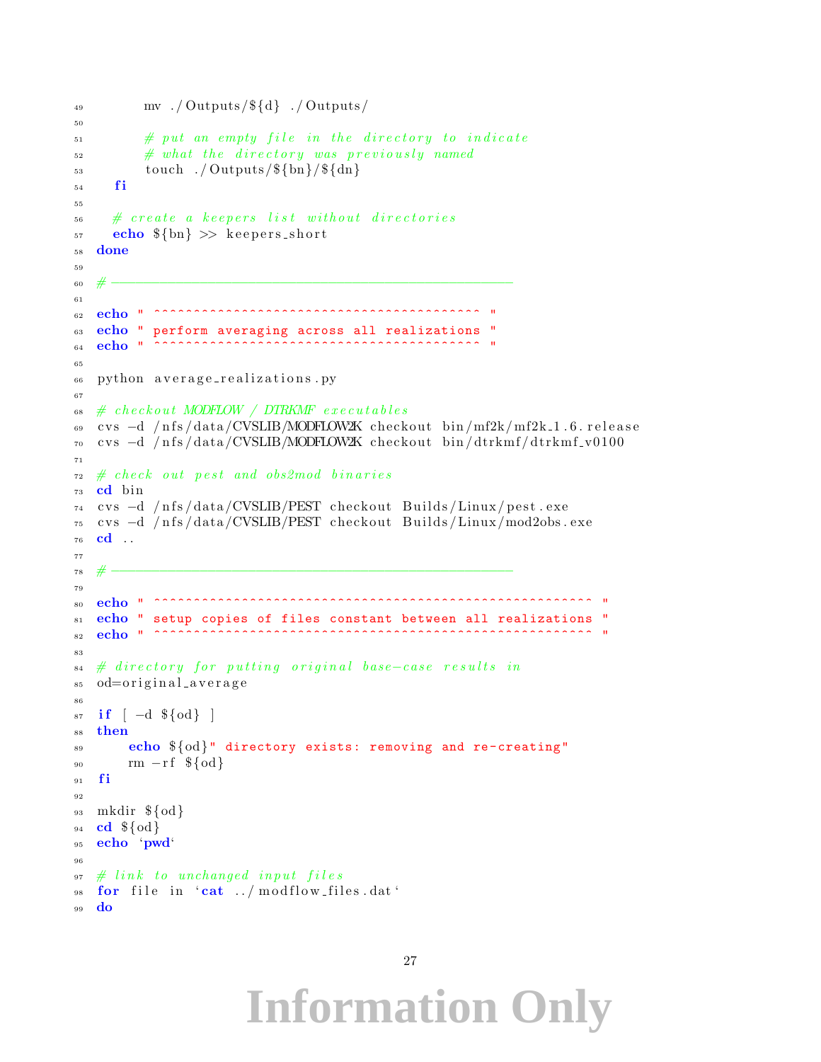```
        mv ./Outputs/${d} ./Outputs/

        # put an empty file in the directory to indicate
        # what the directory was previously named
        touch ./Outputs/${bn}/${dn}
    fi

    # create a keepers list without directories
    echo ${bn} >> keepers_short
done

# -----------------------------------------------

echo " ^^^^^^^^^^^^^^^^^^^^^^^^^^^^^^^^^^^^^^^^ "
echo " perform averaging across all realizations "
echo " ^^^^^^^^^^^^^^^^^^^^^^^^^^^^^^^^^^^^^^^^ "

python average_realizations.py

# checkout MODFLOW / DTRKMF executables
cvs -d /nfs/data/CVSLIB/MODFLOW2K checkout bin/mf2k/mf2k_1.6.release
cvs -d /nfs/data/CVSLIB/MODFLOW2K checkout bin/dtrkmf/dtrkmf_v0100

# check out pest and obs2mod binaries
cd bin
cvs -d /nfs/data/CVSLIB/PEST checkout Builds/Linux/pest.exe
cvs -d /nfs/data/CVSLIB/PEST checkout Builds/Linux/mod2obs.exe
cd ..

# -----------------------------------------------

echo " ^^^^^^^^^^^^^^^^^^^^^^^^^^^^^^^^^^^^^^^^^^^^^^^^^^^^^^ "
echo " setup copies of files constant between all realizations "
echo " ^^^^^^^^^^^^^^^^^^^^^^^^^^^^^^^^^^^^^^^^^^^^^^^^^^^^^^ "

# directory for putting original base-case results in
od=original_average

if [ -d ${od} ]
then
    echo ${od}" directory exists: removing and re-creating"
    rm -rf ${od}
fi

mkdir ${od}
cd ${od}
echo `pwd`

# link to unchanged input files
for file in `cat ../modflow_files.dat`
do
```

Information Only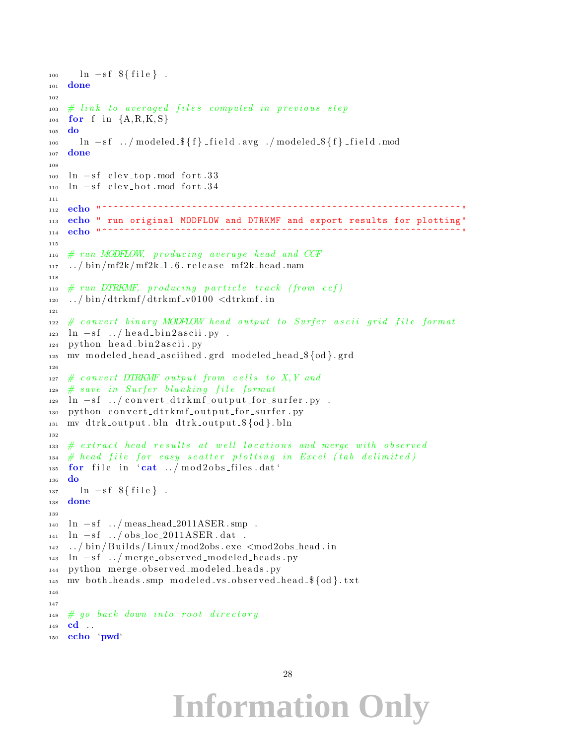```
100   ln -sf ${file} .
101 done
102
103 # link to averaged files computed in previous step
104 for f in {A,R,K,S}
105 do
106   ln -sf ../modeled_${f}_field.avg ./modeled_${f}_field.mod
107 done
108
109 ln -sf elev_top.mod fort.33
110 ln -sf elev_bot.mod fort.34
111
112 echo "^^^^^^^^^^^^^^^^^^^^^^^^^^^^^^^^^^^^^^^^^^^^^^^^^^^^^^^^^^^^^"
113 echo " run original MODFLOW and DTRKMF and export results for plotting"
114 echo "^^^^^^^^^^^^^^^^^^^^^^^^^^^^^^^^^^^^^^^^^^^^^^^^^^^^^^^^^^^^^"
115
116 # run MODFLOW, producing average head and CCF
117 ../bin/mf2k/mf2k_1.6.release mf2k_head.nam
118
119 # run DTRKMF, producing particle track (from ccf)
120 ../bin/dtrkmf/dtrkmf_v0100 <dtrkmf.in
121
122 # convert binary MODFLOW head output to Surfer ascii grid file format
123 ln -sf ../head_bin2ascii.py .
124 python head_bin2ascii.py
125 mv modeled_head_asciihed.grd modeled_head_${od}.grd
126
127 # convert DTRKMF output from cells to X,Y and
128 # save in Surfer blanking file format
129 ln -sf ../convert_dtrkmf_output_for_surfer.py .
130 python convert_dtrkmf_output_for_surfer.py
131 mv dtrk_output.bln dtrk_output_${od}.bln
132
133 # extract head results at well locations and merge with observed
134 # head file for easy scatter plotting in Excel (tab delimited)
135 for file in `cat ../mod2obs_files.dat`
136 do
137   ln -sf ${file} .
138 done
139
140 ln -sf ../meas_head_2011ASER.smp .
141 ln -sf ../obs_loc_2011ASER.dat .
142 ../bin/Builds/Linux/mod2obs.exe <mod2obs_head.in
143 ln -sf ../merge_observed_modeled_heads.py
144 python merge_observed_modeled_heads.py
145 mv both_heads.smp modeled_vs_observed_head_${od}.txt
146
147
148 # go back down into root directory
149 cd ..
150 echo `pwd`
```

Information Only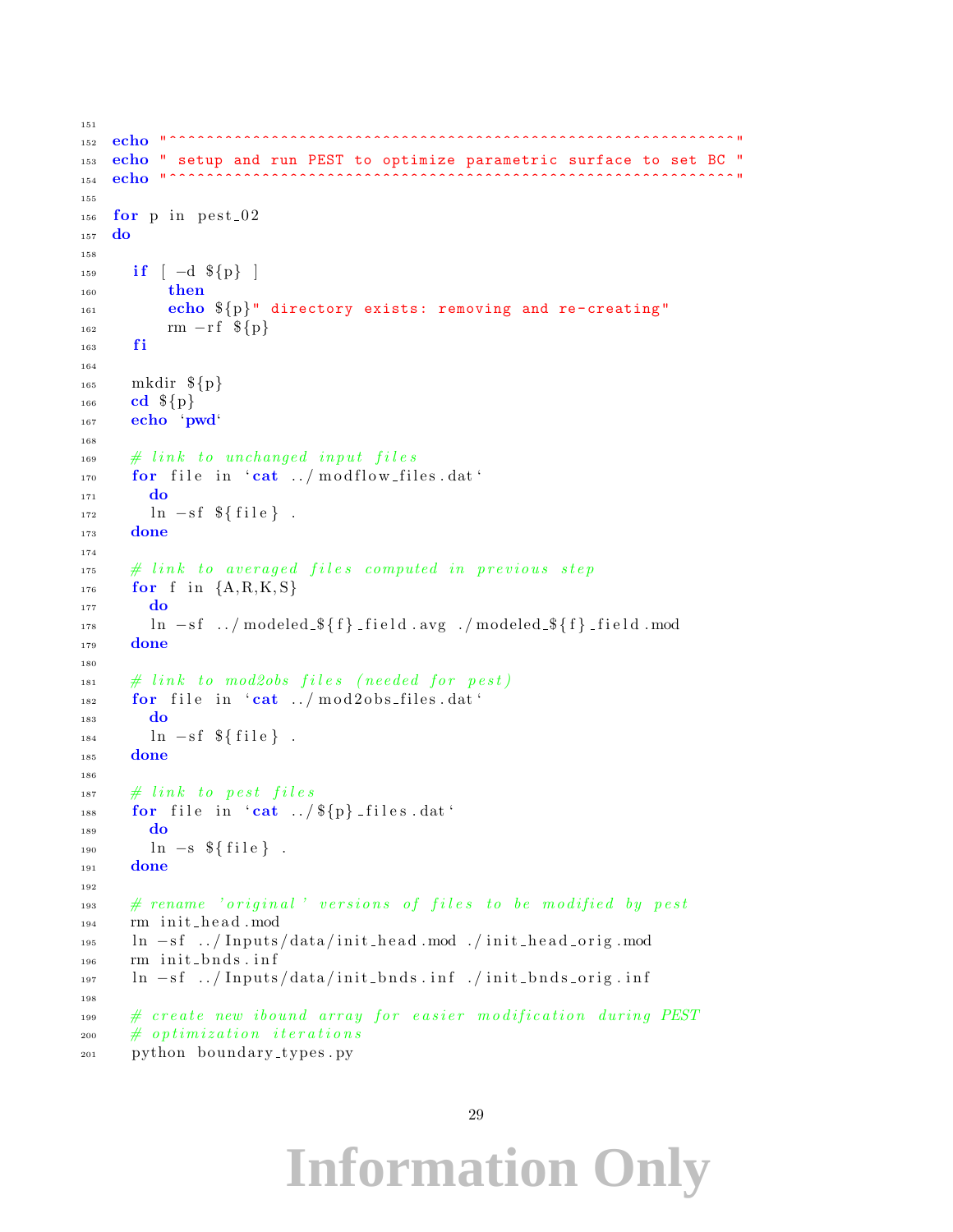```
echo "^^^^^^^^^^^^^^^^^^^^^^^^^^^^^^^^^^^^^^^^^^^^^^^^^^^^^^^^^^^"
echo " setup and run PEST to optimize parametric surface to set BC "
echo "^^^^^^^^^^^^^^^^^^^^^^^^^^^^^^^^^^^^^^^^^^^^^^^^^^^^^^^^^^^"

for p in pest_02
do

  if [ -d ${p} ]
     then
     echo ${p}" directory exists: removing and re-creating"
     rm -rf ${p}
  fi

  mkdir ${p}
  cd ${p}
  echo `pwd`

  # link to unchanged input files
  for file in `cat ../modflow_files.dat`
    do
    ln -sf ${file} .
  done

  # link to averaged files computed in previous step
  for f in {A,R,K,S}
    do
    ln -sf ../modeled_${f}_field.avg ./modeled_${f}_field.mod
  done

  # link to mod2obs files (needed for pest)
  for file in `cat ../mod2obs_files.dat`
    do
    ln -sf ${file} .
  done

  # link to pest files
  for file in `cat ../${p}_files.dat`
    do
    ln -s ${file} .
  done

  # rename 'original' versions of files to be modified by pest
  rm init_head.mod
  ln -sf ../Inputs/data/init_head.mod ./init_head_orig.mod
  rm init_bnds.inf
  ln -sf ../Inputs/data/init_bnds.inf ./init_bnds_orig.inf

  # create new ibound array for easier modification during PEST
  # optimization iterations
  python boundary_types.py
```

Information Only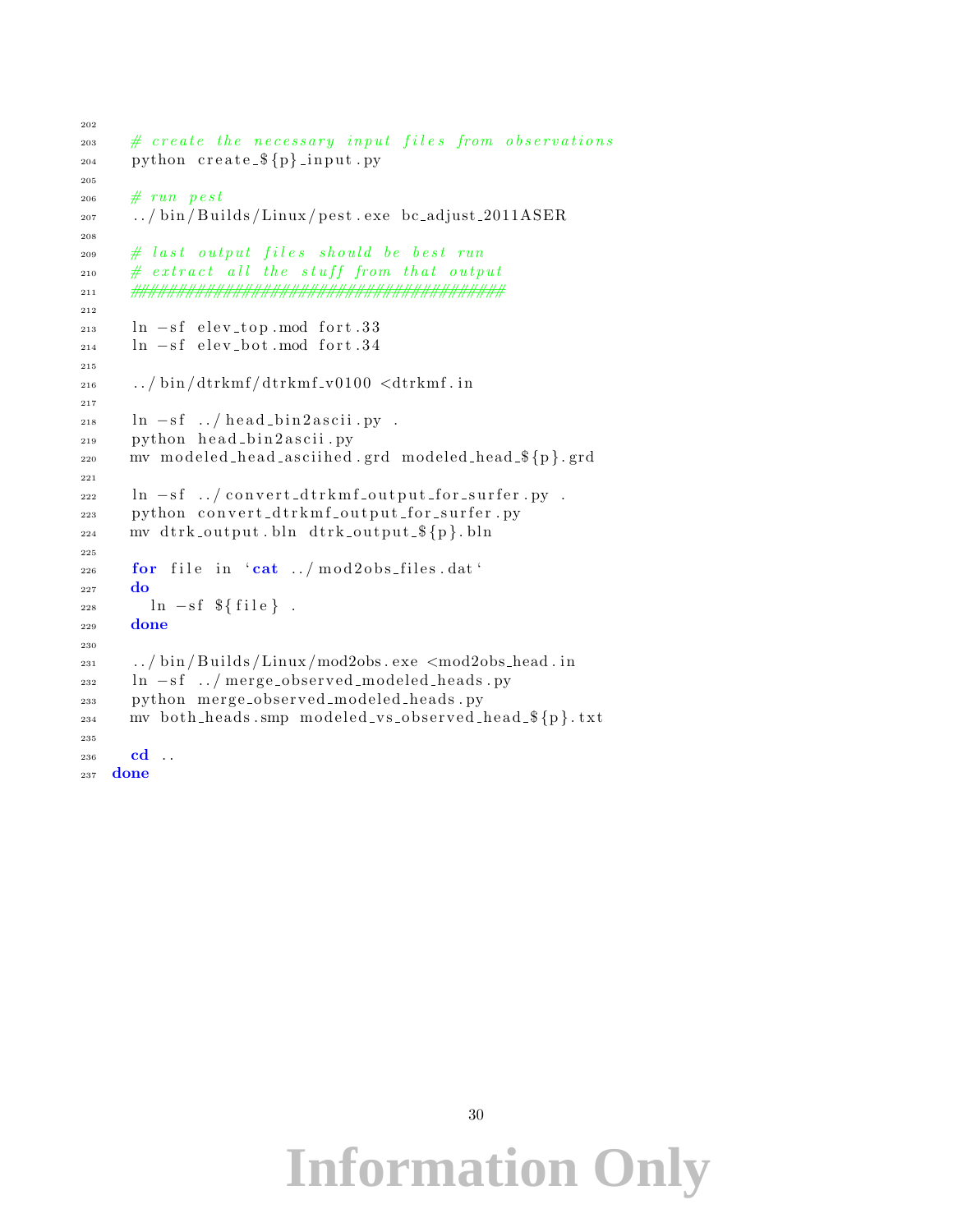```
202
203   # create the necessary input files from observations
204   python create_${p}_input.py
205
206   # run pest
207   ../bin/Builds/Linux/pest.exe bc_adjust_2011ASER
208
209   # last output files should be best run
210   # extract all the stuff from that output
211   #####################################
212
213   ln -sf elev_top.mod fort.33
214   ln -sf elev_bot.mod fort.34
215
216   ../bin/dtrkmf/dtrkmf_v0100 <dtrkmf.in
217
218   ln -sf ../head_bin2ascii.py .
219   python head_bin2ascii.py
220   mv modeled_head_asciihed.grd modeled_head_${p}.grd
221
222   ln -sf ../convert_dtrkmf_output_for_surfer.py .
223   python convert_dtrkmf_output_for_surfer.py
224   mv dtrk_output.bln dtrk_output_${p}.bln
225
226   for file in `cat ../mod2obs_files.dat`
227   do
228     ln -sf ${file} .
229   done
230
231   ../bin/Builds/Linux/mod2obs.exe <mod2obs_head.in
232   ln -sf ../merge_observed_modeled_heads.py
233   python merge_observed_modeled_heads.py
234   mv both_heads.smp modeled_vs_observed_head_${p}.txt
235
236   cd ..
237 done
```

Information Only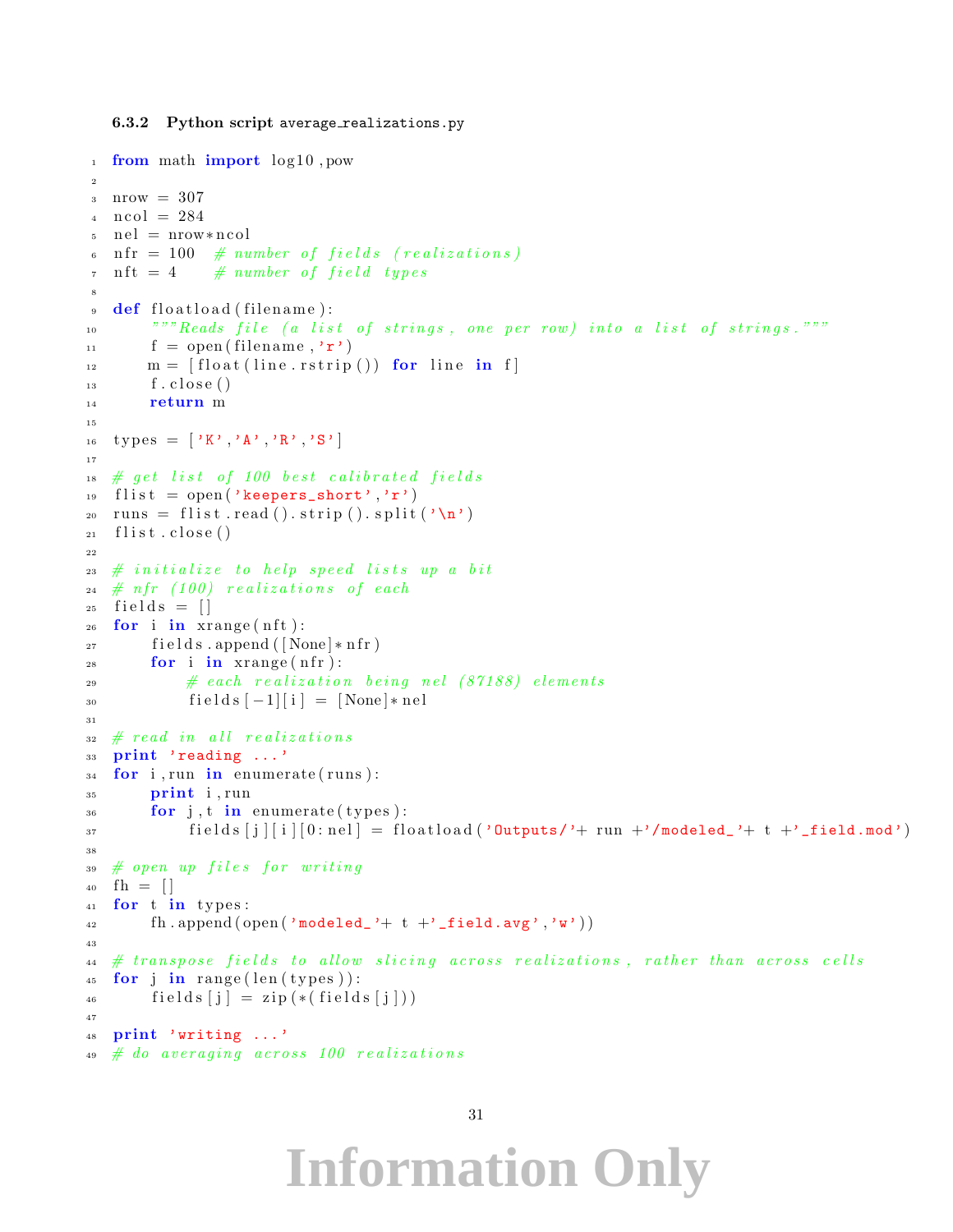### 6.3.2 Python script average_realizations.py

```python
from math import log10,pow

nrow = 307
ncol = 284
nel = nrow*ncol
nfr = 100  # number of fields (realizations)
nft = 4    # number of field types

def floatload(filename):
    """Reads file (a list of strings, one per row) into a list of strings."""
    f = open(filename,'r')
    m = [float(line.rstrip()) for line in f]
    f.close()
    return m

types = ['K','A','R','S']

# get list of 100 best calibrated fields
flist = open('keepers_short','r')
runs = flist.read().strip().split('\n')
flist.close()

# initialize to help speed lists up a bit
# nfr (100) realizations of each
fields = []
for i in xrange(nft):
    fields.append([None]*nfr)
    for i in xrange(nfr):
        # each realization being nel (87188) elements
        fields[-1][i] = [None]*nel

# read in all realizations
print 'reading ...'
for i,run in enumerate(runs):
    print i,run
    for j,t in enumerate(types):
        fields[j][i][0:nel] = floatload('Outputs/'+ run +'/modeled_'+ t +'_field.mod')

# open up files for writing
fh = []
for t in types:
    fh.append(open('modeled_'+ t +'_field.avg','w'))

# transpose fields to allow slicing across realizations, rather than across cells
for j in range(len(types)):
    fields[j] = zip(*(fields[j]))

print 'writing ...'
# do averaging across 100 realizations
```

Information Only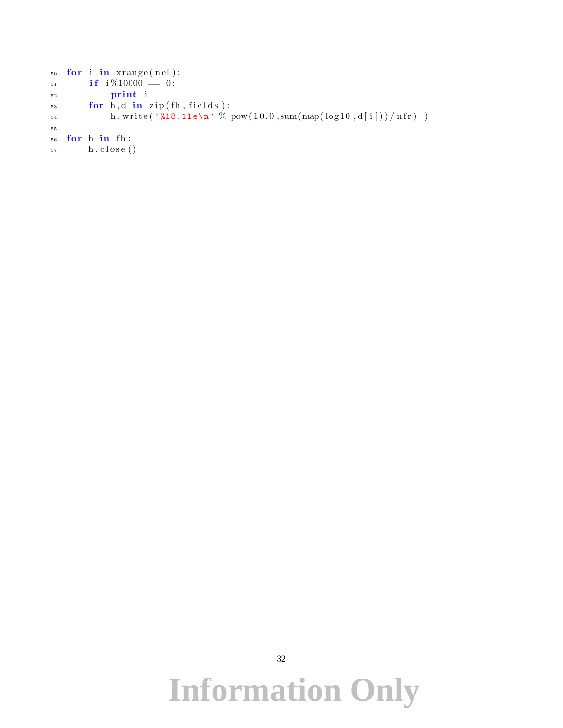```python
for i in xrange(nel):
    if i%10000 == 0:
        print i
    for h,d in zip(fh,fields):
        h.write('%18.11e\n' % pow(10.0,sum(map(log10,d[i]))/nfr) )

for h in fh:
    h.close()
```

**Information Only**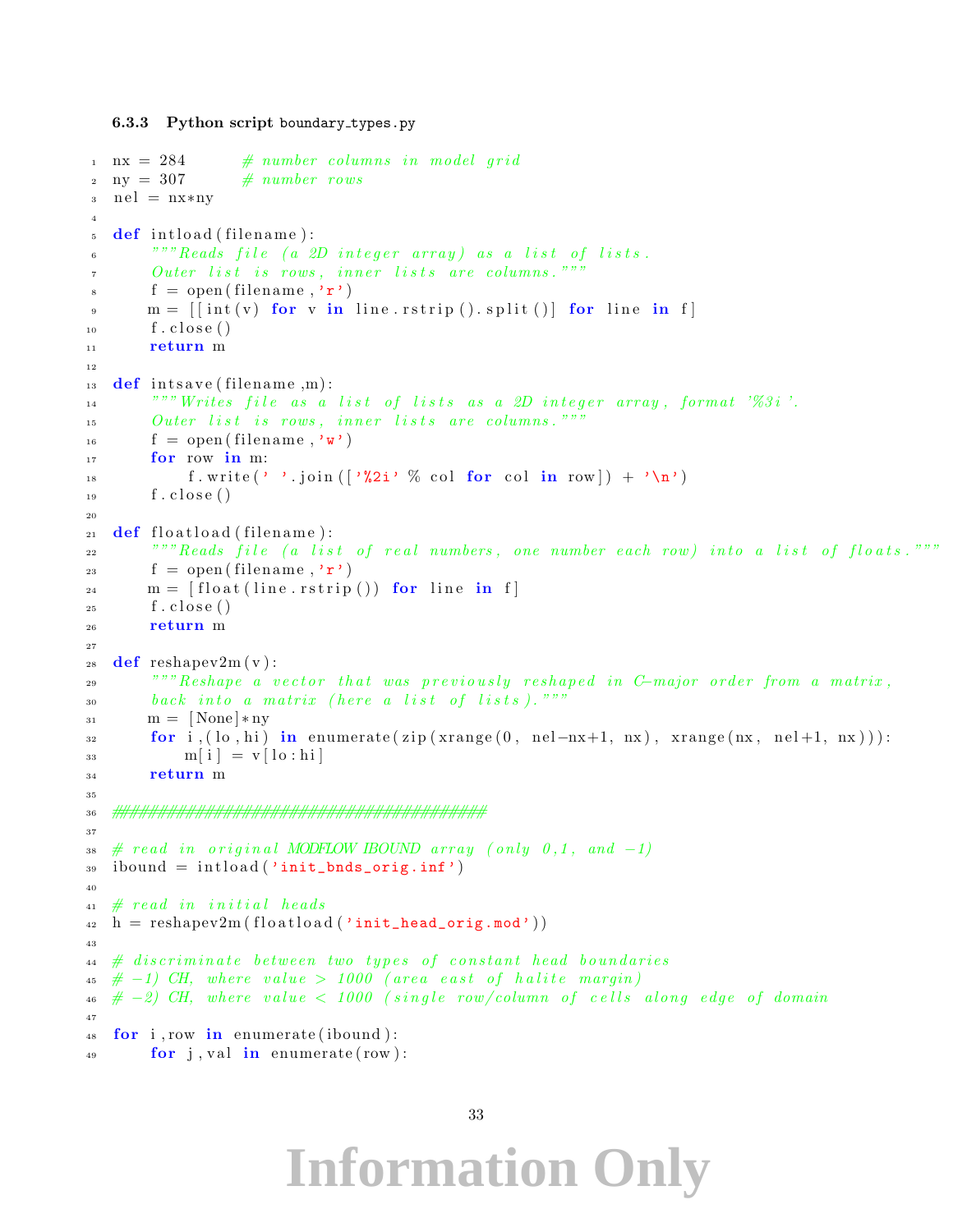### 6.3.3 Python script boundary_types.py

```python
nx = 284      # number columns in model grid
ny = 307      # number rows
nel = nx*ny

def intload(filename):
    """Reads file (a 2D integer array) as a list of lists.
    Outer list is rows, inner lists are columns."""
    f = open(filename,'r')
    m = [[int(v) for v in line.rstrip().split()] for line in f]
    f.close()
    return m

def intsave(filename,m):
    """Writes file as a list of lists as a 2D integer array, format '%3i'.
    Outer list is rows, inner lists are columns."""
    f = open(filename,'w')
    for row in m:
        f.write(' '.join(['%2i' % col for col in row]) + '\n')
    f.close()

def floatload(filename):
    """Reads file (a list of real numbers, one number each row) into a list of floats."""
    f = open(filename,'r')
    m = [float(line.rstrip()) for line in f]
    f.close()
    return m

def reshapev2m(v):
    """Reshape a vector that was previously reshaped in C-major order from a matrix,
    back into a matrix (here a list of lists)."""
    m = [None]*ny
    for i,(lo,hi) in enumerate(zip(xrange(0, nel-nx+1, nx), xrange(nx, nel+1, nx))):
        m[i] = v[lo:hi]
    return m

########################################

# read in original MODFLOW IBOUND array (only 0,1, and -1)
ibound = intload('init_bnds_orig.inf')

# read in initial heads
h = reshapev2m(floatload('init_head_orig.mod'))

# discriminate between two types of constant head boundaries
# -1) CH, where value > 1000 (area east of halite margin)
# -2) CH, where value < 1000 (single row/column of cells along edge of domain

for i,row in enumerate(ibound):
    for j,val in enumerate(row):
```

Information Only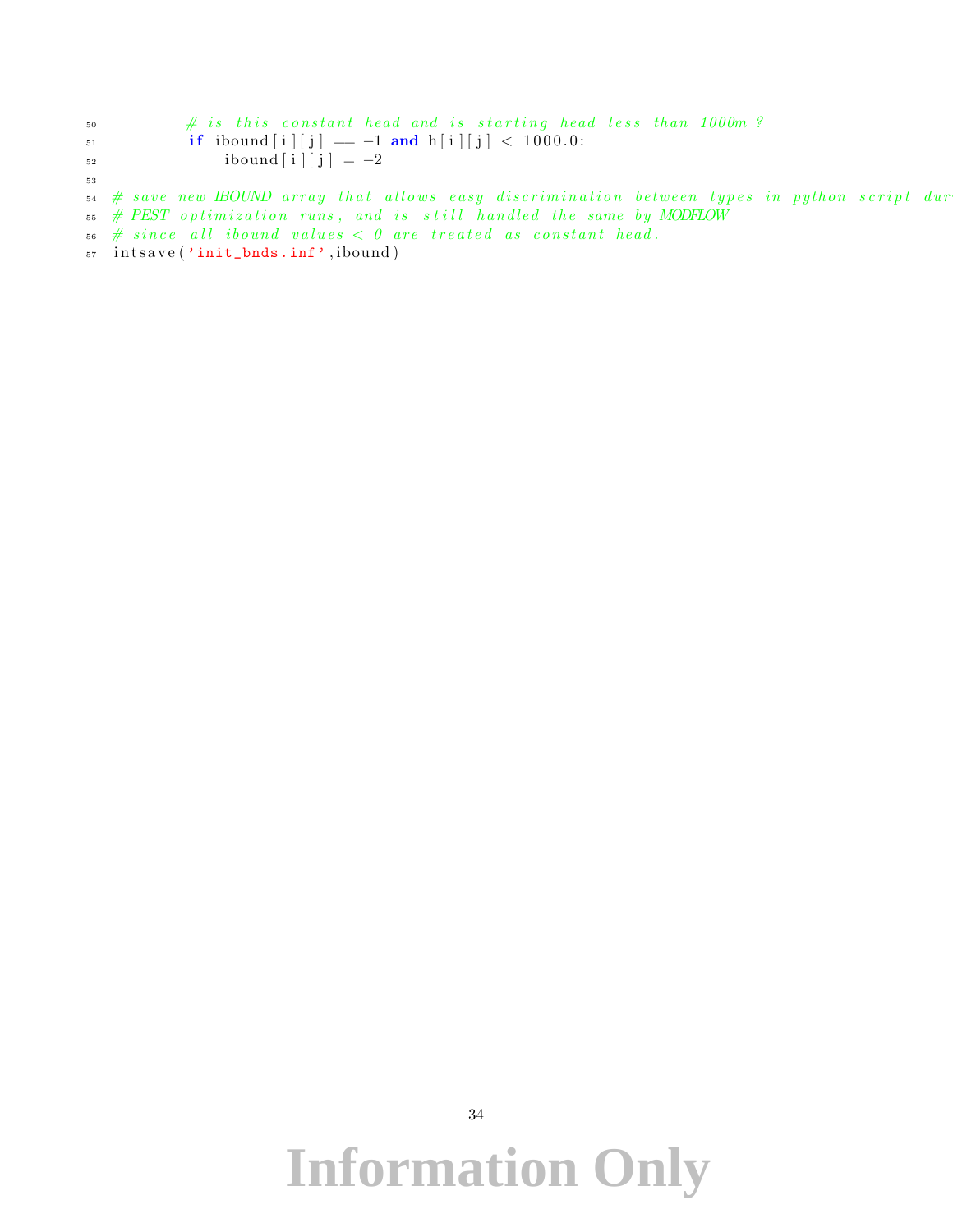```
50          # is this constant head and is starting head less than 1000m ?
51          if ibound[i][j] == -1 and h[i][j] < 1000.0:
52              ibound[i][j] = -2
53
54  # save new IBOUND array that allows easy discrimination between types in python script dur
55  # PEST optimization runs, and is still handled the same by MODFLOW
56  # since all ibound values < 0 are treated as constant head.
57  intsave('init_bnds.inf',ibound)
```

Information Only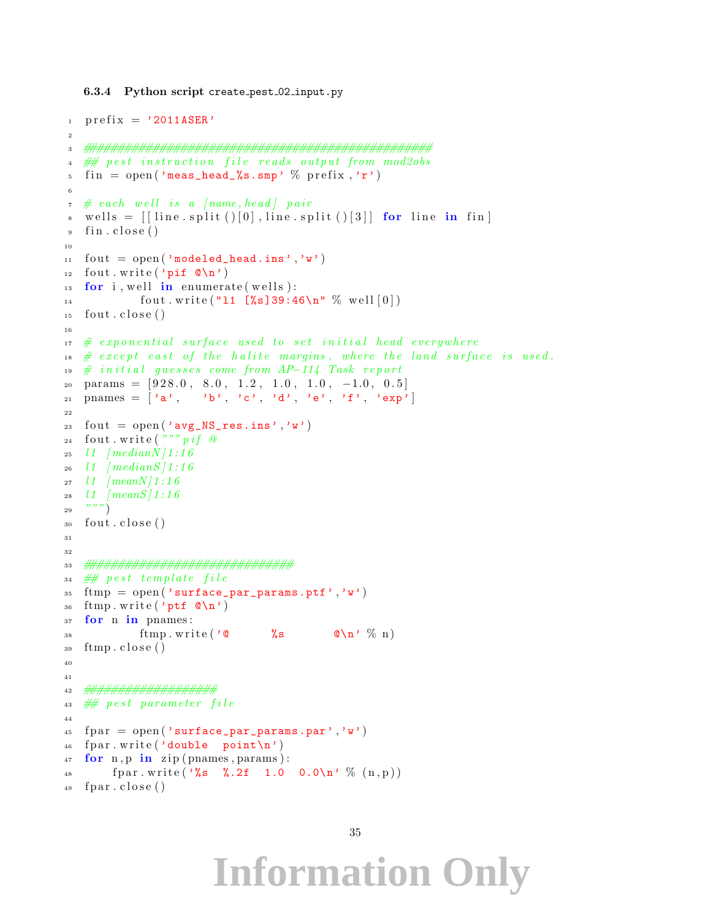### 6.3.4 Python script create_pest_02_input.py

```python
prefix = '2011ASER'

####################################################
## pest instruction file reads output from mod2obs
fin = open('meas_head_%s.smp' % prefix,'r')

# each well is a [name,head] pair
wells = [[line.split()[0],line.split()[3]] for line in fin]
fin.close()

fout = open('modeled_head.ins','w')
fout.write('pif @\n')
for i,well in enumerate(wells):
        fout.write("l1 [%s]39:46\n" % well[0])
fout.close()

# exponential surface used to set initial head everywhere
# except east of the halite margins, where the land surface is used.
# initial guesses come from AP-114 Task report
params = [928.0, 8.0, 1.2, 1.0, 1.0, -1.0, 0.5]
pnames = ['a',   'b', 'c', 'd', 'e', 'f', 'exp']

fout = open('avg_NS_res.ins','w')
fout.write("""pif @
l1 [medianN]1:16
l1 [medianS]1:16
l1 [meanN]1:16
l1 [meanS]1:16
""")
fout.close()


##############################
## pest template file
ftmp = open('surface_par_params.ptf','w')
ftmp.write('ptf @\n')
for n in pnames:
        ftmp.write('@      %s        @\n' % n)
ftmp.close()


##################
## pest parameter file

fpar = open('surface_par_params.par','w')
fpar.write('double  point\n')
for n,p in zip(pnames,params):
    fpar.write('%s  %.2f  1.0  0.0\n' % (n,p))
fpar.close()
```

**Information Only**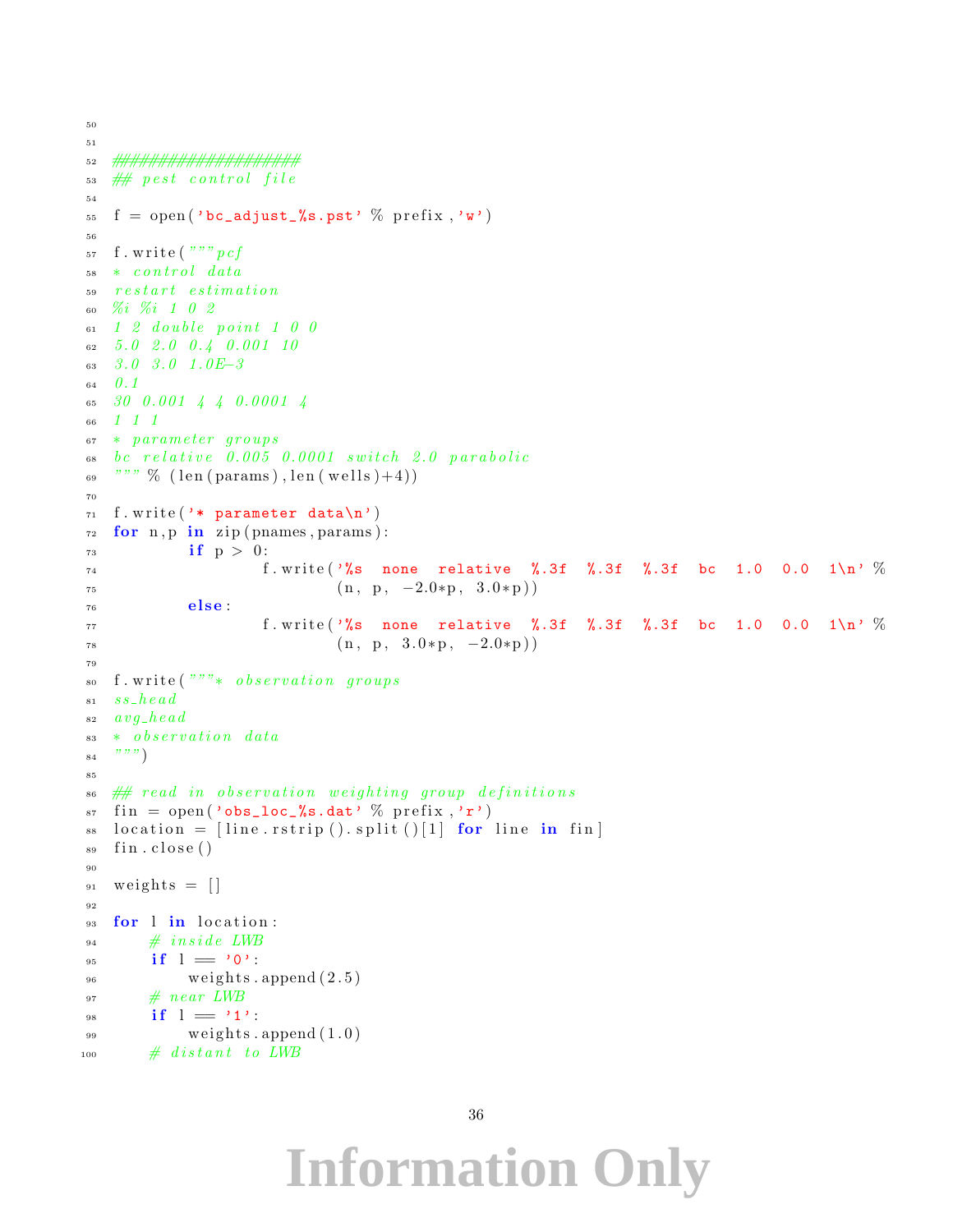```
50
51
52  ###################
53  ## pest control file
54
55  f = open('bc_adjust_%s.pst' % prefix,'w')
56
57  f.write("""pcf
58  * control data
59  restart estimation
60  %i %i 1 0 2
61  1 2 double point 1 0 0
62  5.0 2.0 0.4 0.001 10
63  3.0 3.0 1.0E-3
64  0.1
65  30 0.001 4 4 0.0001 4
66  1 1 1
67  * parameter groups
68  bc relative 0.005 0.0001 switch 2.0 parabolic
69  """ % (len(params),len(wells)+4))
70
71  f.write('* parameter data\n')
72  for n,p in zip(pnames,params):
73          if p > 0:
74                  f.write('%s  none  relative  %.3f  %.3f  %.3f  bc  1.0  0.0  1\n' %
75                          (n, p, -2.0*p, 3.0*p))
76          else:
77                  f.write('%s  none  relative  %.3f  %.3f  %.3f  bc  1.0  0.0  1\n' %
78                          (n, p, 3.0*p, -2.0*p))
79
80  f.write("""* observation groups
81  ss_head
82  avg_head
83  * observation data
84  """)
85
86  ## read in observation weighting group definitions
87  fin = open('obs_loc_%s.dat' % prefix,'r')
88  location = [line.rstrip().split()[1] for line in fin]
89  fin.close()
90
91  weights = []
92
93  for l in location:
94      # inside LWB
95      if l == '0':
96          weights.append(2.5)
97      # near LWB
98      if l == '1':
99          weights.append(1.0)
100     # distant to LWB
```

Information Only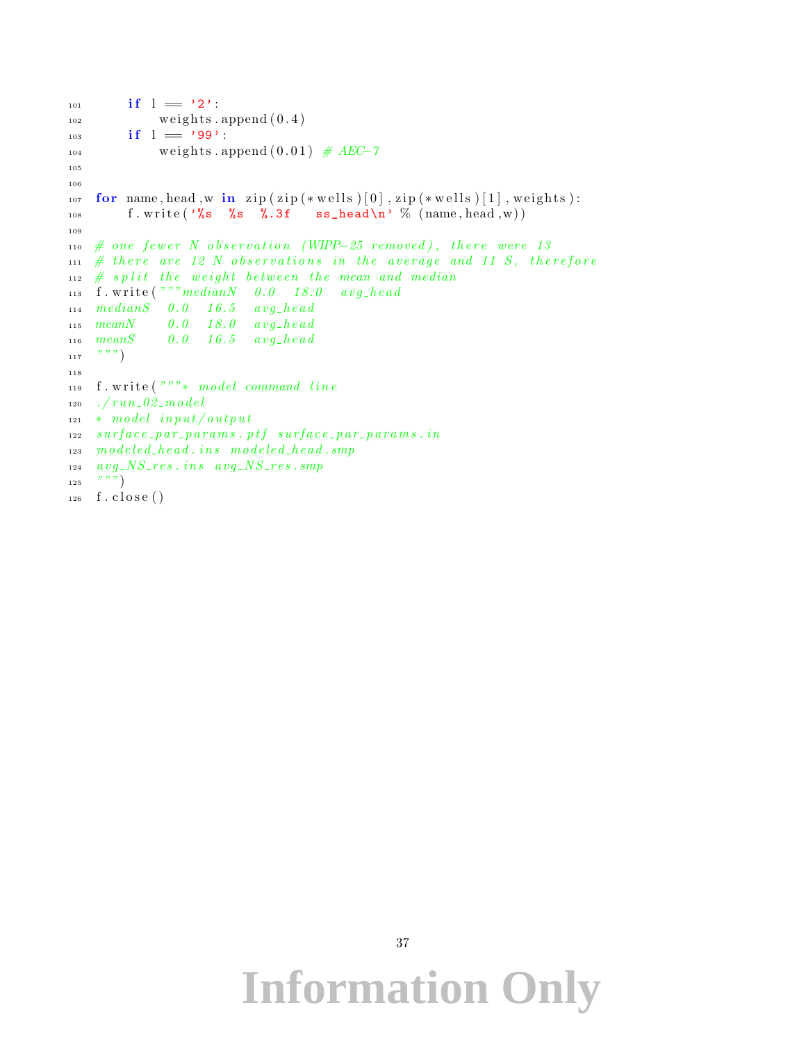```python
    if l == '2':
        weights.append(0.4)
    if l == '99':
        weights.append(0.01) # AEC-7


for name,head,w in zip(zip(*wells)[0],zip(*wells)[1],weights):
    f.write('%s  %s  %.3f   ss_head\n' % (name,head,w))

# one fewer N observation (WIPP-25 removed), there were 13
# there are 12 N observations in the average and 11 S, therefore
# split the weight between the mean and median
f.write("""medianN   0.0   18.0   avg_head
medianS   0.0   16.5   avg_head
meanN     0.0   18.0   avg_head
meanS     0.0   16.5   avg_head
""")

f.write("""* model command line
./run_02_model
* model input/output
surface_par_params.ptf surface_par_params.in
modeled_head.ins modeled_head.smp
avg_NS_res.ins avg_NS_res.smp
""")
f.close()
```

**Information Only**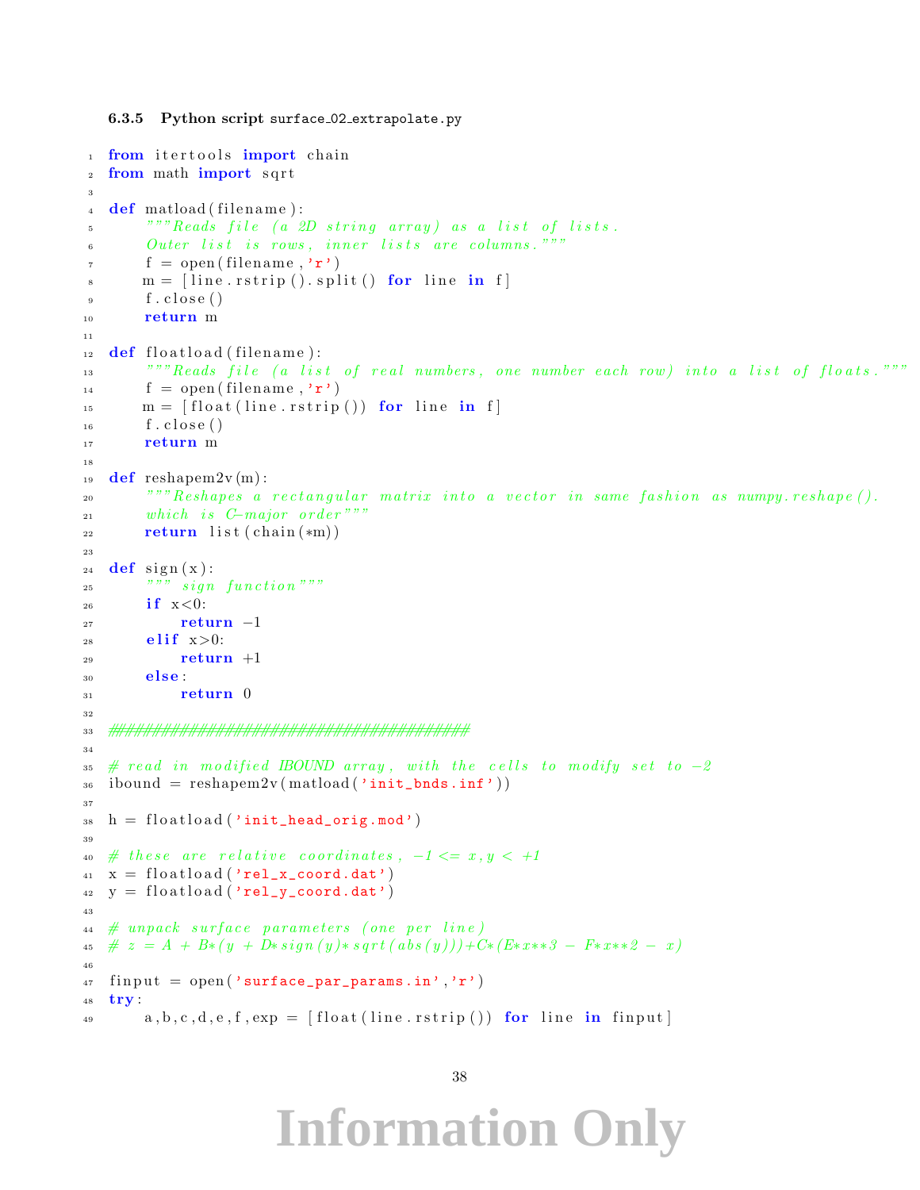### 6.3.5 Python script surface_02_extrapolate.py

```python
from itertools import chain
from math import sqrt

def matload(filename):
    """Reads file (a 2D string array) as a list of lists.
    Outer list is rows, inner lists are columns."""
    f = open(filename,'r')
    m = [line.rstrip().split() for line in f]
    f.close()
    return m

def floatload(filename):
    """Reads file (a list of real numbers, one number each row) into a list of floats."""
    f = open(filename,'r')
    m = [float(line.rstrip()) for line in f]
    f.close()
    return m

def reshapem2v(m):
    """Reshapes a rectangular matrix into a vector in same fashion as numpy.reshape().
    which is C-major order"""
    return list(chain(*m))

def sign(x):
    """ sign function"""
    if x<0:
        return -1
    elif x>0:
        return +1
    else:
        return 0

########################################

# read in modified IBOUND array, with the cells to modify set to -2
ibound = reshapem2v(matload('init_bnds.inf'))

h = floatload('init_head_orig.mod')

# these are relative coordinates, -1 <= x,y < +1
x = floatload('rel_x_coord.dat')
y = floatload('rel_y_coord.dat')

# unpack surface parameters (one per line)
# z = A + B*(y + D*sign(y)*sqrt(abs(y)))+C*(E*x**3 - F*x**2 - x)

finput = open('surface_par_params.in','r')
try:
    a,b,c,d,e,f,exp = [float(line.rstrip()) for line in finput]
```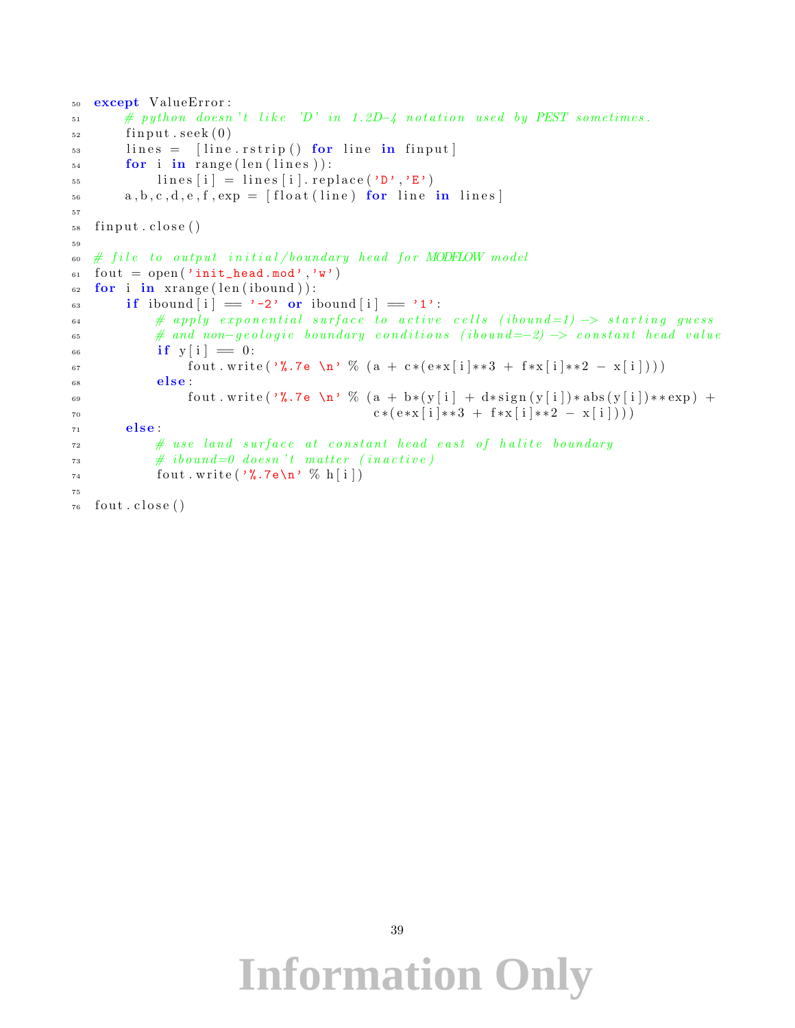```python
except ValueError:
    # python doesn't like 'D' in 1.2D-4 notation used by PEST sometimes.
    finput.seek(0)
    lines =  [line.rstrip() for line in finput]
    for i in range(len(lines)):
        lines[i] = lines[i].replace('D','E')
    a,b,c,d,e,f,exp = [float(line) for line in lines]

finput.close()

# file to output initial/boundary head for MODFLOW model
fout = open('init_head.mod','w')
for i in xrange(len(ibound)):
    if ibound[i] == '-2' or ibound[i] == '1':
        # apply exponential surface to active cells (ibound=1) -> starting guess
        # and non-geologic boundary conditions (ibound=-2) -> constant head value
        if y[i] == 0:
            fout.write('%.7e \n' % (a + c*(e*x[i]**3 + f*x[i]**2 - x[i])))
        else:
            fout.write('%.7e \n' % (a + b*(y[i] + d*sign(y[i])*abs(y[i])**exp) +
                                    c*(e*x[i]**3 + f*x[i]**2 - x[i])))
    else:
        # use land surface at constant head east of halite boundary
        # ibound=0 doesn't matter (inactive)
        fout.write('%.7e\n' % h[i])

fout.close()
```

Information Only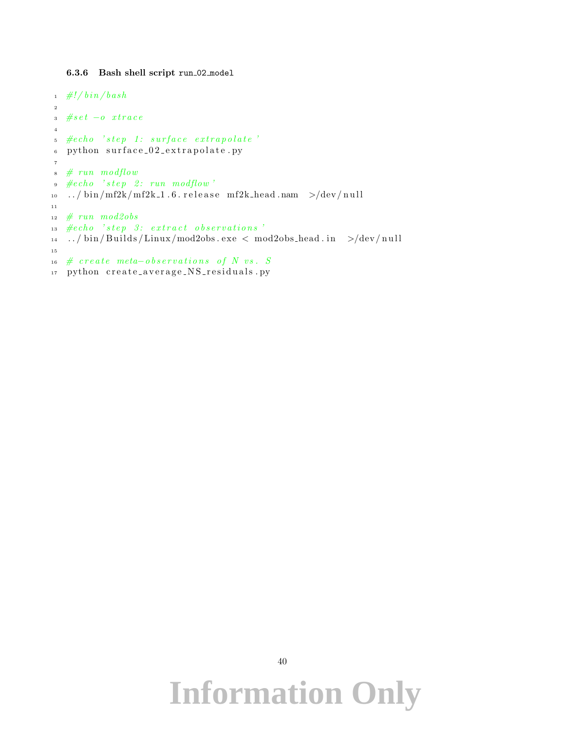#### 6.3.6 Bash shell script run_02_model

```
#!/bin/bash

#set -o xtrace

#echo 'step 1: surface extrapolate'
python surface_02_extrapolate.py

# run modflow
#echo 'step 2: run modflow'
../bin/mf2k/mf2k_1.6.release mf2k_head.nam  >/dev/null

# run mod2obs
#echo 'step 3: extract observations'
../bin/Builds/Linux/mod2obs.exe < mod2obs_head.in  >/dev/null

# create meta-observations of N vs. S
python create_average_NS_residuals.py
```

Information Only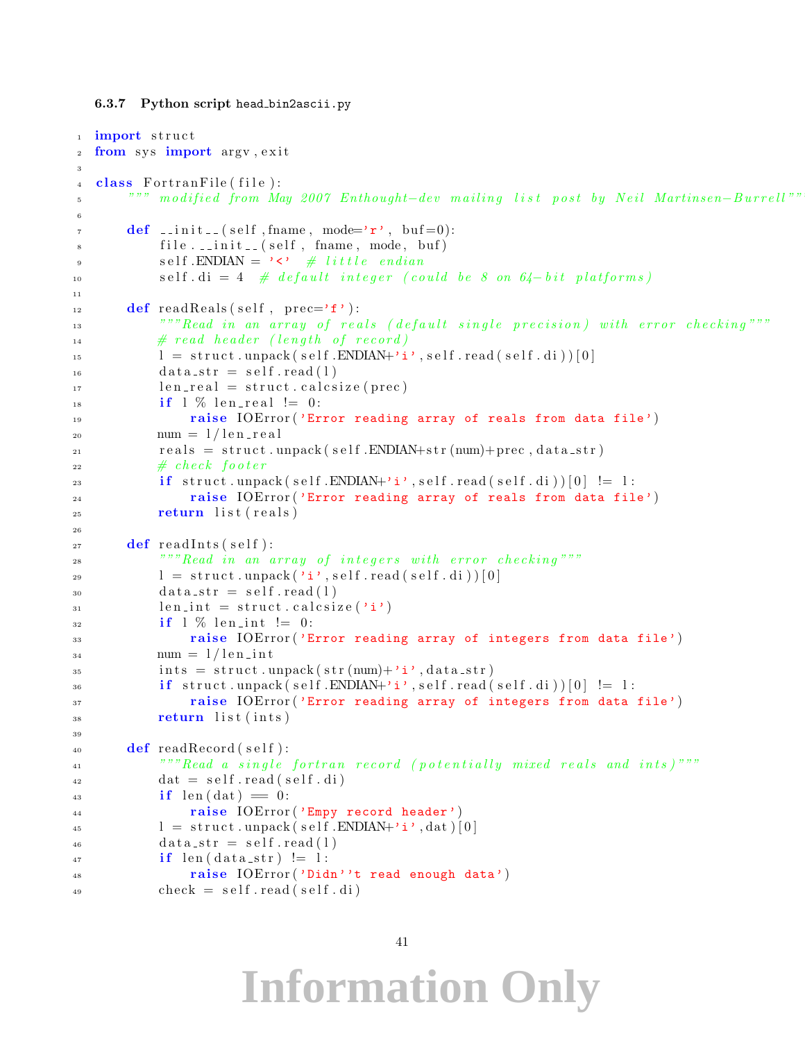### 6.3.7 Python script head_bin2ascii.py

```
import struct
from sys import argv,exit

class FortranFile(file):
    """ modified from May 2007 Enthought-dev mailing list post by Neil Martinsen-Burrell"""

    def __init__(self,fname, mode='r', buf=0):
        file.__init__(self, fname, mode, buf)
        self.ENDIAN = '<'  # little endian
        self.di = 4  # default integer (could be 8 on 64-bit platforms)

    def readReals(self, prec='f'):
        """Read in an array of reals (default single precision) with error checking"""
        # read header (length of record)
        l = struct.unpack(self.ENDIAN+'i',self.read(self.di))[0]
        data_str = self.read(l)
        len_real = struct.calcsize(prec)
        if l % len_real != 0:
            raise IOError('Error reading array of reals from data file')
        num = l/len_real
        reals = struct.unpack(self.ENDIAN+str(num)+prec,data_str)
        # check footer
        if struct.unpack(self.ENDIAN+'i',self.read(self.di))[0] != l:
            raise IOError('Error reading array of reals from data file')
        return list(reals)

    def readInts(self):
        """Read in an array of integers with error checking"""
        l = struct.unpack('i',self.read(self.di))[0]
        data_str = self.read(l)
        len_int = struct.calcsize('i')
        if l % len_int != 0:
            raise IOError('Error reading array of integers from data file')
        num = l/len_int
        ints = struct.unpack(str(num)+'i',data_str)
        if struct.unpack(self.ENDIAN+'i',self.read(self.di))[0] != l:
            raise IOError('Error reading array of integers from data file')
        return list(ints)

    def readRecord(self):
        """Read a single fortran record (potentially mixed reals and ints)"""
        dat = self.read(self.di)
        if len(dat) == 0:
            raise IOError('Empy record header')
        l = struct.unpack(self.ENDIAN+'i',dat)[0]
        data_str = self.read(l)
        if len(data_str) != l:
            raise IOError('Didn''t read enough data')
        check = self.read(self.di)
```

**Information Only**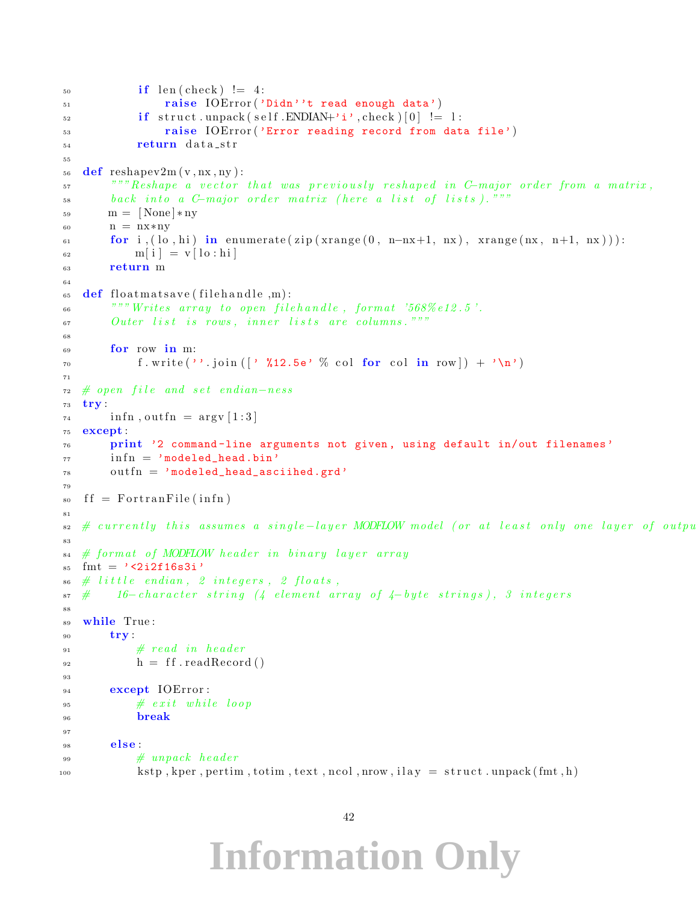```
        if len(check) != 4:
            raise IOError('Didn''t read enough data')
        if struct.unpack(self.ENDIAN+'i',check)[0] != l:
            raise IOError('Error reading record from data file')
        return data_str

def reshapev2m(v,nx,ny):
    """Reshape a vector that was previously reshaped in C-major order from a matrix,
    back into a C-major order matrix (here a list of lists)."""
    m = [None]*ny
    n = nx*ny
    for i,(lo,hi) in enumerate(zip(xrange(0, n-nx+1, nx), xrange(nx, n+1, nx))):
        m[i] = v[lo:hi]
    return m

def floatmatsave(filehandle,m):
    """Writes array to open filehandle, format '568%e12.5'.
    Outer list is rows, inner lists are columns."""

    for row in m:
        f.write(''.join([' %12.5e' % col for col in row]) + '\n')

# open file and set endian-ness
try:
    infn,outfn = argv[1:3]
except:
    print '2 command-line arguments not given, using default in/out filenames'
    infn = 'modeled_head.bin'
    outfn = 'modeled_head_asciihed.grd'

ff = FortranFile(infn)

# currently this assumes a single-layer MODFLOW model (or at least only one layer of outpu

# format of MODFLOW header in binary layer array
fmt = '<2i2f16s3i'
# little endian, 2 integers, 2 floats,
#    16-character string (4 element array of 4-byte strings), 3 integers

while True:
    try:
        # read in header
        h = ff.readRecord()

    except IOError:
        # exit while loop
        break

    else:
        # unpack header
        kstp,kper,pertim,totim,text,ncol,nrow,ilay = struct.unpack(fmt,h)
```

**Information Only**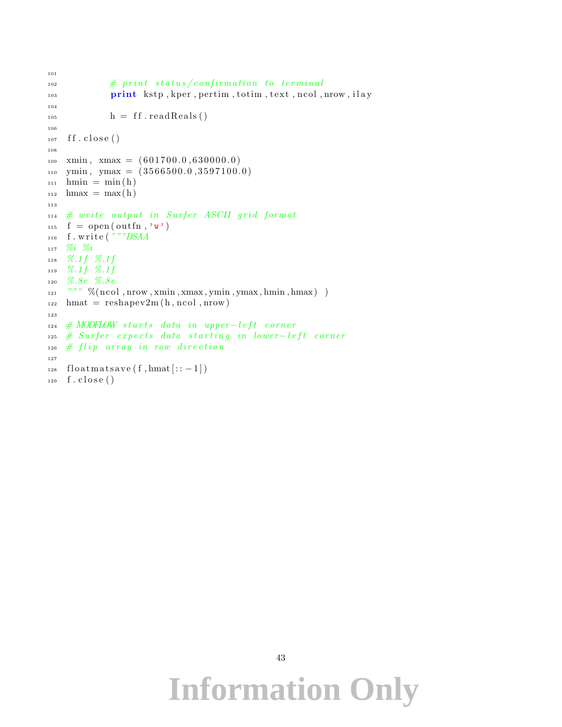```
101
102             # print status/confirmation to terminal
103             print kstp,kper,pertim,totim,text,ncol,nrow,ilay
104
105             h = ff.readReals()
106
107 ff.close()
108
109 xmin, xmax = (601700.0,630000.0)
110 ymin, ymax = (3566500.0,3597100.0)
111 hmin = min(h)
112 hmax = max(h)
113
114 # write output in Surfer ASCII grid format
115 f = open(outfn,'w')
116 f.write("""DSAA
117 %i %i
118 %.1f %.1f
119 %.1f %.1f
120 %.8e %.8e
121 """ %(ncol,nrow,xmin,xmax,ymin,ymax,hmin,hmax) )
122 hmat = reshapev2m(h,ncol,nrow)
123
124 # MODFLOW starts data in upper-left corner
125 # Surfer expects data starting in lower-left corner
126 # flip array in row direction
127
128 floatmatsave(f,hmat[::-1])
129 f.close()
```

Information Only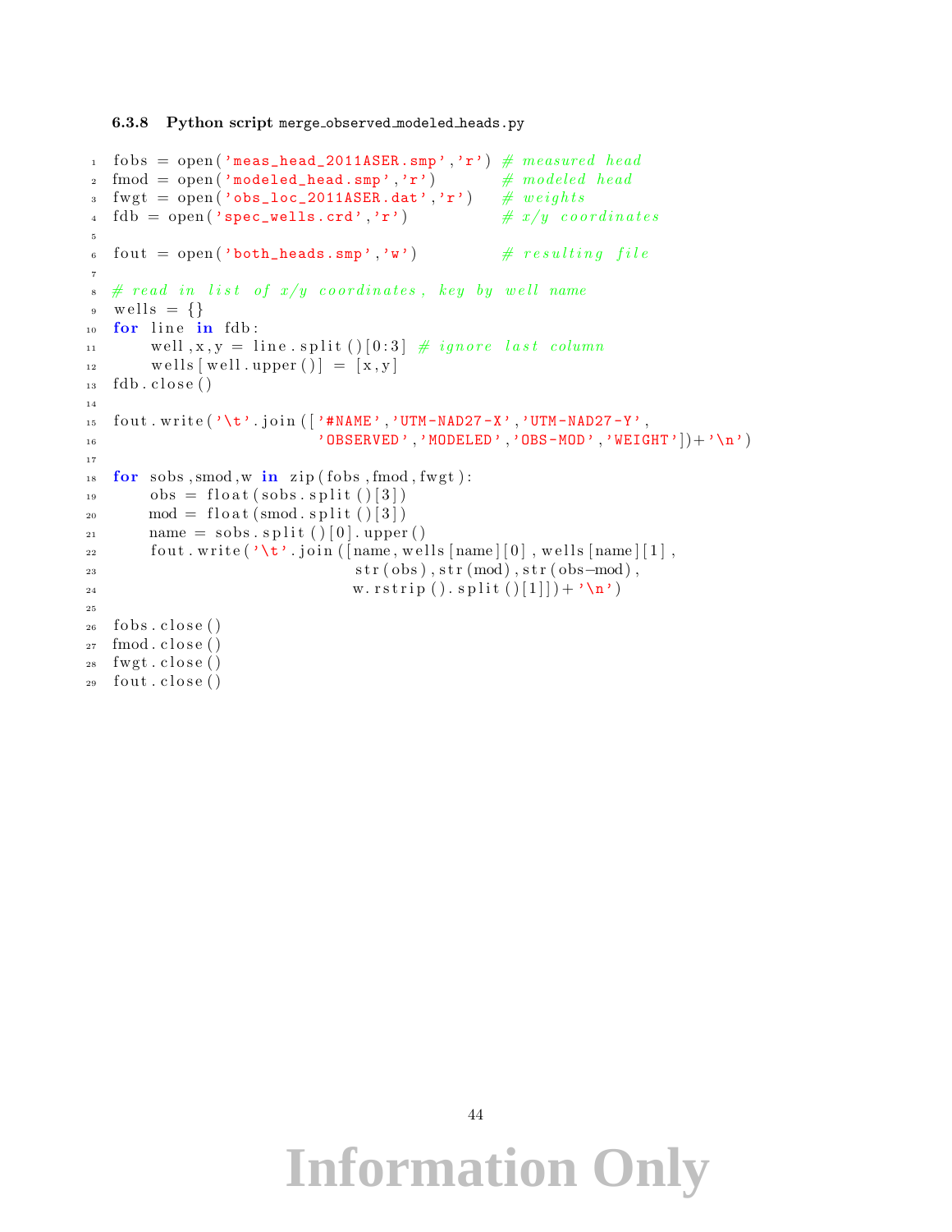### 6.3.8 Python script merge_observed_modeled_heads.py

```python
fobs = open('meas_head_2011ASER.smp','r') # measured head
fmod = open('modeled_head.smp','r')       # modeled head
fwgt = open('obs_loc_2011ASER.dat','r')   # weights
fdb = open('spec_wells.crd','r')          # x/y coordinates

fout = open('both_heads.smp','w')         # resulting file

# read in list of x/y coordinates, key by well name
wells = {}
for line in fdb:
    well,x,y = line.split()[0:3] # ignore last column
    wells[well.upper()] = [x,y]
fdb.close()

fout.write('\t'.join(['#NAME','UTM-NAD27-X','UTM-NAD27-Y',
                      'OBSERVED','MODELED','OBS-MOD','WEIGHT'])+'\n')

for sobs,smod,w in zip(fobs,fmod,fwgt):
    obs = float(sobs.split()[3])
    mod = float(smod.split()[3])
    name = sobs.split()[0].upper()
    fout.write('\t'.join([name,wells[name][0],wells[name][1],
                          str(obs),str(mod),str(obs-mod),
                          w.rstrip().split()[1]])+'\n')

fobs.close()
fmod.close()
fwgt.close()
fout.close()
```

Information Only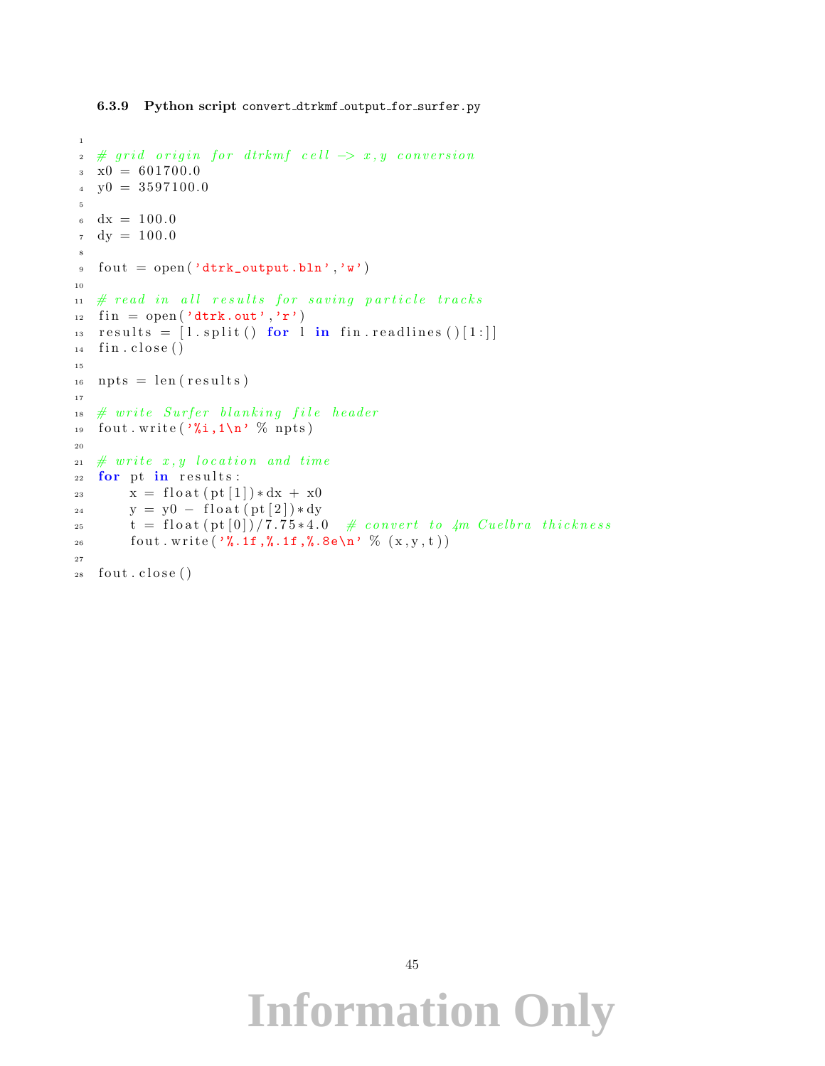### 6.3.9 Python script convert_dtrkmf_output_for_surfer.py

```python

# grid origin for dtrkmf cell -> x,y conversion
x0 = 601700.0
y0 = 3597100.0

dx = 100.0
dy = 100.0

fout = open('dtrk_output.bln','w')

# read in all results for saving particle tracks
fin = open('dtrk.out','r')
results = [l.split() for l in fin.readlines()[1:]]
fin.close()

npts = len(results)

# write Surfer blanking file header
fout.write('%i,1\n' % npts)

# write x,y location and time
for pt in results:
    x = float(pt[1])*dx + x0
    y = y0 - float(pt[2])*dy
    t = float(pt[0])/7.75*4.0  # convert to 4m Culebra thickness
    fout.write('%.1f,%.1f,%.8e\n' % (x,y,t))

fout.close()
```

**Information Only**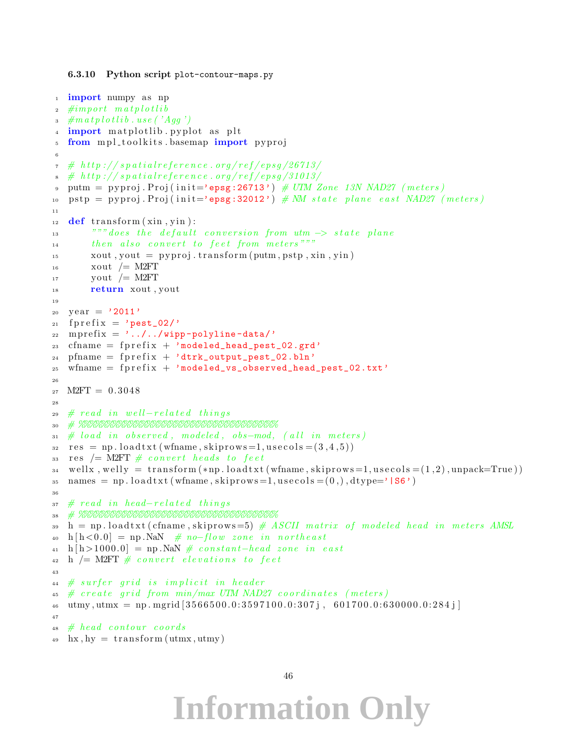### 6.3.10 Python script plot-contour-maps.py

```
import numpy as np
#import matplotlib
#matplotlib.use('Agg')
import matplotlib.pyplot as plt
from mpl_toolkits.basemap import pyproj

# http://spatialreference.org/ref/epsg/26713/
# http://spatialreference.org/ref/epsg/31013/
putm = pyproj.Proj(init='epsg:26713') # UTM Zone 13N NAD27 (meters)
pstp = pyproj.Proj(init='epsg:32012') # NM state plane east NAD27 (meters)

def transform(xin,yin):
    """does the default conversion from utm -> state plane
    then also convert to feet from meters"""
    xout,yout = pyproj.transform(putm,pstp,xin,yin)
    xout /= M2FT
    yout /= M2FT
    return xout,yout

year = '2011'
fprefix = 'pest_02/'
mprefix = '../../wipp-polyline-data/'
cfname = fprefix + 'modeled_head_pest_02.grd'
pfname = fprefix + 'dtrk_output_pest_02.bln'
wfname = fprefix + 'modeled_vs_observed_head_pest_02.txt'

M2FT = 0.3048

# read in well-related things
# %%%%%%%%%%%%%%%%%%%%%%%%%%%%%%%%%
# load in observed, modeled, (obs-mod, (all in meters)
res = np.loadtxt(wfname,skiprows=1,usecols=(3,4,5))
res /= M2FT # convert heads to feet
wellx,welly = transform(*np.loadtxt(wfname,skiprows=1,usecols=(1,2),unpack=True))
names = np.loadtxt(wfname,skiprows=1,usecols=(0,),dtype='|S6')

# read in head-related things
# %%%%%%%%%%%%%%%%%%%%%%%%%%%%%%%%%
h = np.loadtxt(cfname,skiprows=5) # ASCII matrix of modeled head in meters AMSL
h[h<0.0] = np.NaN  # no-flow zone in northeast
h[h>1000.0] = np.NaN # constant-head zone in east
h /= M2FT # convert elevations to feet

# surfer grid is implicit in header
# create grid from min/max UTM NAD27 coordinates (meters)
utmy,utmx = np.mgrid[3566500.0:3597100.0:307j, 601700.0:630000.0:284j]

# head contour coords
hx,hy = transform(utmx,utmy)
```

Information Only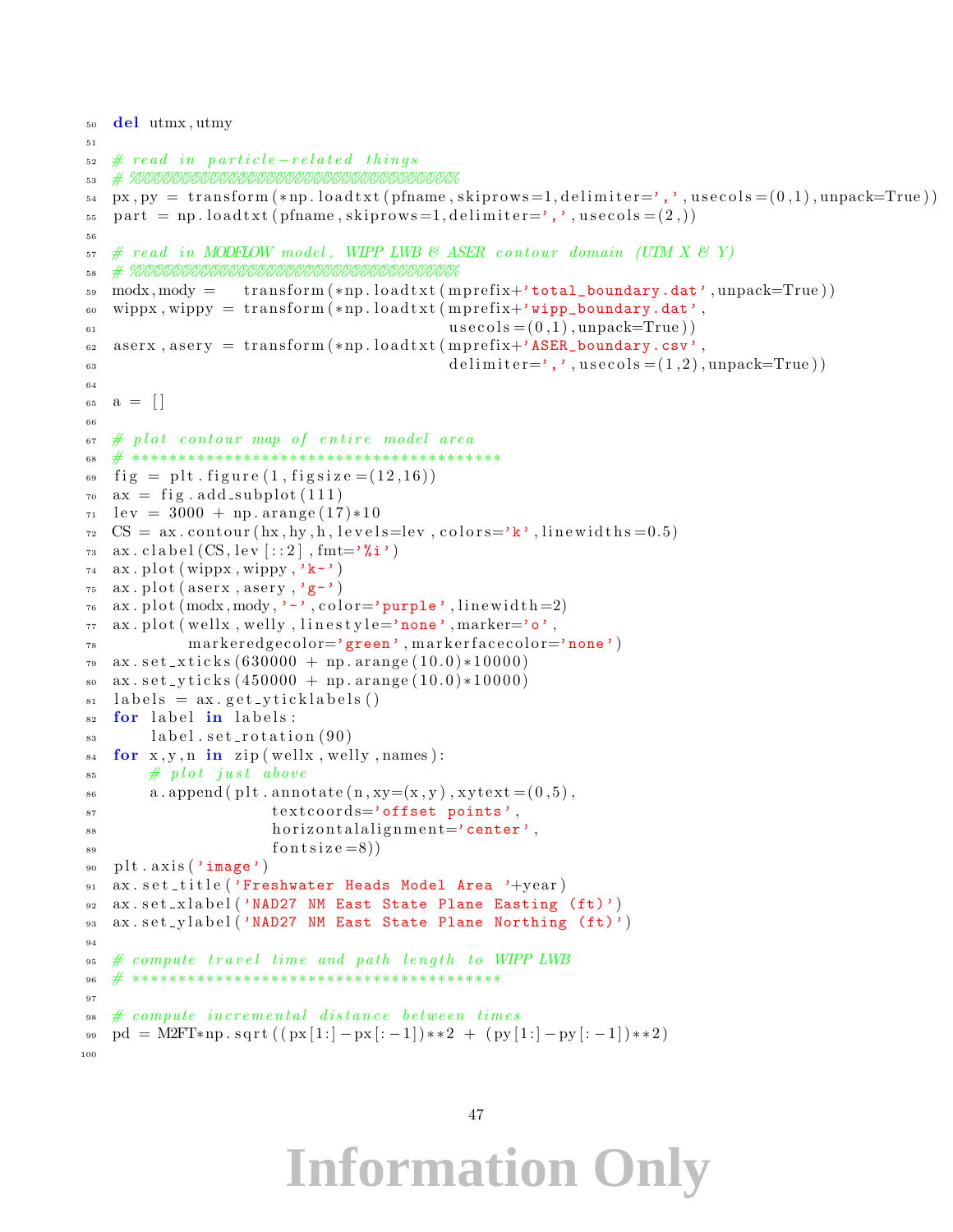```
50 del utmx,utmy
51
52 # read in particle-related things
53 # %%%%%%%%%%%%%%%%%%%%%%%%%%%%%%%%%%%%%%
54 px,py = transform(*np.loadtxt(pfname,skiprows=1,delimiter=',',usecols=(0,1),unpack=True))
55 part = np.loadtxt(pfname,skiprows=1,delimiter=',',usecols=(2,))
56
57 # read in MODFLOW model, WIPP LWB & ASER contour domain (UTM X & Y)
58 # %%%%%%%%%%%%%%%%%%%%%%%%%%%%%%%%%%%%%%
59 modx,mody =   transform(*np.loadtxt(mprefix+'total_boundary.dat',unpack=True))
60 wippx,wippy = transform(*np.loadtxt(mprefix+'wipp_boundary.dat',
61                                     usecols=(0,1),unpack=True))
62 aserx,asery = transform(*np.loadtxt(mprefix+'ASER_boundary.csv',
63                                     delimiter=',',usecols=(1,2),unpack=True))
64
65 a = []
66
67 # plot contour map of entire model area
68 # ****************************************
69 fig = plt.figure(1,figsize=(12,16))
70 ax = fig.add_subplot(111)
71 lev = 3000 + np.arange(17)*10
72 CS = ax.contour(hx,hy,h,levels=lev,colors='k',linewidths=0.5)
73 ax.clabel(CS,lev[::2],fmt='%i')
74 ax.plot(wippx,wippy,'k-')
75 ax.plot(aserx,asery,'g-')
76 ax.plot(modx,mody,'-',color='purple',linewidth=2)
77 ax.plot(wellx,welly,linestyle='none',marker='o',
78         markeredgecolor='green',markerfacecolor='none')
79 ax.set_xticks(630000 + np.arange(10.0)*10000)
80 ax.set_yticks(450000 + np.arange(10.0)*10000)
81 labels = ax.get_yticklabels()
82 for label in labels:
83     label.set_rotation(90)
84 for x,y,n in zip(wellx,welly,names):
85     # plot just above
86     a.append(plt.annotate(n,xy=(x,y),xytext=(0,5),
87                  textcoords='offset points',
88                  horizontalalignment='center',
89                  fontsize=8))
90 plt.axis('image')
91 ax.set_title('Freshwater Heads Model Area '+year)
92 ax.set_xlabel('NAD27 NM East State Plane Easting (ft)')
93 ax.set_ylabel('NAD27 NM East State Plane Northing (ft)')
94
95 # compute travel time and path length to WIPP LWB
96 # ****************************************
97
98 # compute incremental distance between times
99 pd = M2FT*np.sqrt((px[1:]-px[:-1])**2 + (py[1:]-py[:-1])**2)
100
```

Information Only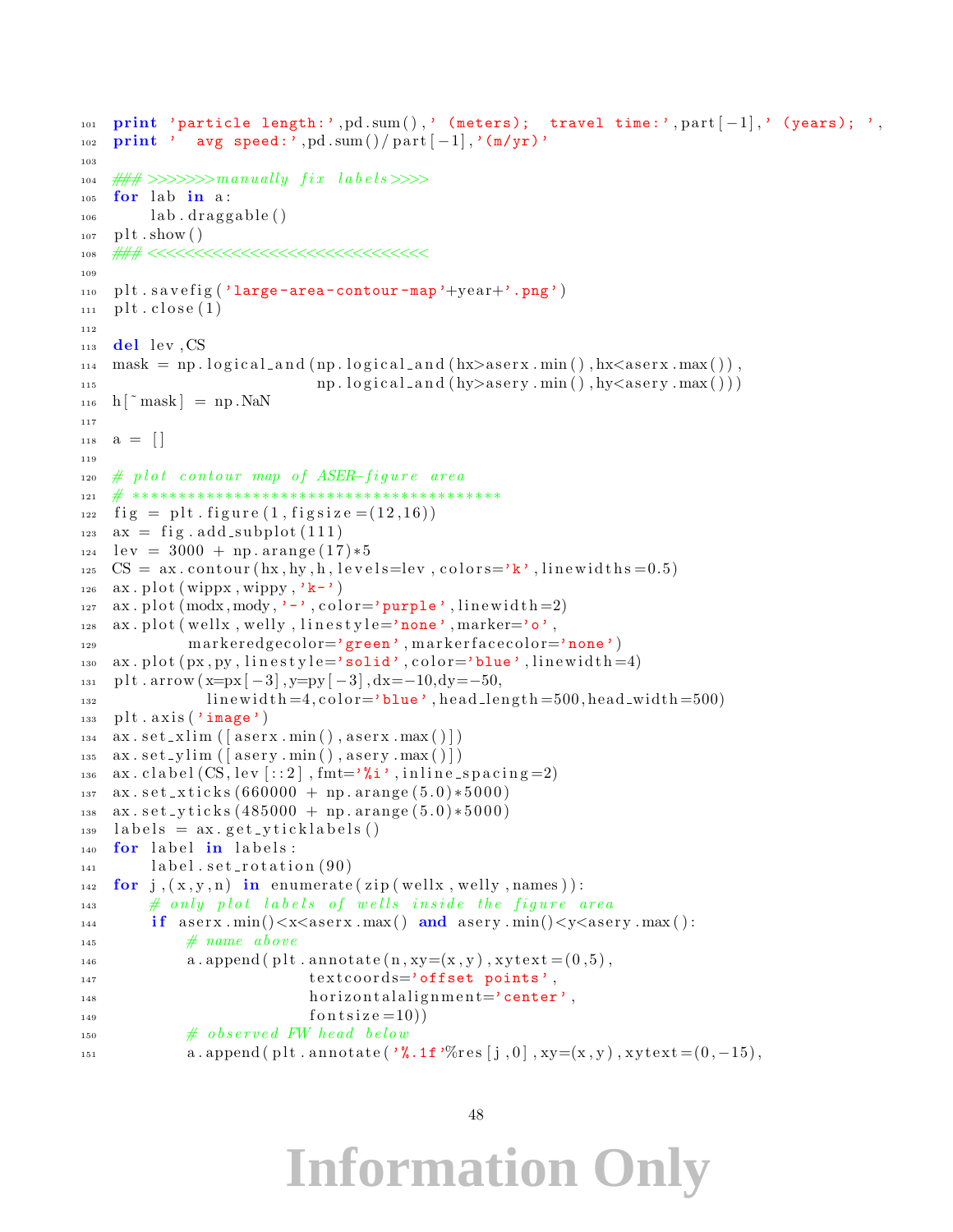```
101 print 'particle length:',pd.sum(),' (meters);  travel time:',part[-1],' (years); ',
102 print '  avg speed:',pd.sum()/part[-1],'(m/yr)'
103
104 ### >>>>>>>manually fix labels>>>>
105 for lab in a:
106     lab.draggable()
107 plt.show()
108 ### <<<<<<<<<<<<<<<<<<<<<<<<<<<<<<<
109
110 plt.savefig('large-area-contour-map'+year+'.png')
111 plt.close(1)
112
113 del lev,CS
114 mask = np.logical_and(np.logical_and(hx>aserx.min(),hx<aserx.max()),
115                       np.logical_and(hy>asery.min(),hy<asery.max()))
116 h[~mask] = np.NaN
117
118 a = []
119
120 # plot contour map of ASER-figure area
121 # ***************************************
122 fig = plt.figure(1,figsize=(12,16))
123 ax = fig.add_subplot(111)
124 lev = 3000 + np.arange(17)*5
125 CS = ax.contour(hx,hy,h,levels=lev,colors='k',linewidths=0.5)
126 ax.plot(wippx,wippy,'k-')
127 ax.plot(modx,mody,'-',color='purple',linewidth=2)
128 ax.plot(wellx,welly,linestyle='none',marker='o',
129         markeredgecolor='green',markerfacecolor='none')
130 ax.plot(px,py,linestyle='solid',color='blue',linewidth=4)
131 plt.arrow(x=px[-3],y=py[-3],dx=-10,dy=-50,
132           linewidth=4,color='blue',head_length=500,head_width=500)
133 plt.axis('image')
134 ax.set_xlim([aserx.min(),aserx.max()])
135 ax.set_ylim([asery.min(),asery.max()])
136 ax.clabel(CS,lev[::2],fmt='%i',inline_spacing=2)
137 ax.set_xticks(660000 + np.arange(5.0)*5000)
138 ax.set_yticks(485000 + np.arange(5.0)*5000)
139 labels = ax.get_yticklabels()
140 for label in labels:
141     label.set_rotation(90)
142 for j,(x,y,n) in enumerate(zip(wellx,welly,names)):
143     # only plot labels of wells inside the figure area
144     if aserx.min()<x<aserx.max() and asery.min()<y<asery.max():
145         # name above
146         a.append(plt.annotate(n,xy=(x,y),xytext=(0,5),
147                     textcoords='offset points',
148                     horizontalalignment='center',
149                     fontsize=10))
150         # observed FW head below
151         a.append(plt.annotate('%.1f'%res[j,0],xy=(x,y),xytext=(0,-15),
```

Information Only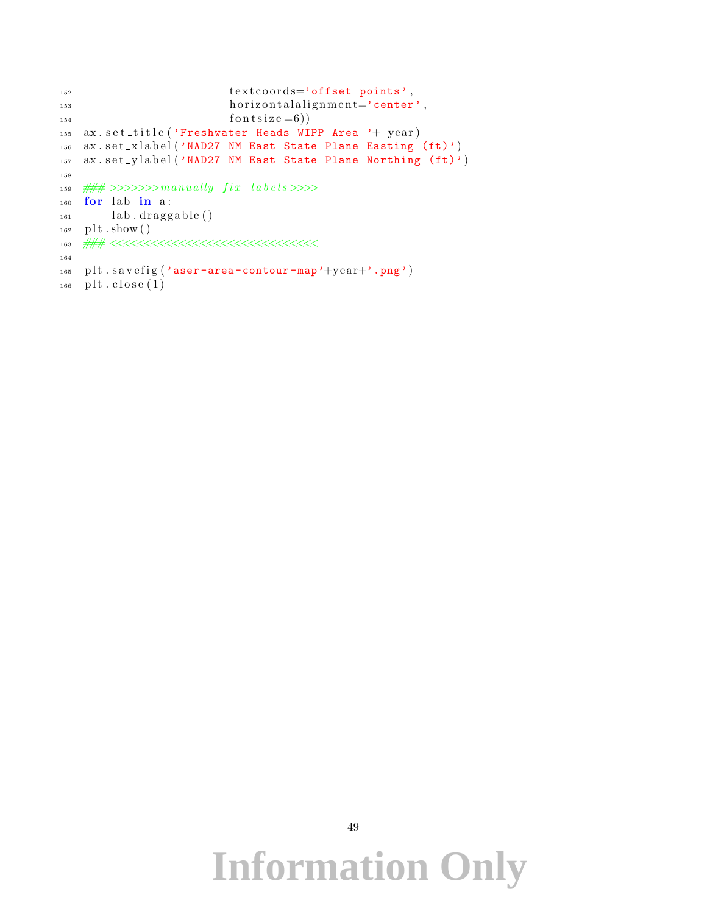```
                       textcoords='offset points',
                       horizontalalignment='center',
                       fontsize=6))
ax.set_title('Freshwater Heads WIPP Area '+ year)
ax.set_xlabel('NAD27 NM East State Plane Easting (ft)')
ax.set_ylabel('NAD27 NM East State Plane Northing (ft)')

### >>>>>>>manually fix labels>>>>
for lab in a:
    lab.draggable()
plt.show()
### <<<<<<<<<<<<<<<<<<<<<<<<<<<<<<

plt.savefig('aser-area-contour-map'+year+'.png')
plt.close(1)
```

Information Only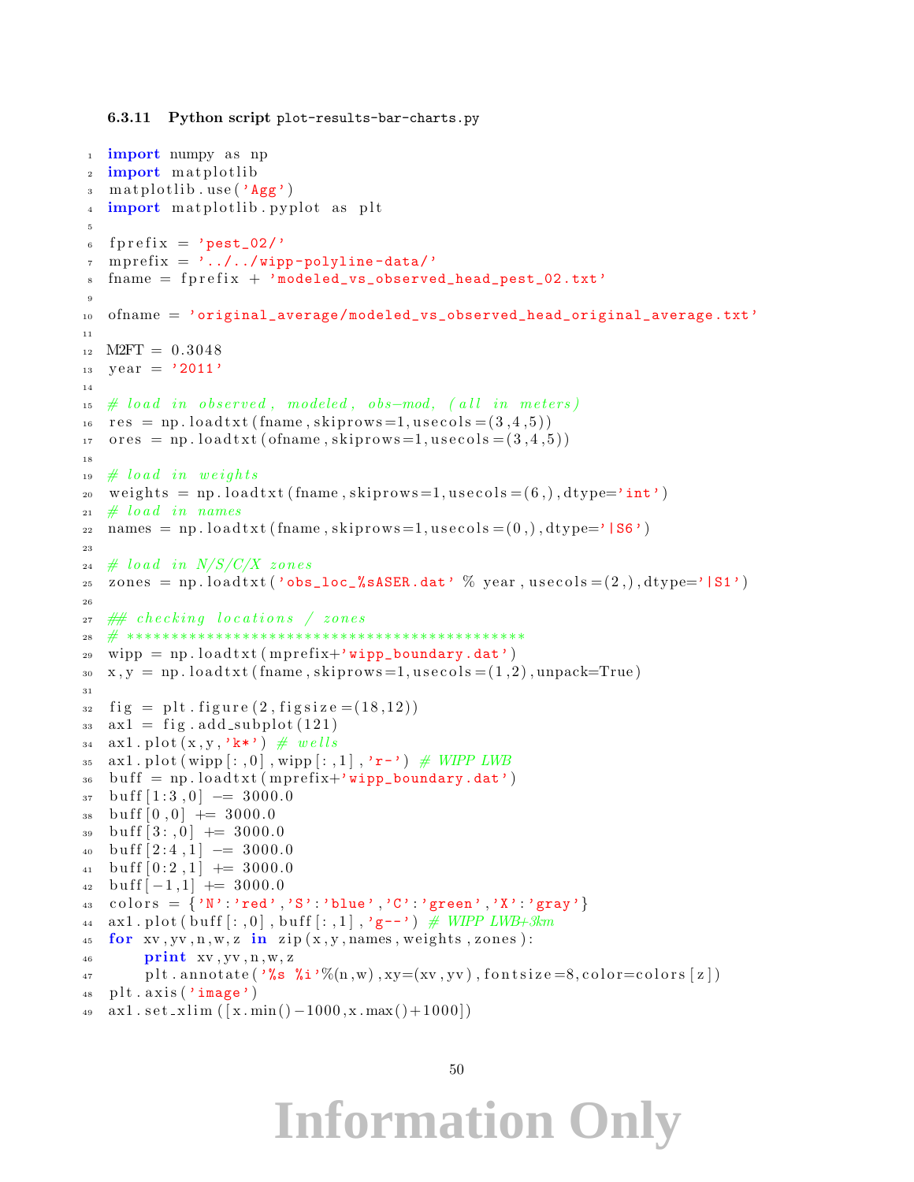### 6.3.11 Python script plot-results-bar-charts.py

```
import numpy as np
import matplotlib
matplotlib.use('Agg')
import matplotlib.pyplot as plt

fprefix = 'pest_02/'
mprefix = '../../wipp-polyline-data/'
fname = fprefix + 'modeled_vs_observed_head_pest_02.txt'

ofname = 'original_average/modeled_vs_observed_head_original_average.txt'

M2FT = 0.3048
year = '2011'

# load in observed, modeled, obs-mod, (all in meters)
res = np.loadtxt(fname,skiprows=1,usecols=(3,4,5))
ores = np.loadtxt(ofname,skiprows=1,usecols=(3,4,5))

# load in weights
weights = np.loadtxt(fname,skiprows=1,usecols=(6,),dtype='int')
# load in names
names = np.loadtxt(fname,skiprows=1,usecols=(0,),dtype='|S6')

# load in N/S/C/X zones
zones = np.loadtxt('obs_loc_%sASER.dat' % year,usecols=(2,),dtype='|S1')

## checking locations / zones
# ********************************************
wipp = np.loadtxt(mprefix+'wipp_boundary.dat')
x,y = np.loadtxt(fname,skiprows=1,usecols=(1,2),unpack=True)

fig = plt.figure(2,figsize=(18,12))
ax1 = fig.add_subplot(121)
ax1.plot(x,y,'k*') # wells
ax1.plot(wipp[:,0],wipp[:,1],'r-') # WIPP LWB
buff = np.loadtxt(mprefix+'wipp_boundary.dat')
buff[1:3,0] -= 3000.0
buff[0,0] += 3000.0
buff[3:,0] += 3000.0
buff[2:4,1] -= 3000.0
buff[0:2,1] += 3000.0
buff[-1,1] += 3000.0
colors = {'N':'red','S':'blue','C':'green','X':'gray'}
ax1.plot(buff[:,0],buff[:,1],'g--') # WIPP LWB+3km
for xv,yv,n,w,z in zip(x,y,names,weights,zones):
    print xv,yv,n,w,z
    plt.annotate('%s %i'%(n,w),xy=(xv,yv),fontsize=8,color=colors[z])
plt.axis('image')
ax1.set_xlim([x.min()-1000,x.max()+1000])
```

Information Only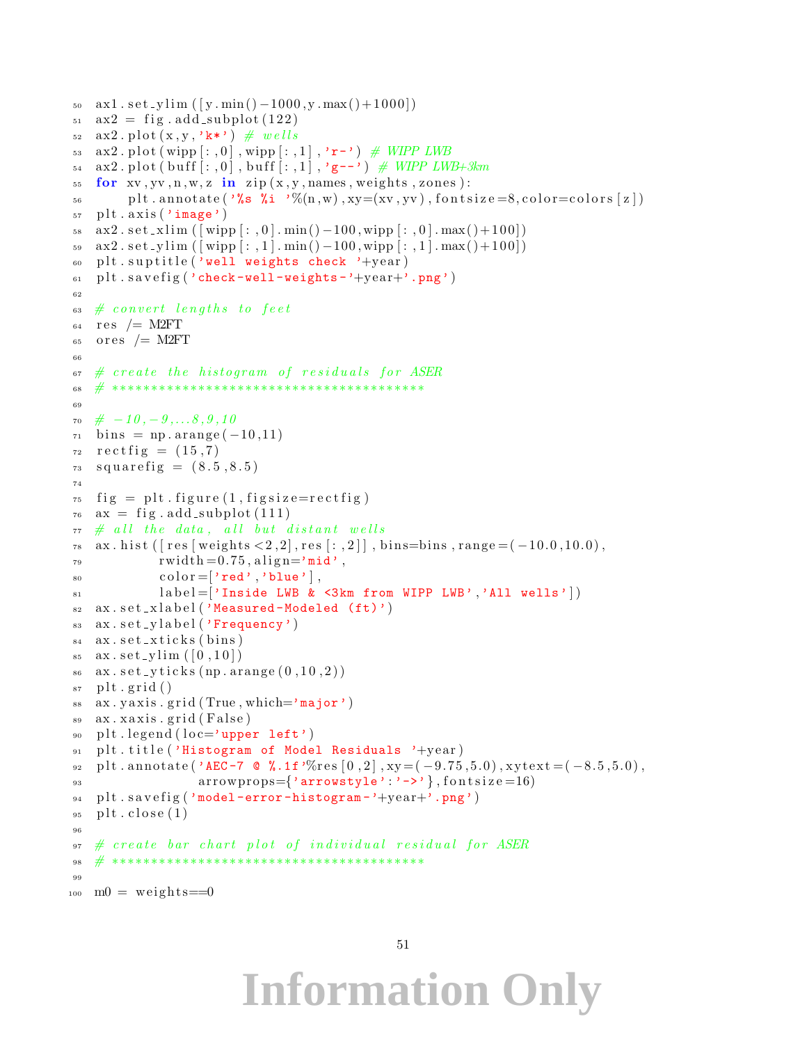```
ax1.set_ylim([y.min()-1000,y.max()+1000])
ax2 = fig.add_subplot(122)
ax2.plot(x,y,'k*') # wells
ax2.plot(wipp[:,0],wipp[:,1],'r-') # WIPP LWB
ax2.plot(buff[:,0],buff[:,1],'g--') # WIPP LWB+3km
for xv,yv,n,w,z in zip(x,y,names,weights,zones):
    plt.annotate('%s %i '%(n,w),xy=(xv,yv),fontsize=8,color=colors[z])
plt.axis('image')
ax2.set_xlim([wipp[:,0].min()-100,wipp[:,0].max()+100])
ax2.set_ylim([wipp[:,1].min()-100,wipp[:,1].max()+100])
plt.suptitle('well weights check '+year)
plt.savefig('check-well-weights-'+year+'.png')

# convert lengths to feet
res /= M2FT
ores /= M2FT

# create the histogram of residuals for ASER
# ****************************************

# -10,-9,...8,9,10
bins = np.arange(-10,11)
rectfig = (15,7)
squarefig = (8.5,8.5)

fig = plt.figure(1,figsize=rectfig)
ax = fig.add_subplot(111)
# all the data, all but distant wells
ax.hist([res[weights<2,2],res[:,2]],bins=bins,range=(-10.0,10.0),
        rwidth=0.75,align='mid',
        color=['red','blue'],
        label=['Inside LWB & <3km from WIPP LWB','All wells'])
ax.set_xlabel('Measured-Modeled (ft)')
ax.set_ylabel('Frequency')
ax.set_xticks(bins)
ax.set_ylim([0,10])
ax.set_yticks(np.arange(0,10,2))
plt.grid()
ax.yaxis.grid(True,which='major')
ax.xaxis.grid(False)
plt.legend(loc='upper left')
plt.title('Histogram of Model Residuals '+year)
plt.annotate('AEC-7 @ %.1f'%res[0,2],xy=(-9.75,5.0),xytext=(-8.5,5.0),
             arrowprops={'arrowstyle':'->'},fontsize=16)
plt.savefig('model-error-histogram-'+year+'.png')
plt.close(1)

# create bar chart plot of individual residual for ASER
# ****************************************

m0 = weights==0
```

Information Only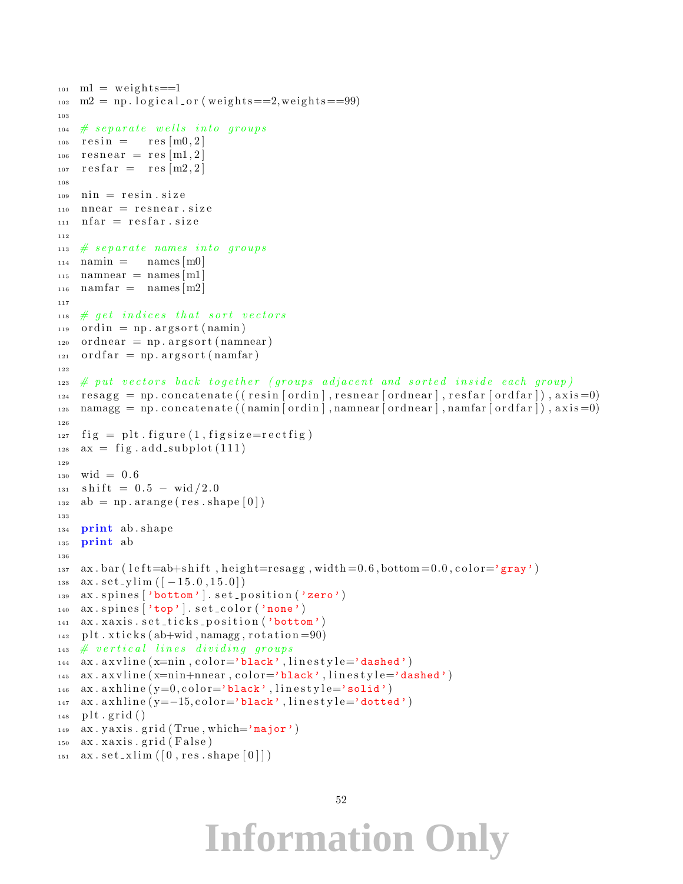```
m1 = weights==1
m2 = np.logical_or(weights==2,weights==99)

# separate wells into groups
resin =   res[m0,2]
resnear = res[m1,2]
resfar =  res[m2,2]

nin = resin.size
nnear = resnear.size
nfar = resfar.size

# separate names into groups
namin =   names[m0]
namnear = names[m1]
namfar =  names[m2]

# get indices that sort vectors
ordin = np.argsort(namin)
ordnear = np.argsort(namnear)
ordfar = np.argsort(namfar)

# put vectors back together (groups adjacent and sorted inside each group)
resagg = np.concatenate((resin[ordin],resnear[ordnear],resfar[ordfar]),axis=0)
namagg = np.concatenate((namin[ordin],namnear[ordnear],namfar[ordfar]),axis=0)

fig = plt.figure(1,figsize=rectfig)
ax = fig.add_subplot(111)

wid = 0.6
shift = 0.5 - wid/2.0
ab = np.arange(res.shape[0])

print ab.shape
print ab

ax.bar(left=ab+shift,height=resagg,width=0.6,bottom=0.0,color='gray')
ax.set_ylim([-15.0,15.0])
ax.spines['bottom'].set_position('zero')
ax.spines['top'].set_color('none')
ax.xaxis.set_ticks_position('bottom')
plt.xticks(ab+wid,namagg,rotation=90)
# vertical lines dividing groups
ax.axvline(x=nin,color='black',linestyle='dashed')
ax.axvline(x=nin+nnear,color='black',linestyle='dashed')
ax.axhline(y=0,color='black',linestyle='solid')
ax.axhline(y=-15,color='black',linestyle='dotted')
plt.grid()
ax.yaxis.grid(True,which='major')
ax.xaxis.grid(False)
ax.set_xlim([0,res.shape[0]])
```

Information Only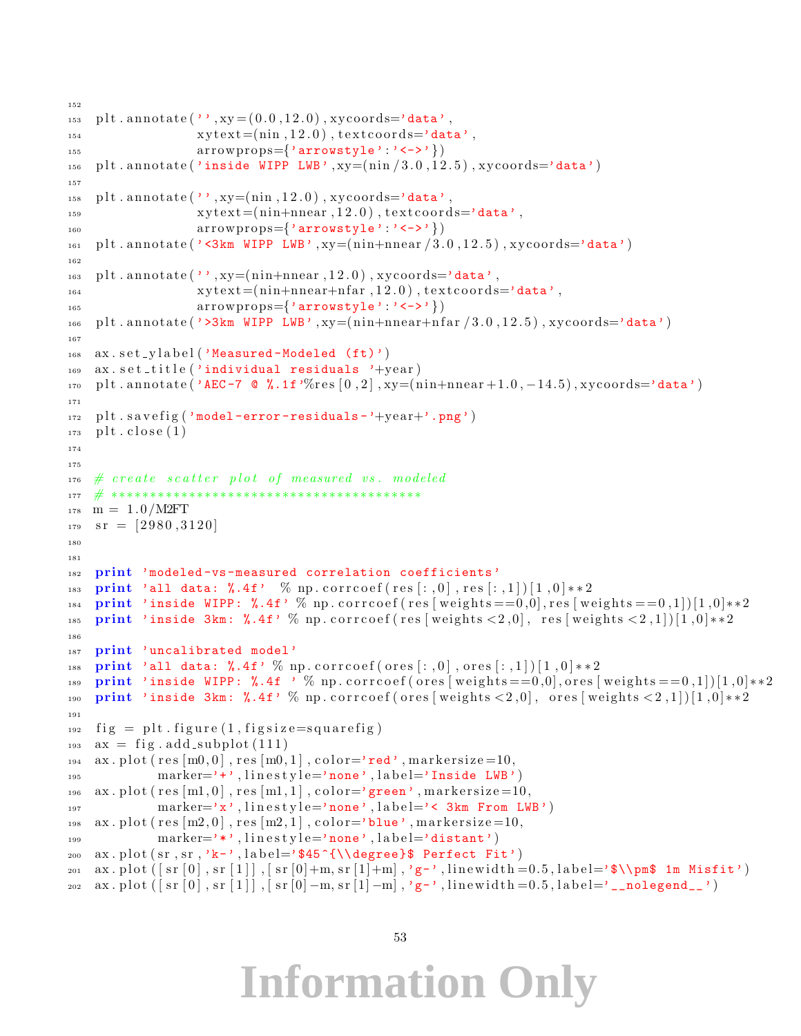```
plt.annotate('',xy=(0.0,12.0),xycoords='data',
             xytext=(nin,12.0),textcoords='data',
             arrowprops={'arrowstyle':'<->'})
plt.annotate('inside WIPP LWB',xy=(nin/3.0,12.5),xycoords='data')

plt.annotate('',xy=(nin,12.0),xycoords='data',
             xytext=(nin+nnear,12.0),textcoords='data',
             arrowprops={'arrowstyle':'<->'})
plt.annotate('<3km WIPP LWB',xy=(nin+nnear/3.0,12.5),xycoords='data')

plt.annotate('',xy=(nin+nnear,12.0),xycoords='data',
             xytext=(nin+nnear+nfar,12.0),textcoords='data',
             arrowprops={'arrowstyle':'<->'})
plt.annotate('>3km WIPP LWB',xy=(nin+nnear+nfar/3.0,12.5),xycoords='data')

ax.set_ylabel('Measured-Modeled (ft)')
ax.set_title('individual residuals '+year)
plt.annotate('AEC-7 @ %.1f'%res[0,2],xy=(nin+nnear+1.0,-14.5),xycoords='data')

plt.savefig('model-error-residuals-'+year+'.png')
plt.close(1)


# create scatter plot of measured vs. modeled
# ****************************************
m = 1.0/M2FT
sr = [2980,3120]


print 'modeled-vs-measured correlation coefficients'
print 'all data: %.4f'  % np.corrcoef(res[:,0],res[:,1])[1,0]**2
print 'inside WIPP: %.4f' % np.corrcoef(res[weights==0,0],res[weights==0,1])[1,0]**2
print 'inside 3km: %.4f' % np.corrcoef(res[weights<2,0], res[weights<2,1])[1,0]**2

print 'uncalibrated model'
print 'all data: %.4f' % np.corrcoef(ores[:,0],ores[:,1])[1,0]**2
print 'inside WIPP: %.4f ' % np.corrcoef(ores[weights==0,0],ores[weights==0,1])[1,0]**2
print 'inside 3km: %.4f' % np.corrcoef(ores[weights<2,0], ores[weights<2,1])[1,0]**2

fig = plt.figure(1,figsize=squarefig)
ax = fig.add_subplot(111)
ax.plot(res[m0,0],res[m0,1],color='red',markersize=10,
        marker='+',linestyle='none',label='Inside LWB')
ax.plot(res[m1,0],res[m1,1],color='green',markersize=10,
        marker='x',linestyle='none',label='< 3km From LWB')
ax.plot(res[m2,0],res[m2,1],color='blue',markersize=10,
        marker='*',linestyle='none',label='distant')
ax.plot(sr,sr,'k-',label='$45^{\\degree}$ Perfect Fit')
ax.plot([sr[0],sr[1]],[sr[0]+m,sr[1]+m],'g-',linewidth=0.5,label='$\\pm$ 1m Misfit')
ax.plot([sr[0],sr[1]],[sr[0]-m,sr[1]-m],'g-',linewidth=0.5,label='__nolegend__')
```

Information Only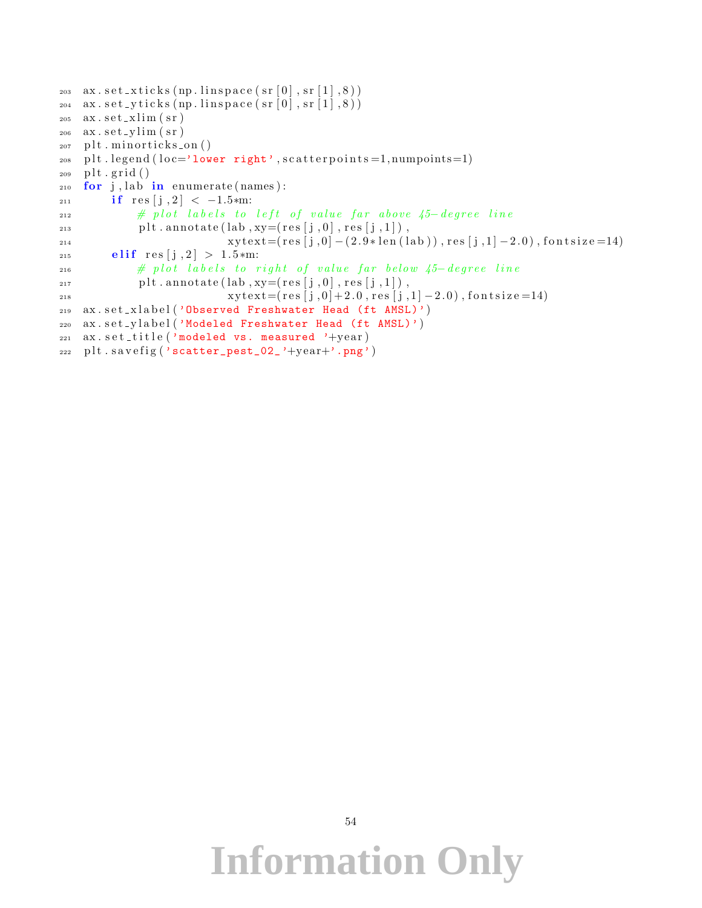```
203 ax.set_xticks(np.linspace(sr[0],sr[1],8))
204 ax.set_yticks(np.linspace(sr[0],sr[1],8))
205 ax.set_xlim(sr)
206 ax.set_ylim(sr)
207 plt.minorticks_on()
208 plt.legend(loc='lower right',scatterpoints=1,numpoints=1)
209 plt.grid()
210 for j,lab in enumerate(names):
211     if res[j,2] < -1.5*m:
212         # plot labels to left of value far above 45-degree line
213         plt.annotate(lab,xy=(res[j,0],res[j,1]),
214                      xytext=(res[j,0]-(2.9*len(lab)),res[j,1]-2.0),fontsize=14)
215     elif res[j,2] > 1.5*m:
216         # plot labels to right of value far below 45-degree line
217         plt.annotate(lab,xy=(res[j,0],res[j,1]),
218                      xytext=(res[j,0]+2.0,res[j,1]-2.0),fontsize=14)
219 ax.set_xlabel('Observed Freshwater Head (ft AMSL)')
220 ax.set_ylabel('Modeled Freshwater Head (ft AMSL)')
221 ax.set_title('modeled vs. measured '+year)
222 plt.savefig('scatter_pest_02_'+year+'.png')
```

Information Only